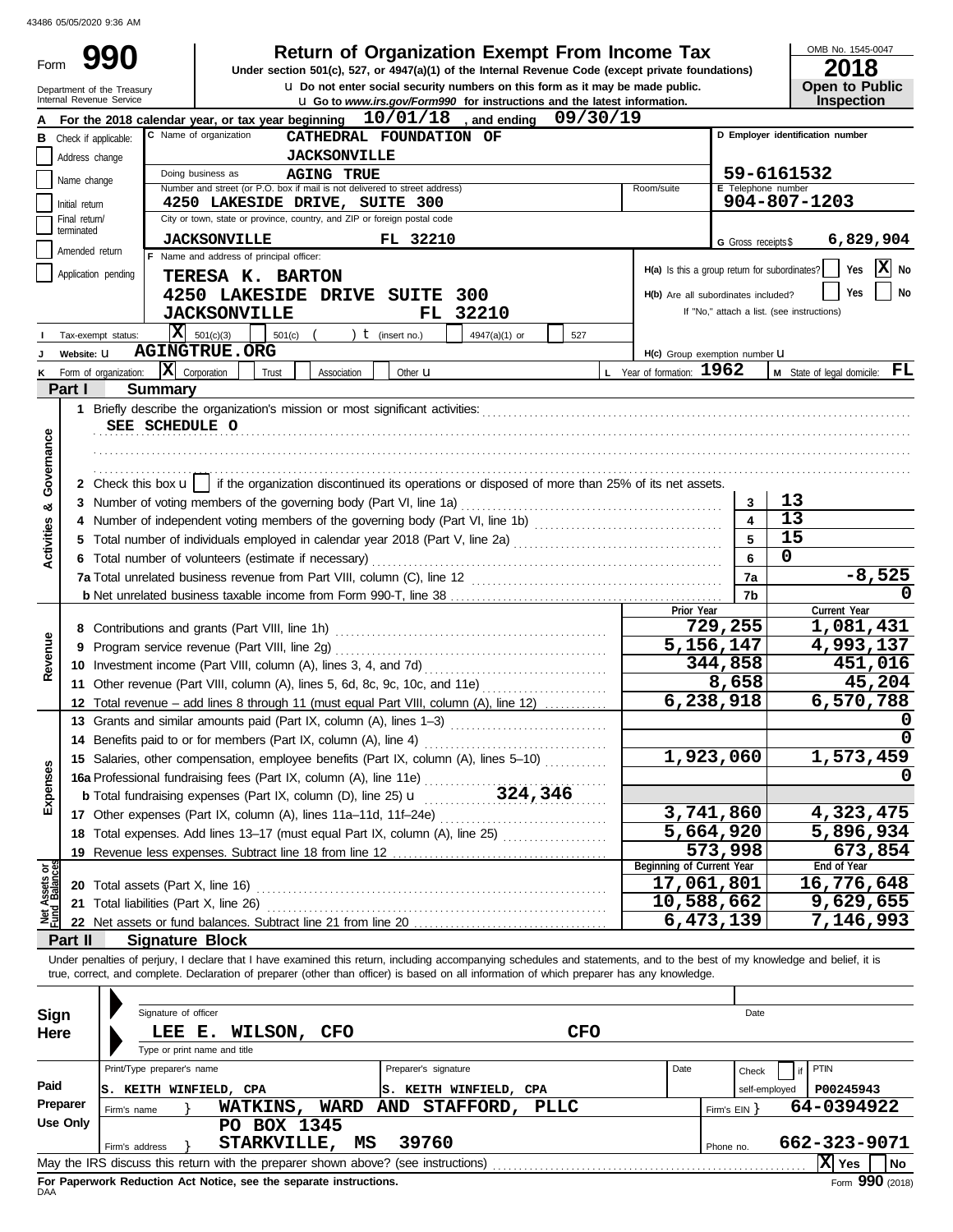43486 05/05/2020 9:36 AM

# Form 990 — Return of Organization Exempt From Income Tax

**Under section 501(c), 527, or 4947(a)(1) of the Internal Revenue Code (except private foundations)**

u Do not enter social security numbers on this form as it may be made public.

u Go to *www.irs.gov/Form990* for instructions and the latest information.

Department of the Treasury
Internal Revenue Service

OMB No. 1545-0047

**2018**

**Open to Public Inspection**

**A** For the 2018 calendar year, or tax year beginning **10/01/18**, and ending **09/30/19**

**B** Check if applicable: Address change, Name change, Initial return, Final return/terminated, Amended return, Application pending

**C** Name of organization: **CATHEDRAL FOUNDATION OF JACKSONVILLE**

Doing business as: **AGING TRUE**

Number and street (or P.O. box if mail is not delivered to street address): **4250 LAKESIDE DRIVE, SUITE 300** Room/suite

City or town, state or province, country, and ZIP or foreign postal code: **JACKSONVILLE FL 32210**

**D** Employer identification number: **59-6161532**

**E** Telephone number: **904-807-1203**

**G** Gross receipts $ **6,829,904**

**F** Name and address of principal officer:
**TERESA K. BARTON**
**4250 LAKESIDE DRIVE SUITE 300**
**JACKSONVILLE FL 32210**

**H(a)** Is this a group return for subordinates? Yes [ ] No [X]

**H(b)** Are all subordinates included? Yes [ ] No [ ]
If "No," attach a list. (see instructions)

**I** Tax-exempt status: [X] 501(c)(3) [ ] 501(c) ( ) t (insert no.) [ ] 4947(a)(1) or [ ] 527

**J** Website: u **AGINGTRUE.ORG**

**H(c)** Group exemption number u

**K** Form of organization: [X] Corporation [ ] Trust [ ] Association [ ] Other u

**L** Year of formation: **1962**

**M** State of legal domicile: **FL**

## Part I Summary

**Activities & Governance**

1 Briefly describe the organization's mission or most significant activities:
**SEE SCHEDULE O**

2 Check this box u [ ] if the organization discontinued its operations or disposed of more than 25% of its net assets.

| | | | |
|---|---|---|---|
| 3 | Number of voting members of the governing body (Part VI, line 1a) | 3 | 13 |
| 4 | Number of independent voting members of the governing body (Part VI, line 1b) | 4 | 13 |
| 5 | Total number of individuals employed in calendar year 2018 (Part V, line 2a) | 5 | 15 |
| 6 | Total number of volunteers (estimate if necessary) | 6 | 0 |
| 7a | Total unrelated business revenue from Part VIII, column (C), line 12 | 7a | -8,525 |
| b | Net unrelated business taxable income from Form 990-T, line 38 | 7b | 0 |

| | | Prior Year | Current Year |
|---|---|---|---|
| **Revenue** | | | |
| 8 | Contributions and grants (Part VIII, line 1h) | 729,255 | 1,081,431 |
| 9 | Program service revenue (Part VIII, line 2g) | 5,156,147 | 4,993,137 |
| 10 | Investment income (Part VIII, column (A), lines 3, 4, and 7d) | 344,858 | 451,016 |
| 11 | Other revenue (Part VIII, column (A), lines 5, 6d, 8c, 9c, 10c, and 11e) | 8,658 | 45,204 |
| 12 | Total revenue – add lines 8 through 11 (must equal Part VIII, column (A), line 12) | 6,238,918 | 6,570,788 |
| **Expenses** | | | |
| 13 | Grants and similar amounts paid (Part IX, column (A), lines 1–3) | | 0 |
| 14 | Benefits paid to or for members (Part IX, column (A), line 4) | | 0 |
| 15 | Salaries, other compensation, employee benefits (Part IX, column (A), lines 5–10) | 1,923,060 | 1,573,459 |
| 16a | Professional fundraising fees (Part IX, column (A), line 11e) | | 0 |
| b | Total fundraising expenses (Part IX, column (D), line 25) u 324,346 | | |
| 17 | Other expenses (Part IX, column (A), lines 11a–11d, 11f–24e) | 3,741,860 | 4,323,475 |
| 18 | Total expenses. Add lines 13–17 (must equal Part IX, column (A), line 25) | 5,664,920 | 5,896,934 |
| 19 | Revenue less expenses. Subtract line 18 from line 12 | 573,998 | 673,854 |

| **Net Assets or Fund Balances** | | Beginning of Current Year | End of Year |
|---|---|---|---|
| 20 | Total assets (Part X, line 16) | 17,061,801 | 16,776,648 |
| 21 | Total liabilities (Part X, line 26) | 10,588,662 | 9,629,655 |
| 22 | Net assets or fund balances. Subtract line 21 from line 20 | 6,473,139 | 7,146,993 |

## Part II Signature Block

Under penalties of perjury, I declare that I have examined this return, including accompanying schedules and statements, and to the best of my knowledge and belief, it is true, correct, and complete. Declaration of preparer (other than officer) is based on all information of which preparer has any knowledge.

**Sign Here**

Signature of officer | Date

**LEE E. WILSON, CFO** **CFO**
Type or print name and title

**Paid Preparer Use Only**

| Print/Type preparer's name | Preparer's signature | Date | Check [ ] if self-employed | PTIN |
|---|---|---|---|---|
| S. KEITH WINFIELD, CPA | S. KEITH WINFIELD, CPA | | | P00245943 |

Firm's name } **WATKINS, WARD AND STAFFORD, PLLC** — Firm's EIN } **64-0394922**

Firm's address } **PO BOX 1345, STARKVILLE, MS 39760** — Phone no. **662-323-9071**

May the IRS discuss this return with the preparer shown above? (see instructions) [X] Yes [ ] No

**For Paperwork Reduction Act Notice, see the separate instructions.**

DAA

Form **990** (2018)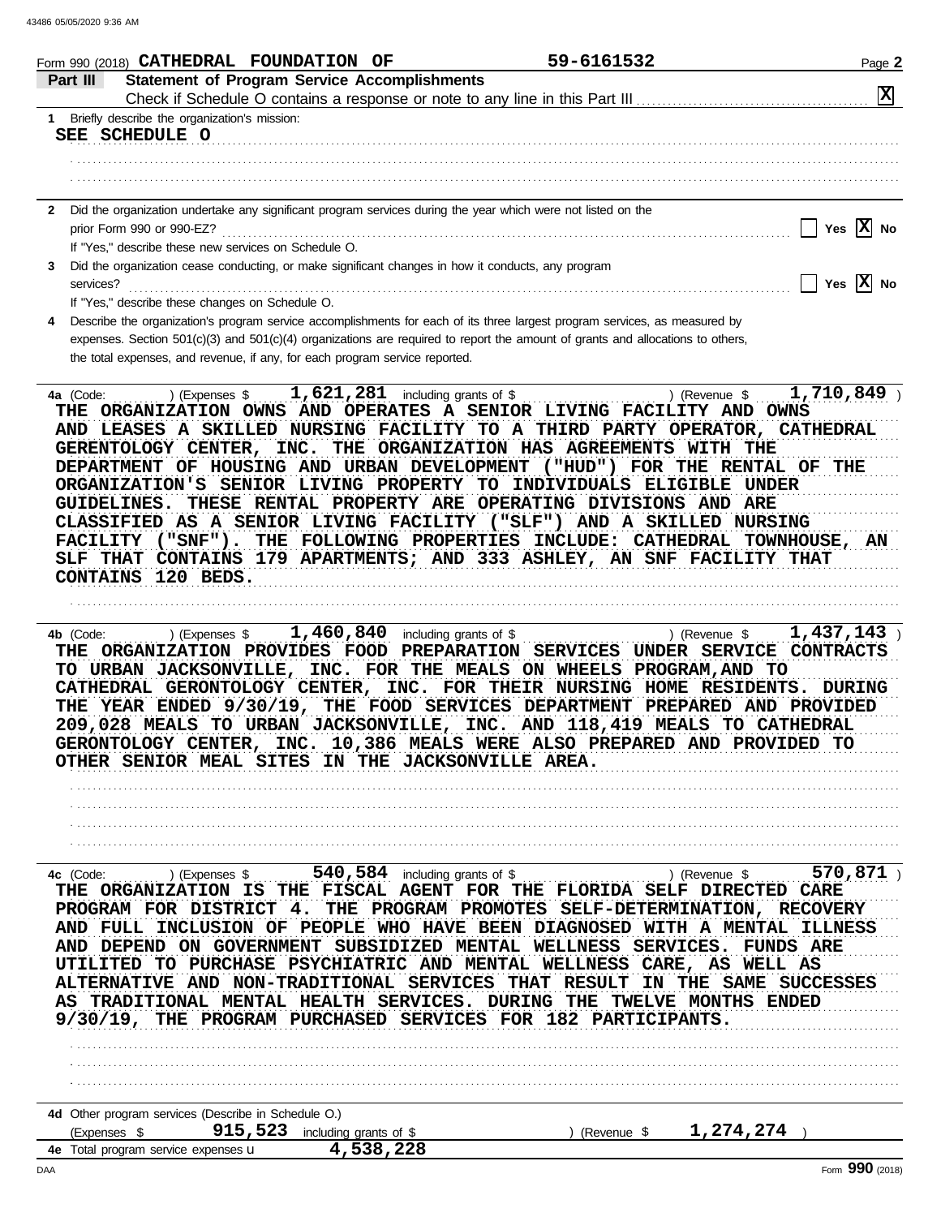Form 990 (2018) CATHEDRAL FOUNDATION OF 59-6161532 Page 2

## Part III Statement of Program Service Accomplishments

Check if Schedule O contains a response or note to any line in this Part III [X]

**1** Briefly describe the organization's mission:

SEE SCHEDULE O

**2** Did the organization undertake any significant program services during the year which were not listed on the prior Form 990 or 990-EZ? [ ] Yes [X] No

If "Yes," describe these new services on Schedule O.

**3** Did the organization cease conducting, or make significant changes in how it conducts, any program services? [ ] Yes [X] No

If "Yes," describe these changes on Schedule O.

**4** Describe the organization's program service accomplishments for each of its three largest program services, as measured by expenses. Section 501(c)(3) and 501(c)(4) organizations are required to report the amount of grants and allocations to others, the total expenses, and revenue, if any, for each program service reported.

**4a** (Code: ) (Expenses $ 1,621,281 including grants of $ ) (Revenue $ 1,710,849 )

THE ORGANIZATION OWNS AND OPERATES A SENIOR LIVING FACILITY AND OWNS AND LEASES A SKILLED NURSING FACILITY TO A THIRD PARTY OPERATOR, CATHEDRAL GERENTOLOGY CENTER, INC. THE ORGANIZATION HAS AGREEMENTS WITH THE DEPARTMENT OF HOUSING AND URBAN DEVELOPMENT ("HUD") FOR THE RENTAL OF THE ORGANIZATION'S SENIOR LIVING PROPERTY TO INDIVIDUALS ELIGIBLE UNDER GUIDELINES. THESE RENTAL PROPERTY ARE OPERATING DIVISIONS AND ARE CLASSIFIED AS A SENIOR LIVING FACILITY ("SLF") AND A SKILLED NURSING FACILITY ("SNF"). THE FOLLOWING PROPERTIES INCLUDE: CATHEDRAL TOWNHOUSE, AN SLF THAT CONTAINS 179 APARTMENTS; AND 333 ASHLEY, AN SNF FACILITY THAT CONTAINS 120 BEDS.

**4b** (Code: ) (Expenses $ 1,460,840 including grants of $ ) (Revenue $ 1,437,143 )

THE ORGANIZATION PROVIDES FOOD PREPARATION SERVICES UNDER SERVICE CONTRACTS TO URBAN JACKSONVILLE, INC. FOR THE MEALS ON WHEELS PROGRAM,AND TO CATHEDRAL GERONTOLOGY CENTER, INC. FOR THEIR NURSING HOME RESIDENTS. DURING THE YEAR ENDED 9/30/19, THE FOOD SERVICES DEPARTMENT PREPARED AND PROVIDED 209,028 MEALS TO URBAN JACKSONVILLE, INC. AND 118,419 MEALS TO CATHEDRAL GERONTOLOGY CENTER, INC. 10,386 MEALS WERE ALSO PREPARED AND PROVIDED TO OTHER SENIOR MEAL SITES IN THE JACKSONVILLE AREA.

**4c** (Code: ) (Expenses $ 540,584 including grants of $ ) (Revenue $ 570,871 )

THE ORGANIZATION IS THE FISCAL AGENT FOR THE FLORIDA SELF DIRECTED CARE PROGRAM FOR DISTRICT 4. THE PROGRAM PROMOTES SELF-DETERMINATION, RECOVERY AND FULL INCLUSION OF PEOPLE WHO HAVE BEEN DIAGNOSED WITH A MENTAL ILLNESS AND DEPEND ON GOVERNMENT SUBSIDIZED MENTAL WELLNESS SERVICES. FUNDS ARE UTILITED TO PURCHASE PSYCHIATRIC AND MENTAL WELLNESS CARE, AS WELL AS ALTERNATIVE AND NON-TRADITIONAL SERVICES THAT RESULT IN THE SAME SUCCESSES AS TRADITIONAL MENTAL HEALTH SERVICES. DURING THE TWELVE MONTHS ENDED 9/30/19, THE PROGRAM PURCHASED SERVICES FOR 182 PARTICIPANTS.

**4d** Other program services (Describe in Schedule O.)

(Expenses $ 915,523 including grants of $ ) (Revenue $ 1,274,274 )

**4e** Total program service expenses ▶ 4,538,228

DAA Form 990 (2018)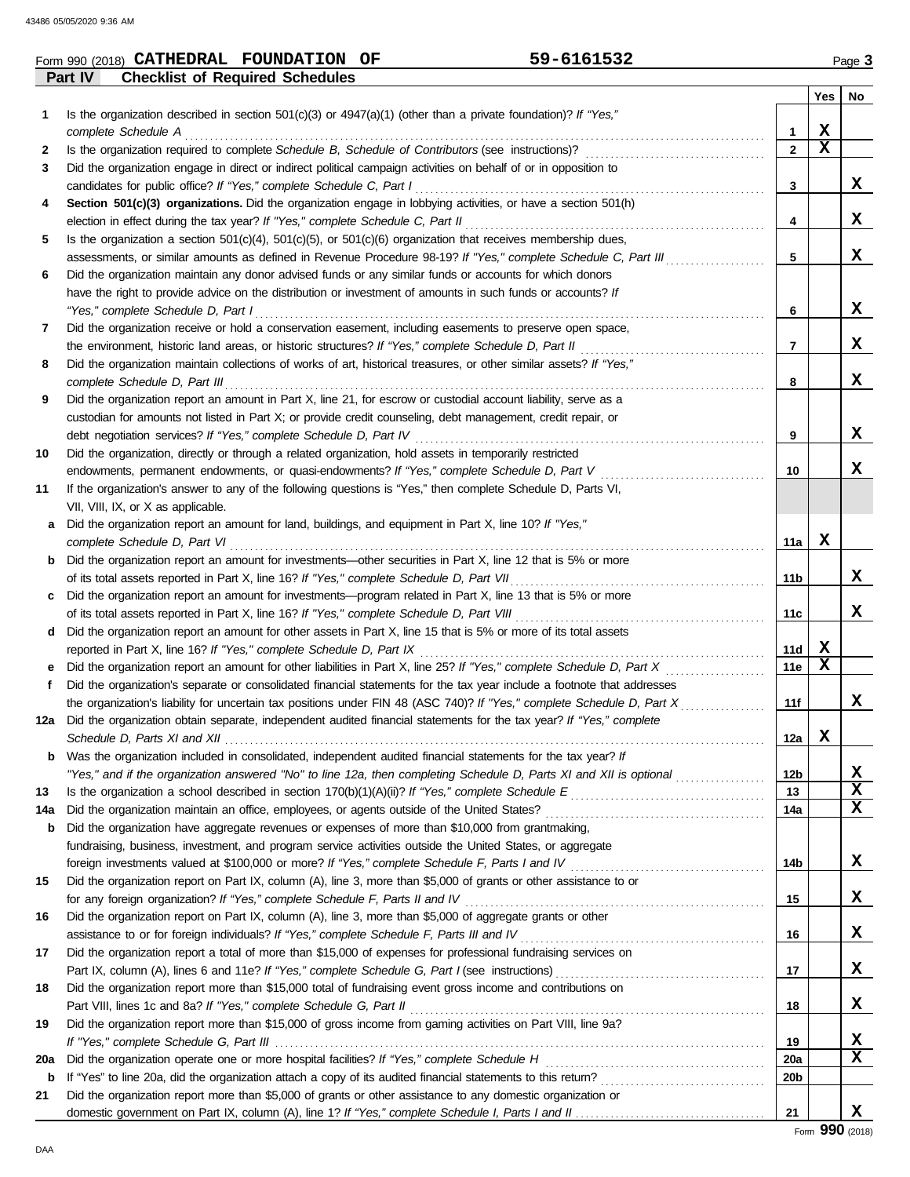Form 990 (2018) **CATHEDRAL FOUNDATION OF** **59-6161532** Page **3**

## Part IV — Checklist of Required Schedules

| | | | Yes | No |
|---|---|---|---|---|
| **1** | Is the organization described in section 501(c)(3) or 4947(a)(1) (other than a private foundation)? *If "Yes," complete Schedule A* | **1** | X | |
| **2** | Is the organization required to complete *Schedule B, Schedule of Contributors* (see instructions)? | **2** | X | |
| **3** | Did the organization engage in direct or indirect political campaign activities on behalf of or in opposition to candidates for public office? *If "Yes," complete Schedule C, Part I* | **3** | | X |
| **4** | **Section 501(c)(3) organizations.** Did the organization engage in lobbying activities, or have a section 501(h) election in effect during the tax year? *If "Yes," complete Schedule C, Part II* | **4** | | X |
| **5** | Is the organization a section 501(c)(4), 501(c)(5), or 501(c)(6) organization that receives membership dues, assessments, or similar amounts as defined in Revenue Procedure 98-19? *If "Yes," complete Schedule C, Part III* | **5** | | X |
| **6** | Did the organization maintain any donor advised funds or any similar funds or accounts for which donors have the right to provide advice on the distribution or investment of amounts in such funds or accounts? *If "Yes," complete Schedule D, Part I* | **6** | | X |
| **7** | Did the organization receive or hold a conservation easement, including easements to preserve open space, the environment, historic land areas, or historic structures? *If "Yes," complete Schedule D, Part II* | **7** | | X |
| **8** | Did the organization maintain collections of works of art, historical treasures, or other similar assets? *If "Yes," complete Schedule D, Part III* | **8** | | X |
| **9** | Did the organization report an amount in Part X, line 21, for escrow or custodial account liability, serve as a custodian for amounts not listed in Part X; or provide credit counseling, debt management, credit repair, or debt negotiation services? *If "Yes," complete Schedule D, Part IV* | **9** | | X |
| **10** | Did the organization, directly or through a related organization, hold assets in temporarily restricted endowments, permanent endowments, or quasi-endowments? *If "Yes," complete Schedule D, Part V* | **10** | | X |
| **11** | If the organization's answer to any of the following questions is "Yes," then complete Schedule D, Parts VI, VII, VIII, IX, or X as applicable. | | | |
| **a** | Did the organization report an amount for land, buildings, and equipment in Part X, line 10? *If "Yes," complete Schedule D, Part VI* | **11a** | X | |
| **b** | Did the organization report an amount for investments—other securities in Part X, line 12 that is 5% or more of its total assets reported in Part X, line 16? *If "Yes," complete Schedule D, Part VII* | **11b** | | X |
| **c** | Did the organization report an amount for investments—program related in Part X, line 13 that is 5% or more of its total assets reported in Part X, line 16? *If "Yes," complete Schedule D, Part VIII* | **11c** | | X |
| **d** | Did the organization report an amount for other assets in Part X, line 15 that is 5% or more of its total assets reported in Part X, line 16? *If "Yes," complete Schedule D, Part IX* | **11d** | X | |
| **e** | Did the organization report an amount for other liabilities in Part X, line 25? *If "Yes," complete Schedule D, Part X* | **11e** | X | |
| **f** | Did the organization's separate or consolidated financial statements for the tax year include a footnote that addresses the organization's liability for uncertain tax positions under FIN 48 (ASC 740)? *If "Yes," complete Schedule D, Part X* | **11f** | | X |
| **12a** | Did the organization obtain separate, independent audited financial statements for the tax year? *If "Yes," complete Schedule D, Parts XI and XII* | **12a** | X | |
| **b** | Was the organization included in consolidated, independent audited financial statements for the tax year? *If "Yes," and if the organization answered "No" to line 12a, then completing Schedule D, Parts XI and XII is optional* | **12b** | | X |
| **13** | Is the organization a school described in section 170(b)(1)(A)(ii)? *If "Yes," complete Schedule E* | **13** | | X |
| **14a** | Did the organization maintain an office, employees, or agents outside of the United States? | **14a** | | X |
| **b** | Did the organization have aggregate revenues or expenses of more than $10,000 from grantmaking, fundraising, business, investment, and program service activities outside the United States, or aggregate foreign investments valued at $100,000 or more? *If "Yes," complete Schedule F, Parts I and IV* | **14b** | | X |
| **15** | Did the organization report on Part IX, column (A), line 3, more than $5,000 of grants or other assistance to or for any foreign organization? *If "Yes," complete Schedule F, Parts II and IV* | **15** | | X |
| **16** | Did the organization report on Part IX, column (A), line 3, more than $5,000 of aggregate grants or other assistance to or for foreign individuals? *If "Yes," complete Schedule F, Parts III and IV* | **16** | | X |
| **17** | Did the organization report a total of more than $15,000 of expenses for professional fundraising services on Part IX, column (A), lines 6 and 11e? *If "Yes," complete Schedule G, Part I* (see instructions) | **17** | | X |
| **18** | Did the organization report more than $15,000 total of fundraising event gross income and contributions on Part VIII, lines 1c and 8a? *If "Yes," complete Schedule G, Part II* | **18** | | X |
| **19** | Did the organization report more than $15,000 of gross income from gaming activities on Part VIII, line 9a? *If "Yes," complete Schedule G, Part III* | **19** | | X |
| **20a** | Did the organization operate one or more hospital facilities? *If "Yes," complete Schedule H* | **20a** | | X |
| **b** | If "Yes" to line 20a, did the organization attach a copy of its audited financial statements to this return? | **20b** | | |
| **21** | Did the organization report more than $5,000 of grants or other assistance to any domestic organization or domestic government on Part IX, column (A), line 1? *If "Yes," complete Schedule I, Parts I and II* | **21** | | X |

Form **990** (2018)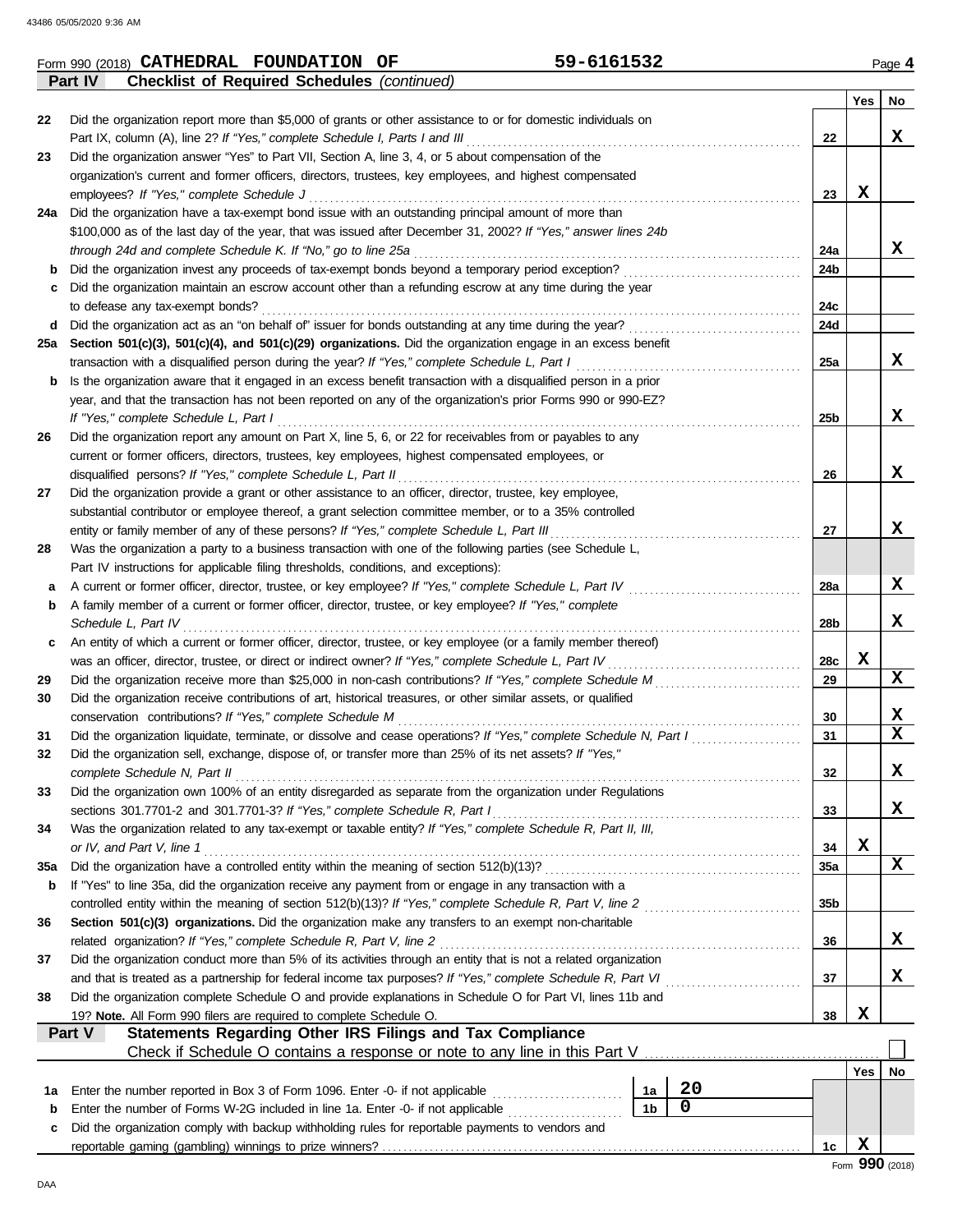Form 990 (2018) **CATHEDRAL FOUNDATION OF** **59-6161532** Page **4**

**Part IV Checklist of Required Schedules** *(continued)*

| | | | Yes | No |
|---|---|---|---|---|
| 22 | Did the organization report more than $5,000 of grants or other assistance to or for domestic individuals on Part IX, column (A), line 2? *If "Yes," complete Schedule I, Parts I and III* | 22 | | X |
| 23 | Did the organization answer "Yes" to Part VII, Section A, line 3, 4, or 5 about compensation of the organization's current and former officers, directors, trustees, key employees, and highest compensated employees? *If "Yes," complete Schedule J* | 23 | X | |
| 24a | Did the organization have a tax-exempt bond issue with an outstanding principal amount of more than $100,000 as of the last day of the year, that was issued after December 31, 2002? *If "Yes," answer lines 24b through 24d and complete Schedule K. If "No," go to line 25a* | 24a | | X |
| b | Did the organization invest any proceeds of tax-exempt bonds beyond a temporary period exception? | 24b | | |
| c | Did the organization maintain an escrow account other than a refunding escrow at any time during the year to defease any tax-exempt bonds? | 24c | | |
| d | Did the organization act as an "on behalf of" issuer for bonds outstanding at any time during the year? | 24d | | |
| 25a | **Section 501(c)(3), 501(c)(4), and 501(c)(29) organizations.** Did the organization engage in an excess benefit transaction with a disqualified person during the year? *If "Yes," complete Schedule L, Part I* | 25a | | X |
| b | Is the organization aware that it engaged in an excess benefit transaction with a disqualified person in a prior year, and that the transaction has not been reported on any of the organization's prior Forms 990 or 990-EZ? *If "Yes," complete Schedule L, Part I* | 25b | | X |
| 26 | Did the organization report any amount on Part X, line 5, 6, or 22 for receivables from or payables to any current or former officers, directors, trustees, key employees, highest compensated employees, or disqualified persons? *If "Yes," complete Schedule L, Part II* | 26 | | X |
| 27 | Did the organization provide a grant or other assistance to an officer, director, trustee, key employee, substantial contributor or employee thereof, a grant selection committee member, or to a 35% controlled entity or family member of any of these persons? *If "Yes," complete Schedule L, Part III* | 27 | | X |
| 28 | Was the organization a party to a business transaction with one of the following parties (see Schedule L, Part IV instructions for applicable filing thresholds, conditions, and exceptions): | | | |
| a | A current or former officer, director, trustee, or key employee? *If "Yes," complete Schedule L, Part IV* | 28a | | X |
| b | A family member of a current or former officer, director, trustee, or key employee? *If "Yes," complete Schedule L, Part IV* | 28b | | X |
| c | An entity of which a current or former officer, director, trustee, or key employee (or a family member thereof) was an officer, director, trustee, or direct or indirect owner? *If "Yes," complete Schedule L, Part IV* | 28c | X | |
| 29 | Did the organization receive more than $25,000 in non-cash contributions? *If "Yes," complete Schedule M* | 29 | | X |
| 30 | Did the organization receive contributions of art, historical treasures, or other similar assets, or qualified conservation contributions? *If "Yes," complete Schedule M* | 30 | | X |
| 31 | Did the organization liquidate, terminate, or dissolve and cease operations? *If "Yes," complete Schedule N, Part I* | 31 | | X |
| 32 | Did the organization sell, exchange, dispose of, or transfer more than 25% of its net assets? *If "Yes," complete Schedule N, Part II* | 32 | | X |
| 33 | Did the organization own 100% of an entity disregarded as separate from the organization under Regulations sections 301.7701-2 and 301.7701-3? *If "Yes," complete Schedule R, Part I* | 33 | | X |
| 34 | Was the organization related to any tax-exempt or taxable entity? *If "Yes," complete Schedule R, Part II, III, or IV, and Part V, line 1* | 34 | X | |
| 35a | Did the organization have a controlled entity within the meaning of section 512(b)(13)? | 35a | | X |
| b | If "Yes" to line 35a, did the organization receive any payment from or engage in any transaction with a controlled entity within the meaning of section 512(b)(13)? *If "Yes," complete Schedule R, Part V, line 2* | 35b | | |
| 36 | **Section 501(c)(3) organizations.** Did the organization make any transfers to an exempt non-charitable related organization? *If "Yes," complete Schedule R, Part V, line 2* | 36 | | X |
| 37 | Did the organization conduct more than 5% of its activities through an entity that is not a related organization and that is treated as a partnership for federal income tax purposes? *If "Yes," complete Schedule R, Part VI* | 37 | | X |
| 38 | Did the organization complete Schedule O and provide explanations in Schedule O for Part VI, lines 11b and 19? **Note.** All Form 990 filers are required to complete Schedule O. | 38 | X | |

**Part V Statements Regarding Other IRS Filings and Tax Compliance**

Check if Schedule O contains a response or note to any line in this Part V ☐

| | | | | | Yes | No |
|---|---|---|---|---|---|---|
| 1a | Enter the number reported in Box 3 of Form 1096. Enter -0- if not applicable | 1a | 20 | | | |
| b | Enter the number of Forms W-2G included in line 1a. Enter -0- if not applicable | 1b | 0 | | | |
| c | Did the organization comply with backup withholding rules for reportable payments to vendors and reportable gaming (gambling) winnings to prize winners? | | | 1c | X | |

Form **990** (2018)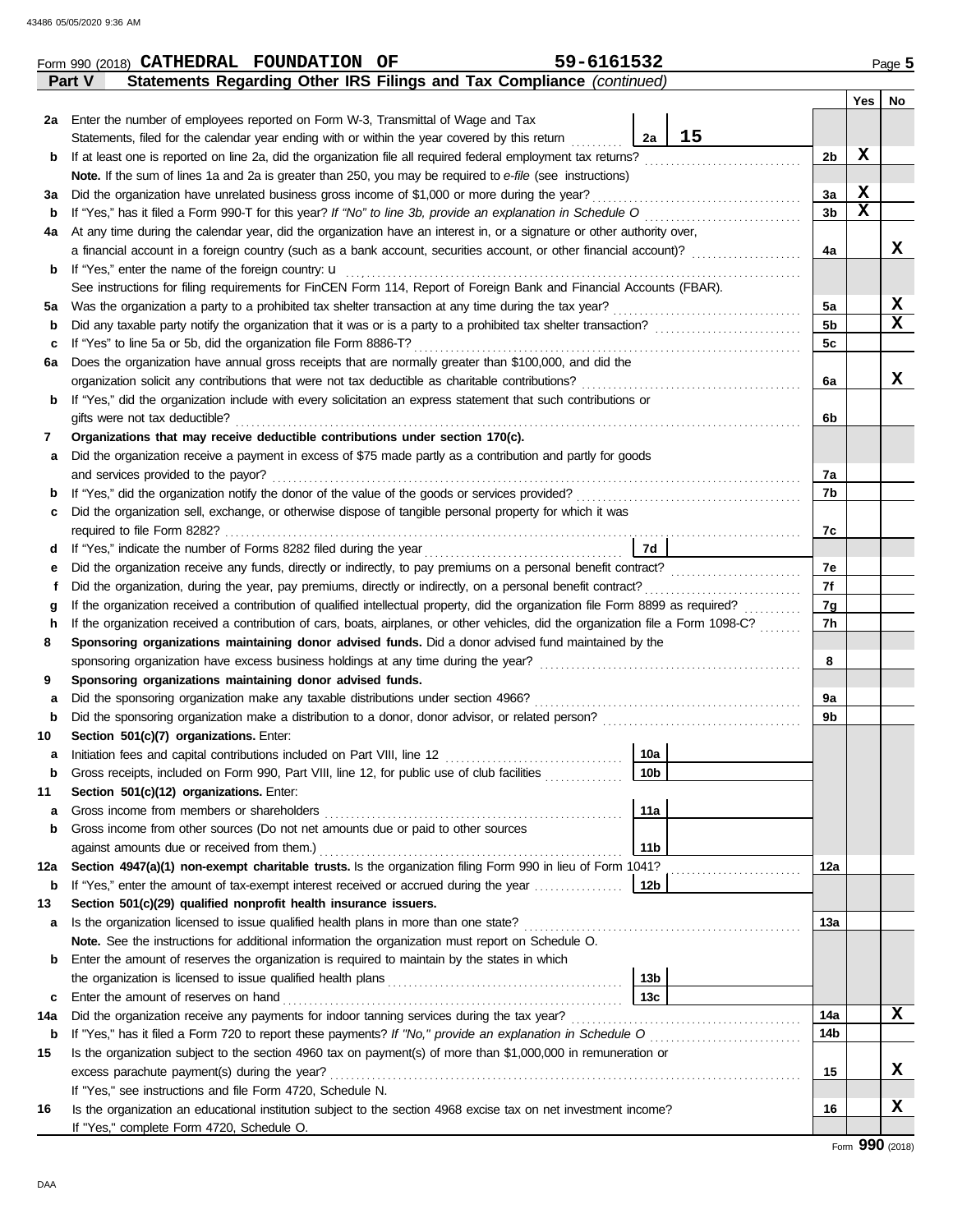Form 990 (2018) **CATHEDRAL FOUNDATION OF** **59-6161532** Page **5**

## Part V Statements Regarding Other IRS Filings and Tax Compliance *(continued)*

| | | | | Yes | No |
|---|---|---|---|---|---|
| **2a** | Enter the number of employees reported on Form W-3, Transmittal of Wage and Tax Statements, filed for the calendar year ending with or within the year covered by this return | 2a 15 | | | |
| **b** | If at least one is reported on line 2a, did the organization file all required federal employment tax returns? | | 2b | X | |
| | **Note.** If the sum of lines 1a and 2a is greater than 250, you may be required to *e-file* (see instructions) | | | | |
| **3a** | Did the organization have unrelated business gross income of $1,000 or more during the year? | | 3a | X | |
| **b** | If "Yes," has it filed a Form 990-T for this year? *If "No" to line 3b, provide an explanation in Schedule O* | | 3b | X | |
| **4a** | At any time during the calendar year, did the organization have an interest in, or a signature or other authority over, a financial account in a foreign country (such as a bank account, securities account, or other financial account)? | | 4a | | X |
| **b** | If "Yes," enter the name of the foreign country: u | | | | |
| | See instructions for filing requirements for FinCEN Form 114, Report of Foreign Bank and Financial Accounts (FBAR). | | | | |
| **5a** | Was the organization a party to a prohibited tax shelter transaction at any time during the tax year? | | 5a | | X |
| **b** | Did any taxable party notify the organization that it was or is a party to a prohibited tax shelter transaction? | | 5b | | X |
| **c** | If "Yes" to line 5a or 5b, did the organization file Form 8886-T? | | 5c | | |
| **6a** | Does the organization have annual gross receipts that are normally greater than $100,000, and did the organization solicit any contributions that were not tax deductible as charitable contributions? | | 6a | | X |
| **b** | If "Yes," did the organization include with every solicitation an express statement that such contributions or gifts were not tax deductible? | | 6b | | |
| **7** | **Organizations that may receive deductible contributions under section 170(c).** | | | | |
| **a** | Did the organization receive a payment in excess of $75 made partly as a contribution and partly for goods and services provided to the payor? | | 7a | | |
| **b** | If "Yes," did the organization notify the donor of the value of the goods or services provided? | | 7b | | |
| **c** | Did the organization sell, exchange, or otherwise dispose of tangible personal property for which it was required to file Form 8282? | | 7c | | |
| **d** | If "Yes," indicate the number of Forms 8282 filed during the year | 7d | | | |
| **e** | Did the organization receive any funds, directly or indirectly, to pay premiums on a personal benefit contract? | | 7e | | |
| **f** | Did the organization, during the year, pay premiums, directly or indirectly, on a personal benefit contract? | | 7f | | |
| **g** | If the organization received a contribution of qualified intellectual property, did the organization file Form 8899 as required? | | 7g | | |
| **h** | If the organization received a contribution of cars, boats, airplanes, or other vehicles, did the organization file a Form 1098-C? | | 7h | | |
| **8** | **Sponsoring organizations maintaining donor advised funds.** Did a donor advised fund maintained by the sponsoring organization have excess business holdings at any time during the year? | | 8 | | |
| **9** | **Sponsoring organizations maintaining donor advised funds.** | | | | |
| **a** | Did the sponsoring organization make any taxable distributions under section 4966? | | 9a | | |
| **b** | Did the sponsoring organization make a distribution to a donor, donor advisor, or related person? | | 9b | | |
| **10** | **Section 501(c)(7) organizations.** Enter: | | | | |
| **a** | Initiation fees and capital contributions included on Part VIII, line 12 | 10a | | | |
| **b** | Gross receipts, included on Form 990, Part VIII, line 12, for public use of club facilities | 10b | | | |
| **11** | **Section 501(c)(12) organizations.** Enter: | | | | |
| **a** | Gross income from members or shareholders | 11a | | | |
| **b** | Gross income from other sources (Do not net amounts due or paid to other sources against amounts due or received from them.) | 11b | | | |
| **12a** | **Section 4947(a)(1) non-exempt charitable trusts.** Is the organization filing Form 990 in lieu of Form 1041? | | 12a | | |
| **b** | If "Yes," enter the amount of tax-exempt interest received or accrued during the year | 12b | | | |
| **13** | **Section 501(c)(29) qualified nonprofit health insurance issuers.** | | | | |
| **a** | Is the organization licensed to issue qualified health plans in more than one state? | | 13a | | |
| | **Note.** See the instructions for additional information the organization must report on Schedule O. | | | | |
| **b** | Enter the amount of reserves the organization is required to maintain by the states in which the organization is licensed to issue qualified health plans | 13b | | | |
| **c** | Enter the amount of reserves on hand | 13c | | | |
| **14a** | Did the organization receive any payments for indoor tanning services during the tax year? | | 14a | | X |
| **b** | If "Yes," has it filed a Form 720 to report these payments? *If "No," provide an explanation in Schedule O* | | 14b | | |
| **15** | Is the organization subject to the section 4960 tax on payment(s) of more than $1,000,000 in remuneration or excess parachute payment(s) during the year? | | 15 | | X |
| | If "Yes," see instructions and file Form 4720, Schedule N. | | | | |
| **16** | Is the organization an educational institution subject to the section 4968 excise tax on net investment income? | | 16 | | X |
| | If "Yes," complete Form 4720, Schedule O. | | | | |

Form **990** (2018)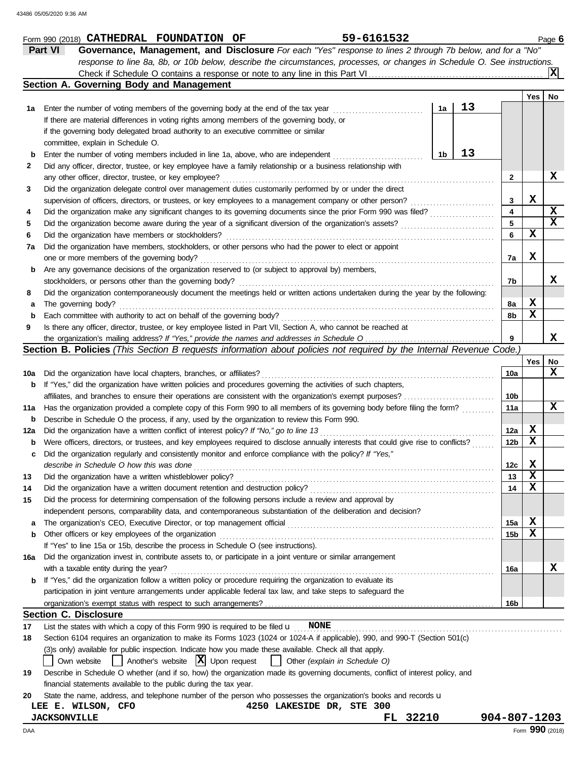Form 990 (2018) **CATHEDRAL FOUNDATION OF** **59-6161532** Page **6**

## Part VI Governance, Management, and Disclosure

*For each "Yes" response to lines 2 through 7b below, and for a "No" response to line 8a, 8b, or 10b below, describe the circumstances, processes, or changes in Schedule O. See instructions.*

Check if Schedule O contains a response or note to any line in this Part VI .......... [X]

### Section A. Governing Body and Management

| | | | Yes | No |
|---|---|---|---|---|
| **1a** | Enter the number of voting members of the governing body at the end of the tax year ... **1a** **13**<br>If there are material differences in voting rights among members of the governing body, or if the governing body delegated broad authority to an executive committee or similar committee, explain in Schedule O. | | | |
| **b** | Enter the number of voting members included in line 1a, above, who are independent ... **1b** **13** | | | |
| **2** | Did any officer, director, trustee, or key employee have a family relationship or a business relationship with any other officer, director, trustee, or key employee? | 2 | | X |
| **3** | Did the organization delegate control over management duties customarily performed by or under the direct supervision of officers, directors, or trustees, or key employees to a management company or other person? | 3 | X | |
| **4** | Did the organization make any significant changes to its governing documents since the prior Form 990 was filed? | 4 | | X |
| **5** | Did the organization become aware during the year of a significant diversion of the organization's assets? | 5 | | X |
| **6** | Did the organization have members or stockholders? | 6 | X | |
| **7a** | Did the organization have members, stockholders, or other persons who had the power to elect or appoint one or more members of the governing body? | 7a | X | |
| **b** | Are any governance decisions of the organization reserved to (or subject to approval by) members, stockholders, or persons other than the governing body? | 7b | | X |
| **8** | Did the organization contemporaneously document the meetings held or written actions undertaken during the year by the following: | | | |
| **a** | The governing body? | 8a | X | |
| **b** | Each committee with authority to act on behalf of the governing body? | 8b | X | |
| **9** | Is there any officer, director, trustee, or key employee listed in Part VII, Section A, who cannot be reached at the organization's mailing address? *If "Yes," provide the names and addresses in Schedule O* | 9 | | X |

### Section B. Policies *(This Section B requests information about policies not required by the Internal Revenue Code.)*

| | | | Yes | No |
|---|---|---|---|---|
| **10a** | Did the organization have local chapters, branches, or affiliates? | 10a | | X |
| **b** | If "Yes," did the organization have written policies and procedures governing the activities of such chapters, affiliates, and branches to ensure their operations are consistent with the organization's exempt purposes? | 10b | | |
| **11a** | Has the organization provided a complete copy of this Form 990 to all members of its governing body before filing the form? | 11a | | X |
| **b** | Describe in Schedule O the process, if any, used by the organization to review this Form 990. | | | |
| **12a** | Did the organization have a written conflict of interest policy? *If "No," go to line 13* | 12a | X | |
| **b** | Were officers, directors, or trustees, and key employees required to disclose annually interests that could give rise to conflicts? | 12b | X | |
| **c** | Did the organization regularly and consistently monitor and enforce compliance with the policy? *If "Yes," describe in Schedule O how this was done* | 12c | X | |
| **13** | Did the organization have a written whistleblower policy? | 13 | X | |
| **14** | Did the organization have a written document retention and destruction policy? | 14 | X | |
| **15** | Did the process for determining compensation of the following persons include a review and approval by independent persons, comparability data, and contemporaneous substantiation of the deliberation and decision? | | | |
| **a** | The organization's CEO, Executive Director, or top management official | 15a | X | |
| **b** | Other officers or key employees of the organization | 15b | X | |
| | If "Yes" to line 15a or 15b, describe the process in Schedule O (see instructions). | | | |
| **16a** | Did the organization invest in, contribute assets to, or participate in a joint venture or similar arrangement with a taxable entity during the year? | 16a | | X |
| **b** | If "Yes," did the organization follow a written policy or procedure requiring the organization to evaluate its participation in joint venture arrangements under applicable federal tax law, and take steps to safeguard the organization's exempt status with respect to such arrangements? | 16b | | |

### Section C. Disclosure

**17** List the states with which a copy of this Form 990 is required to be filed u **NONE**

**18** Section 6104 requires an organization to make its Forms 1023 (1024 or 1024-A if applicable), 990, and 990-T (Section 501(c)(3)s only) available for public inspection. Indicate how you made these available. Check all that apply.

[ ] Own website [ ] Another's website [X] Upon request [ ] Other *(explain in Schedule O)*

**19** Describe in Schedule O whether (and if so, how) the organization made its governing documents, conflict of interest policy, and financial statements available to the public during the tax year.

**20** State the name, address, and telephone number of the person who possesses the organization's books and records u

**LEE E. WILSON, CFO** **4250 LAKESIDE DR, STE 300**
**JACKSONVILLE** **FL 32210** **904-807-1203**

Form **990** (2018)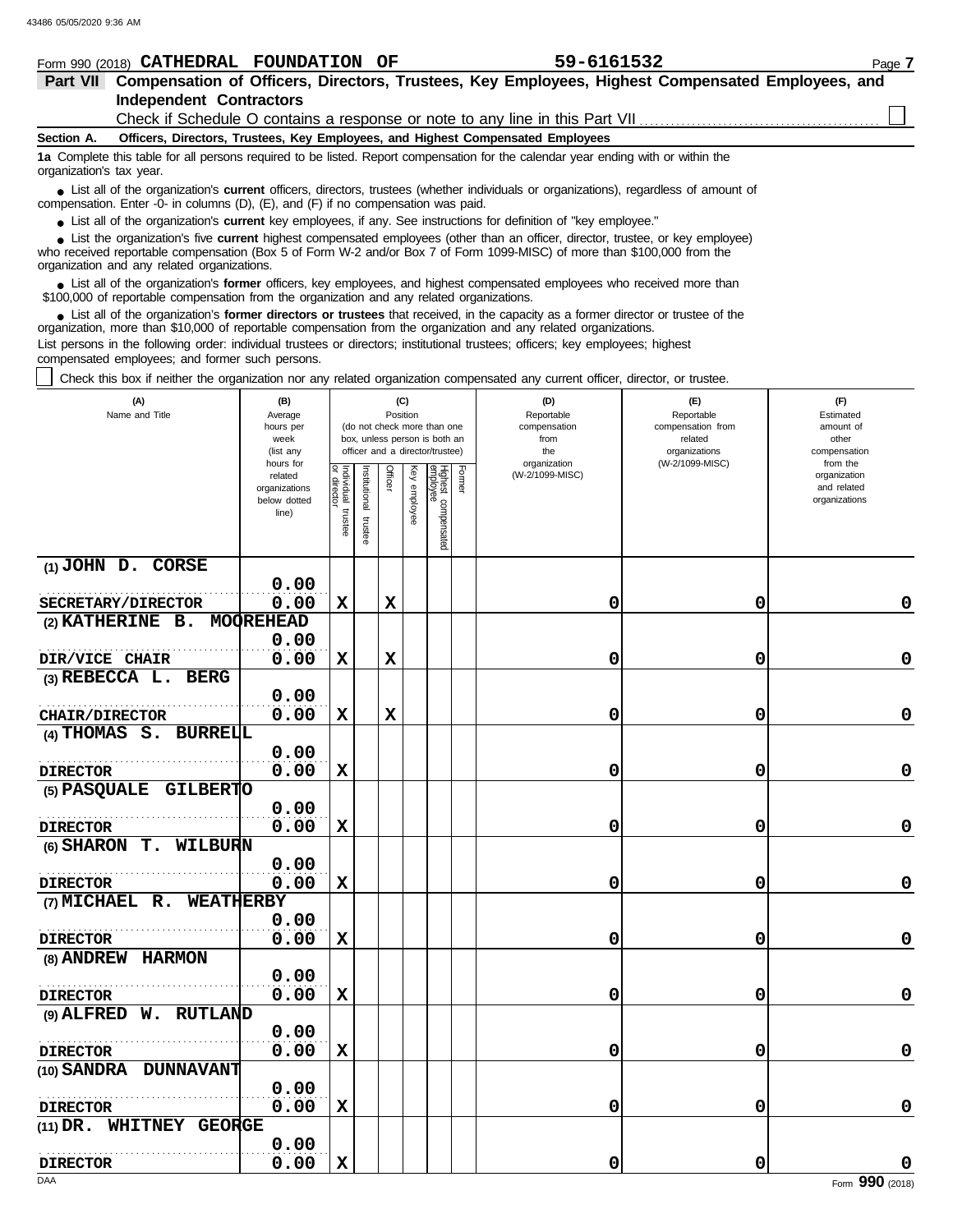Form 990 (2018) **CATHEDRAL FOUNDATION OF** **59-6161532** Page **7**

## Part VII Compensation of Officers, Directors, Trustees, Key Employees, Highest Compensated Employees, and Independent Contractors

Check if Schedule O contains a response or note to any line in this Part VII ☐

**Section A. Officers, Directors, Trustees, Key Employees, and Highest Compensated Employees**

**1a** Complete this table for all persons required to be listed. Report compensation for the calendar year ending with or within the organization's tax year.

- List all of the organization's **current** officers, directors, trustees (whether individuals or organizations), regardless of amount of compensation. Enter -0- in columns (D), (E), and (F) if no compensation was paid.
- List all of the organization's **current** key employees, if any. See instructions for definition of "key employee."
- List the organization's five **current** highest compensated employees (other than an officer, director, trustee, or key employee) who received reportable compensation (Box 5 of Form W-2 and/or Box 7 of Form 1099-MISC) of more than $100,000 from the organization and any related organizations.
- List all of the organization's **former** officers, key employees, and highest compensated employees who received more than $100,000 of reportable compensation from the organization and any related organizations.
- List all of the organization's **former directors or trustees** that received, in the capacity as a former director or trustee of the organization, more than $10,000 of reportable compensation from the organization and any related organizations.

List persons in the following order: individual trustees or directors; institutional trustees; officers; key employees; highest compensated employees; and former such persons.

☐ Check this box if neither the organization nor any related organization compensated any current officer, director, or trustee.

| (A) Name and Title | (B) Average hours per week (list any hours for related organizations below dotted line) | (C) Position (do not check more than one box, unless person is both an officer and a director/trustee) | | | | | | (D) Reportable compensation from the organization (W-2/1099-MISC) | (E) Reportable compensation from related organizations (W-2/1099-MISC) | (F) Estimated amount of other compensation from the organization and related organizations |
|---|---|---|---|---|---|---|---|---|---|---|
| | | Individual trustee or director | Institutional trustee | Officer | Key employee | Highest compensated employee | Former | | | |
| (1) JOHN D. CORSE<br>SECRETARY/DIRECTOR | 0.00<br>0.00 | X | | X | | | | 0 | 0 | 0 |
| (2) KATHERINE B. MOOREHEAD<br>DIR/VICE CHAIR | 0.00<br>0.00 | X | | X | | | | 0 | 0 | 0 |
| (3) REBECCA L. BERG<br>CHAIR/DIRECTOR | 0.00<br>0.00 | X | | X | | | | 0 | 0 | 0 |
| (4) THOMAS S. BURRELL<br>DIRECTOR | 0.00<br>0.00 | X | | | | | | 0 | 0 | 0 |
| (5) PASQUALE GILBERTO<br>DIRECTOR | 0.00<br>0.00 | X | | | | | | 0 | 0 | 0 |
| (6) SHARON T. WILBURN<br>DIRECTOR | 0.00<br>0.00 | X | | | | | | 0 | 0 | 0 |
| (7) MICHAEL R. WEATHERBY<br>DIRECTOR | 0.00<br>0.00 | X | | | | | | 0 | 0 | 0 |
| (8) ANDREW HARMON<br>DIRECTOR | 0.00<br>0.00 | X | | | | | | 0 | 0 | 0 |
| (9) ALFRED W. RUTLAND<br>DIRECTOR | 0.00<br>0.00 | X | | | | | | 0 | 0 | 0 |
| (10) SANDRA DUNNAVANT<br>DIRECTOR | 0.00<br>0.00 | X | | | | | | 0 | 0 | 0 |
| (11) DR. WHITNEY GEORGE<br>DIRECTOR | 0.00<br>0.00 | X | | | | | | 0 | 0 | 0 |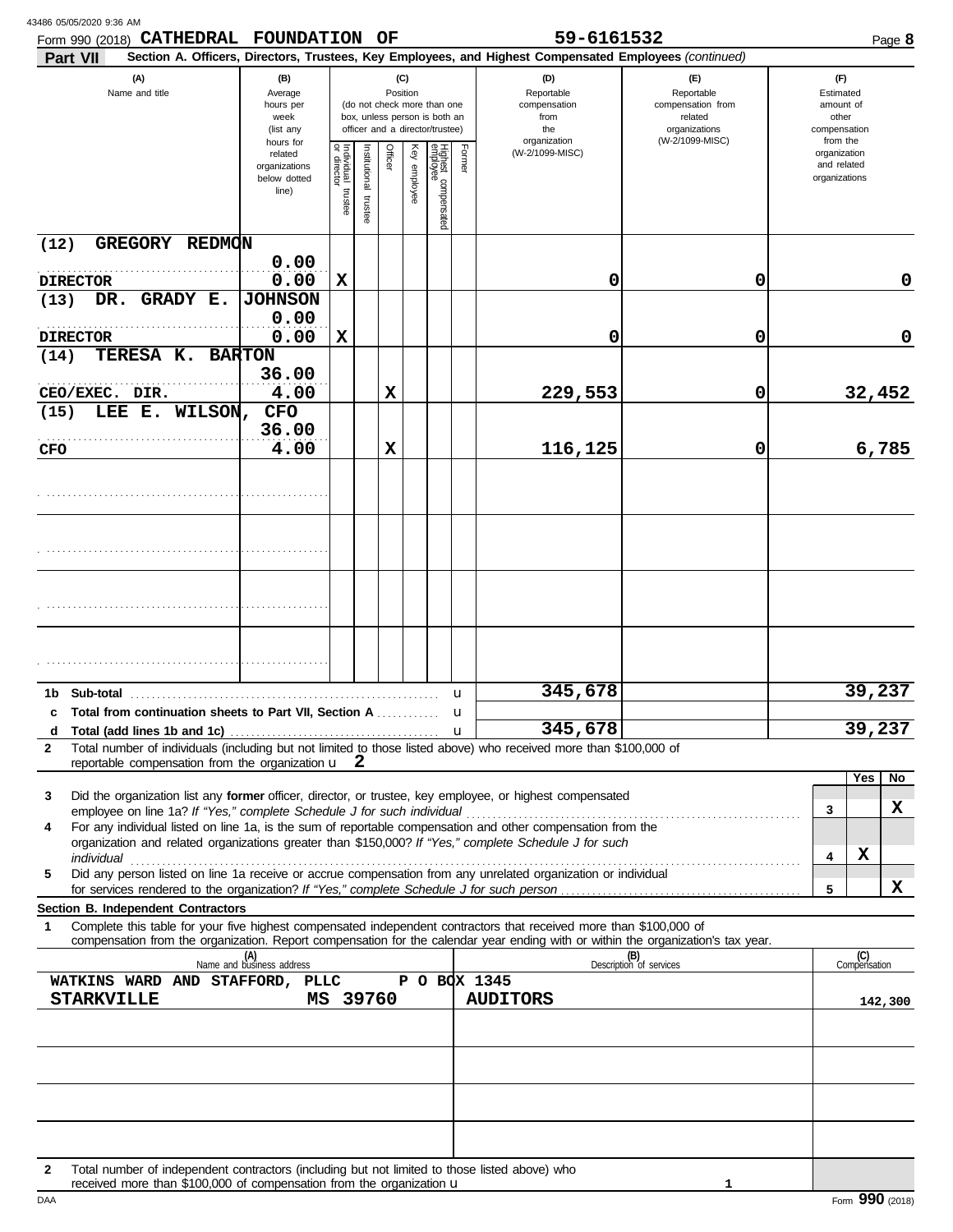Form 990 (2018) **CATHEDRAL FOUNDATION OF** 59-6161532

**Part VII** **Section A. Officers, Directors, Trustees, Key Employees, and Highest Compensated Employees** *(continued)*

| (A) Name and title | (B) Average hours per week (list any hours for related organizations below dotted line) | (C) Position: Individual trustee or director | Institutional trustee | Officer | Key employee | Highest compensated employee | Former | (D) Reportable compensation from the organization (W-2/1099-MISC) | (E) Reportable compensation from related organizations (W-2/1099-MISC) | (F) Estimated amount of other compensation from the organization and related organizations |
|---|---|---|---|---|---|---|---|---|---|---|
| (12) GREGORY REDMON<br>DIRECTOR | 0.00<br>0.00 | X | | | | | | 0 | 0 | 0 |
| (13) DR. GRADY E. JOHNSON<br>DIRECTOR | 0.00<br>0.00 | X | | | | | | 0 | 0 | 0 |
| (14) TERESA K. BARTON<br>CEO/EXEC. DIR. | 36.00<br>4.00 | | | X | | | | 229,553 | 0 | 32,452 |
| (15) LEE E. WILSON, CFO<br>CFO | 36.00<br>4.00 | | | X | | | | 116,125 | 0 | 6,785 |

| | | (D) | (E) | (F) |
|---|---|---|---|---|
| **1b** | **Sub-total** | 345,678 | | 39,237 |
| **c** | **Total from continuation sheets to Part VII, Section A** | | | |
| **d** | **Total (add lines 1b and 1c)** | 345,678 | | 39,237 |

**2** Total number of individuals (including but not limited to those listed above) who received more than $100,000 of reportable compensation from the organization u 2

| | | | Yes | No |
|---|---|---|---|---|
| **3** | Did the organization list any **former** officer, director, or trustee, key employee, or highest compensated employee on line 1a? *If "Yes," complete Schedule J for such individual* | 3 | | X |
| **4** | For any individual listed on line 1a, is the sum of reportable compensation and other compensation from the organization and related organizations greater than $150,000? *If "Yes," complete Schedule J for such individual* | 4 | X | |
| **5** | Did any person listed on line 1a receive or accrue compensation from any unrelated organization or individual for services rendered to the organization? *If "Yes," complete Schedule J for such person* | 5 | | X |

**Section B. Independent Contractors**

**1** Complete this table for your five highest compensated independent contractors that received more than $100,000 of compensation from the organization. Report compensation for the calendar year ending with or within the organization's tax year.

| (A) Name and business address | (B) Description of services | (C) Compensation |
|---|---|---|
| WATKINS WARD AND STAFFORD, PLLC P O BOX 1345 STARKVILLE MS 39760 | AUDITORS | 142,300 |
| | | |
| | | |
| | | |
| | | |

**2** Total number of independent contractors (including but not limited to those listed above) who received more than $100,000 of compensation from the organization u 1

DAA Form **990** (2018)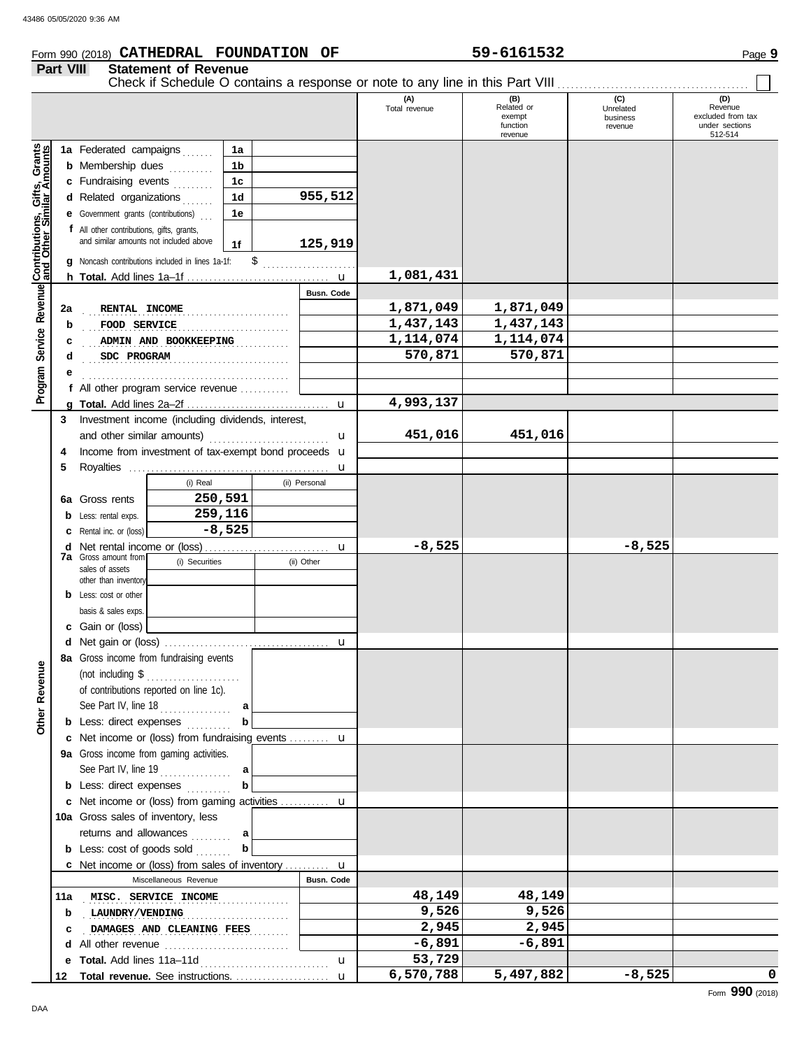Form 990 (2018) **CATHEDRAL FOUNDATION OF** **59-6161532** Page **9**

**Part VIII** **Statement of Revenue**

Check if Schedule O contains a response or note to any line in this Part VIII . . . . . . . . . . . . . . . . . . . . . . . . . . . . . . . . . . . . . . ☐

| | | | | (A) Total revenue | (B) Related or exempt function revenue | (C) Unrelated business revenue | (D) Revenue excluded from tax under sections 512-514 |
|---|---|---|---|---|---|---|---|
| **Contributions, Gifts, Grants and Other Similar Amounts** | **1a** Federated campaigns | 1a | | | | | |
| | **b** Membership dues | 1b | | | | | |
| | **c** Fundraising events | 1c | | | | | |
| | **d** Related organizations | 1d | 955,512 | | | | |
| | **e** Government grants (contributions) | 1e | | | | | |
| | **f** All other contributions, gifts, grants, and similar amounts not included above | 1f | 125,919 | | | | |
| | **g** Noncash contributions included in lines 1a-1f: $ | | | | | | |
| | **h Total.** Add lines 1a–1f | | | 1,081,431 | | | |
| **Program Service Revenue** | | | Busn. Code | | | | |
| | **2a** RENTAL INCOME | | | 1,871,049 | 1,871,049 | | |
| | **b** FOOD SERVICE | | | 1,437,143 | 1,437,143 | | |
| | **c** ADMIN AND BOOKKEEPING | | | 1,114,074 | 1,114,074 | | |
| | **d** SDC PROGRAM | | | 570,871 | 570,871 | | |
| | **e** | | | | | | |
| | **f** All other program service revenue | | | | | | |
| | **g Total.** Add lines 2a–2f | | | 4,993,137 | | | |
| **Other Revenue** | **3** Investment income (including dividends, interest, and other similar amounts) | | | 451,016 | 451,016 | | |
| | **4** Income from investment of tax-exempt bond proceeds | | | | | | |
| | **5** Royalties | | | | | | |
| | | (i) Real | (ii) Personal | | | | |
| | **6a** Gross rents | 250,591 | | | | | |
| | **b** Less: rental exps. | 259,116 | | | | | |
| | **c** Rental inc. or (loss) | -8,525 | | | | | |
| | **d** Net rental income or (loss) | | | -8,525 | | -8,525 | |
| | **7a** Gross amount from sales of assets other than inventory | (i) Securities | (ii) Other | | | | |
| | **b** Less: cost or other basis & sales exps. | | | | | | |
| | **c** Gain or (loss) | | | | | | |
| | **d** Net gain or (loss) | | | | | | |
| | **8a** Gross income from fundraising events (not including $ of contributions reported on line 1c). See Part IV, line 18 | a | | | | | |
| | **b** Less: direct expenses | b | | | | | |
| | **c** Net income or (loss) from fundraising events | | | | | | |
| | **9a** Gross income from gaming activities. See Part IV, line 19 | a | | | | | |
| | **b** Less: direct expenses | b | | | | | |
| | **c** Net income or (loss) from gaming activities | | | | | | |
| | **10a** Gross sales of inventory, less returns and allowances | a | | | | | |
| | **b** Less: cost of goods sold | b | | | | | |
| | **c** Net income or (loss) from sales of inventory | | | | | | |
| | Miscellaneous Revenue | | Busn. Code | | | | |
| | **11a** MISC. SERVICE INCOME | | | 48,149 | 48,149 | | |
| | **b** LAUNDRY/VENDING | | | 9,526 | 9,526 | | |
| | **c** DAMAGES AND CLEANING FEES | | | 2,945 | 2,945 | | |
| | **d** All other revenue | | | -6,891 | -6,891 | | |
| | **e Total.** Add lines 11a–11d | | | 53,729 | | | |
| | **12 Total revenue.** See instructions. | | | 6,570,788 | 5,497,882 | -8,525 | 0 |

Form **990** (2018)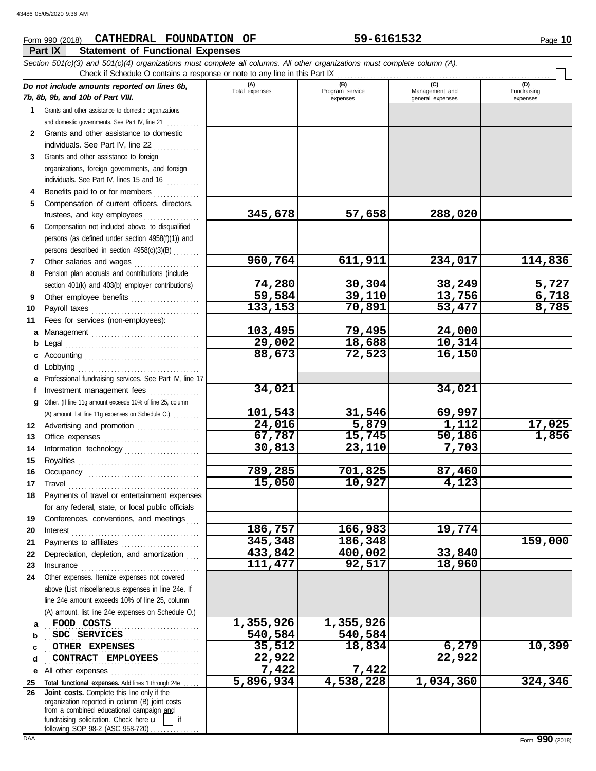Form 990 (2018) **CATHEDRAL FOUNDATION OF** **59-6161532** Page **10**

## Part IX Statement of Functional Expenses

*Section 501(c)(3) and 501(c)(4) organizations must complete all columns. All other organizations must complete column (A).*

Check if Schedule O contains a response or note to any line in this Part IX . . . . . . . . . . . . . . . . . . . . . . . . . . . . . . . . . . . . . . . . . . . . . . . . . . . . . . . . . . . . .

| *Do not include amounts reported on lines 6b, 7b, 8b, 9b, and 10b of Part VIII.* | (A) Total expenses | (B) Program service expenses | (C) Management and general expenses | (D) Fundraising expenses |
|---|---|---|---|---|
| **1** Grants and other assistance to domestic organizations and domestic governments. See Part IV, line 21 | | | | |
| **2** Grants and other assistance to domestic individuals. See Part IV, line 22 | | | | |
| **3** Grants and other assistance to foreign organizations, foreign governments, and foreign individuals. See Part IV, lines 15 and 16 | | | | |
| **4** Benefits paid to or for members | | | | |
| **5** Compensation of current officers, directors, trustees, and key employees | **345,678** | **57,658** | **288,020** | |
| **6** Compensation not included above, to disqualified persons (as defined under section 4958(f)(1)) and persons described in section 4958(c)(3)(B) | | | | |
| **7** Other salaries and wages | **960,764** | **611,911** | **234,017** | **114,836** |
| **8** Pension plan accruals and contributions (include section 401(k) and 403(b) employer contributions) | **74,280** | **30,304** | **38,249** | **5,727** |
| **9** Other employee benefits | **59,584** | **39,110** | **13,756** | **6,718** |
| **10** Payroll taxes | **133,153** | **70,891** | **53,477** | **8,785** |
| **11** Fees for services (non-employees): | | | | |
| **a** Management | **103,495** | **79,495** | **24,000** | |
| **b** Legal | **29,002** | **18,688** | **10,314** | |
| **c** Accounting | **88,673** | **72,523** | **16,150** | |
| **d** Lobbying | | | | |
| **e** Professional fundraising services. See Part IV, line 17 | | | | |
| **f** Investment management fees | **34,021** | | **34,021** | |
| **g** Other. (If line 11g amount exceeds 10% of line 25, column (A) amount, list line 11g expenses on Schedule O.) | **101,543** | **31,546** | **69,997** | |
| **12** Advertising and promotion | **24,016** | **5,879** | **1,112** | **17,025** |
| **13** Office expenses | **67,787** | **15,745** | **50,186** | **1,856** |
| **14** Information technology | **30,813** | **23,110** | **7,703** | |
| **15** Royalties | | | | |
| **16** Occupancy | **789,285** | **701,825** | **87,460** | |
| **17** Travel | **15,050** | **10,927** | **4,123** | |
| **18** Payments of travel or entertainment expenses for any federal, state, or local public officials | | | | |
| **19** Conferences, conventions, and meetings | | | | |
| **20** Interest | **186,757** | **166,983** | **19,774** | |
| **21** Payments to affiliates | **345,348** | **186,348** | | **159,000** |
| **22** Depreciation, depletion, and amortization | **433,842** | **400,002** | **33,840** | |
| **23** Insurance | **111,477** | **92,517** | **18,960** | |
| **24** Other expenses. Itemize expenses not covered above (List miscellaneous expenses in line 24e. If line 24e amount exceeds 10% of line 25, column (A) amount, list line 24e expenses on Schedule O.) | | | | |
| **a** FOOD COSTS | **1,355,926** | **1,355,926** | | |
| **b** SDC SERVICES | **540,584** | **540,584** | | |
| **c** OTHER EXPENSES | **35,512** | **18,834** | **6,279** | **10,399** |
| **d** CONTRACT EMPLOYEES | **22,922** | | **22,922** | |
| **e** All other expenses | **7,422** | **7,422** | | |
| **25** **Total functional expenses.** Add lines 1 through 24e | **5,896,934** | **4,538,228** | **1,034,360** | **324,346** |
| **26** **Joint costs.** Complete this line only if the organization reported in column (B) joint costs from a combined educational campaign and fundraising solicitation. Check here ☐ if following SOP 98-2 (ASC 958-720) | | | | |

Form **990** (2018)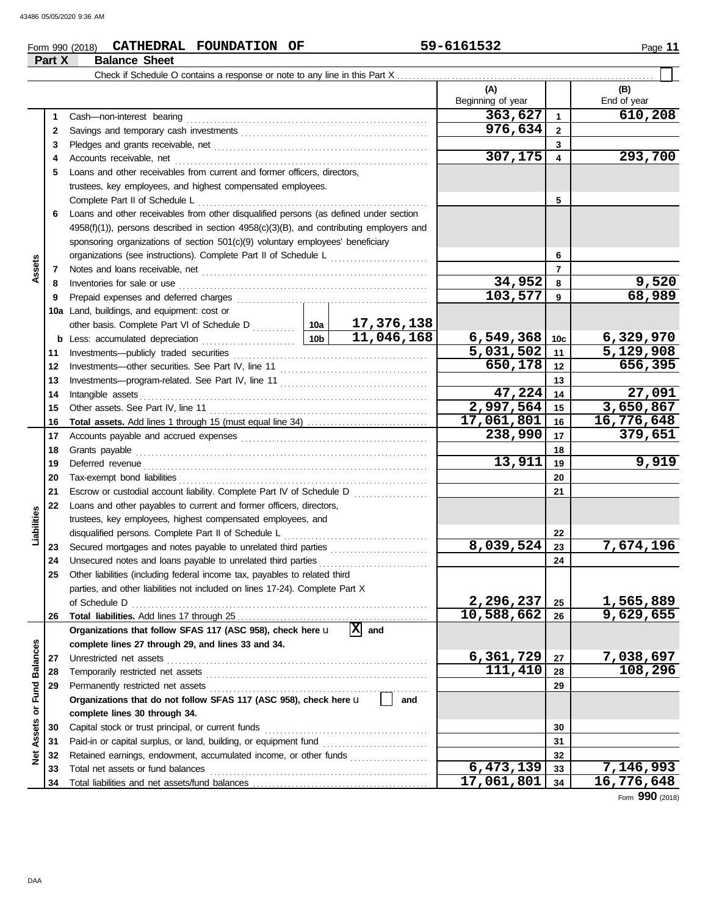Form 990 (2018) **CATHEDRAL FOUNDATION OF** **59-6161532** Page **11**

## Part X — Balance Sheet

Check if Schedule O contains a response or note to any line in this Part X ☐

| | | Description | | (A) Beginning of year | | (B) End of year |
|---|---|---|---|---|---|---|
| Assets | 1 | Cash—non-interest bearing | | 363,627 | 1 | 610,208 |
| | 2 | Savings and temporary cash investments | | 976,634 | 2 | |
| | 3 | Pledges and grants receivable, net | | | 3 | |
| | 4 | Accounts receivable, net | | 307,175 | 4 | 293,700 |
| | 5 | Loans and other receivables from current and former officers, directors, trustees, key employees, and highest compensated employees. Complete Part II of Schedule L | | | 5 | |
| | 6 | Loans and other receivables from other disqualified persons (as defined under section 4958(f)(1)), persons described in section 4958(c)(3)(B), and contributing employers and sponsoring organizations of section 501(c)(9) voluntary employees' beneficiary organizations (see instructions). Complete Part II of Schedule L | | | 6 | |
| | 7 | Notes and loans receivable, net | | | 7 | |
| | 8 | Inventories for sale or use | | 34,952 | 8 | 9,520 |
| | 9 | Prepaid expenses and deferred charges | | 103,577 | 9 | 68,989 |
| | 10a | Land, buildings, and equipment: cost or other basis. Complete Part VI of Schedule D | 10a: 17,376,138 | | | |
| | b | Less: accumulated depreciation | 10b: 11,046,168 | 6,549,368 | 10c | 6,329,970 |
| | 11 | Investments—publicly traded securities | | 5,031,502 | 11 | 5,129,908 |
| | 12 | Investments—other securities. See Part IV, line 11 | | 650,178 | 12 | 656,395 |
| | 13 | Investments—program-related. See Part IV, line 11 | | | 13 | |
| | 14 | Intangible assets | | 47,224 | 14 | 27,091 |
| | 15 | Other assets. See Part IV, line 11 | | 2,997,564 | 15 | 3,650,867 |
| | 16 | **Total assets.** Add lines 1 through 15 (must equal line 34) | | 17,061,801 | 16 | 16,776,648 |
| Liabilities | 17 | Accounts payable and accrued expenses | | 238,990 | 17 | 379,651 |
| | 18 | Grants payable | | | 18 | |
| | 19 | Deferred revenue | | 13,911 | 19 | 9,919 |
| | 20 | Tax-exempt bond liabilities | | | 20 | |
| | 21 | Escrow or custodial account liability. Complete Part IV of Schedule D | | | 21 | |
| | 22 | Loans and other payables to current and former officers, directors, trustees, key employees, highest compensated employees, and disqualified persons. Complete Part II of Schedule L | | | 22 | |
| | 23 | Secured mortgages and notes payable to unrelated third parties | | 8,039,524 | 23 | 7,674,196 |
| | 24 | Unsecured notes and loans payable to unrelated third parties | | | 24 | |
| | 25 | Other liabilities (including federal income tax, payables to related third parties, and other liabilities not included on lines 17-24). Complete Part X of Schedule D | | 2,296,237 | 25 | 1,565,889 |
| | 26 | **Total liabilities.** Add lines 17 through 25 | | 10,588,662 | 26 | 9,629,655 |
| Net Assets or Fund Balances | | **Organizations that follow SFAS 117 (ASC 958), check here** ☒ **and complete lines 27 through 29, and lines 33 and 34.** | | | | |
| | 27 | Unrestricted net assets | | 6,361,729 | 27 | 7,038,697 |
| | 28 | Temporarily restricted net assets | | 111,410 | 28 | 108,296 |
| | 29 | Permanently restricted net assets | | | 29 | |
| | | **Organizations that do not follow SFAS 117 (ASC 958), check here** ☐ **and complete lines 30 through 34.** | | | | |
| | 30 | Capital stock or trust principal, or current funds | | | 30 | |
| | 31 | Paid-in or capital surplus, or land, building, or equipment fund | | | 31 | |
| | 32 | Retained earnings, endowment, accumulated income, or other funds | | | 32 | |
| | 33 | Total net assets or fund balances | | 6,473,139 | 33 | 7,146,993 |
| | 34 | Total liabilities and net assets/fund balances | | 17,061,801 | 34 | 16,776,648 |

Form **990** (2018)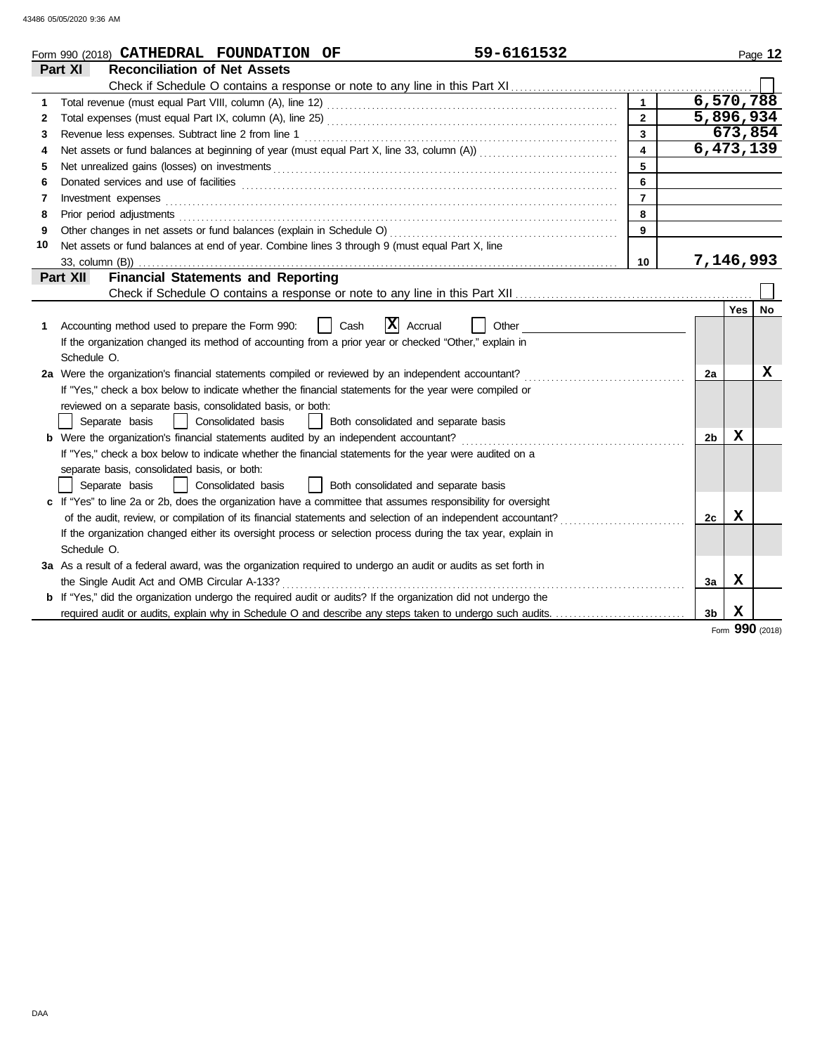Form 990 (2018) **CATHEDRAL FOUNDATION OF** **59-6161532**

## Part XI Reconciliation of Net Assets

Check if Schedule O contains a response or note to any line in this Part XI ☐

| | | | |
|---|---|---|---|
| 1 | Total revenue (must equal Part VIII, column (A), line 12) | 1 | 6,570,788 |
| 2 | Total expenses (must equal Part IX, column (A), line 25) | 2 | 5,896,934 |
| 3 | Revenue less expenses. Subtract line 2 from line 1 | 3 | 673,854 |
| 4 | Net assets or fund balances at beginning of year (must equal Part X, line 33, column (A)) | 4 | 6,473,139 |
| 5 | Net unrealized gains (losses) on investments | 5 | |
| 6 | Donated services and use of facilities | 6 | |
| 7 | Investment expenses | 7 | |
| 8 | Prior period adjustments | 8 | |
| 9 | Other changes in net assets or fund balances (explain in Schedule O) | 9 | |
| 10 | Net assets or fund balances at end of year. Combine lines 3 through 9 (must equal Part X, line 33, column (B)) | 10 | 7,146,993 |

## Part XII Financial Statements and Reporting

Check if Schedule O contains a response or note to any line in this Part XII ☐

| | | | Yes | No |
|---|---|---|---|---|
| 1 | Accounting method used to prepare the Form 990: ☐ Cash ☒ Accrual ☐ Other<br>If the organization changed its method of accounting from a prior year or checked "Other," explain in Schedule O. | | | |
| 2a | Were the organization's financial statements compiled or reviewed by an independent accountant? | 2a | | X |
| | If "Yes," check a box below to indicate whether the financial statements for the year were compiled or reviewed on a separate basis, consolidated basis, or both:<br>☐ Separate basis ☐ Consolidated basis ☐ Both consolidated and separate basis | | | |
| b | Were the organization's financial statements audited by an independent accountant? | 2b | X | |
| | If "Yes," check a box below to indicate whether the financial statements for the year were audited on a separate basis, consolidated basis, or both:<br>☐ Separate basis ☐ Consolidated basis ☐ Both consolidated and separate basis | | | |
| c | If "Yes" to line 2a or 2b, does the organization have a committee that assumes responsibility for oversight of the audit, review, or compilation of its financial statements and selection of an independent accountant? | 2c | X | |
| | If the organization changed either its oversight process or selection process during the tax year, explain in Schedule O. | | | |
| 3a | As a result of a federal award, was the organization required to undergo an audit or audits as set forth in the Single Audit Act and OMB Circular A-133? | 3a | X | |
| b | If "Yes," did the organization undergo the required audit or audits? If the organization did not undergo the required audit or audits, explain why in Schedule O and describe any steps taken to undergo such audits. | 3b | X | |

Form **990** (2018)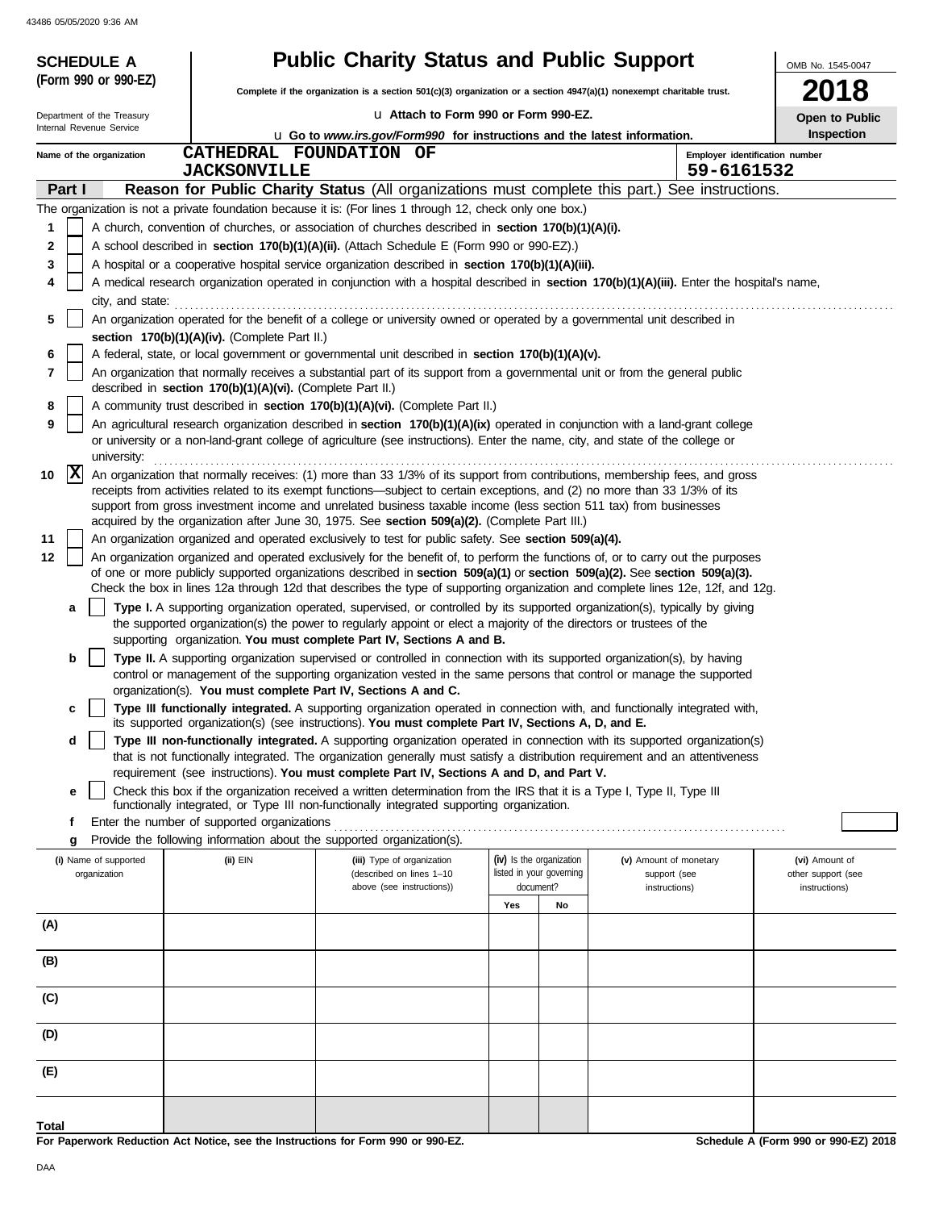43486 05/05/2020 9:36 AM

**SCHEDULE A (Form 990 or 990-EZ)**

Department of the Treasury
Internal Revenue Service

# Public Charity Status and Public Support

**Complete if the organization is a section 501(c)(3) organization or a section 4947(a)(1) nonexempt charitable trust.**

u Attach to Form 990 or Form 990-EZ.

u Go to *www.irs.gov/Form990* for instructions and the latest information.

OMB No. 1545-0047

**2018**

**Open to Public Inspection**

Name of the organization: CATHEDRAL FOUNDATION OF JACKSONVILLE

Employer identification number: 59-6161532

## Part I — Reason for Public Charity Status (All organizations must complete this part.) See instructions.

The organization is not a private foundation because it is: (For lines 1 through 12, check only one box.)

1 [ ] A church, convention of churches, or association of churches described in **section 170(b)(1)(A)(i).**

2 [ ] A school described in **section 170(b)(1)(A)(ii).** (Attach Schedule E (Form 990 or 990-EZ).)

3 [ ] A hospital or a cooperative hospital service organization described in **section 170(b)(1)(A)(iii).**

4 [ ] A medical research organization operated in conjunction with a hospital described in **section 170(b)(1)(A)(iii).** Enter the hospital's name, city, and state: ....................

5 [ ] An organization operated for the benefit of a college or university owned or operated by a governmental unit described in **section 170(b)(1)(A)(iv).** (Complete Part II.)

6 [ ] A federal, state, or local government or governmental unit described in **section 170(b)(1)(A)(v).**

7 [ ] An organization that normally receives a substantial part of its support from a governmental unit or from the general public described in **section 170(b)(1)(A)(vi).** (Complete Part II.)

8 [ ] A community trust described in **section 170(b)(1)(A)(vi).** (Complete Part II.)

9 [ ] An agricultural research organization described in **section 170(b)(1)(A)(ix)** operated in conjunction with a land-grant college or university or a non-land-grant college of agriculture (see instructions). Enter the name, city, and state of the college or university: ....................

10 [X] An organization that normally receives: (1) more than 33 1/3% of its support from contributions, membership fees, and gross receipts from activities related to its exempt functions—subject to certain exceptions, and (2) no more than 33 1/3% of its support from gross investment income and unrelated business taxable income (less section 511 tax) from businesses acquired by the organization after June 30, 1975. See **section 509(a)(2).** (Complete Part III.)

11 [ ] An organization organized and operated exclusively to test for public safety. See **section 509(a)(4).**

12 [ ] An organization organized and operated exclusively for the benefit of, to perform the functions of, or to carry out the purposes of one or more publicly supported organizations described in **section 509(a)(1)** or **section 509(a)(2).** See **section 509(a)(3).** Check the box in lines 12a through 12d that describes the type of supporting organization and complete lines 12e, 12f, and 12g.

a [ ] **Type I.** A supporting organization operated, supervised, or controlled by its supported organization(s), typically by giving the supported organization(s) the power to regularly appoint or elect a majority of the directors or trustees of the supporting organization. **You must complete Part IV, Sections A and B.**

b [ ] **Type II.** A supporting organization supervised or controlled in connection with its supported organization(s), by having control or management of the supporting organization vested in the same persons that control or manage the supported organization(s). **You must complete Part IV, Sections A and C.**

c [ ] **Type III functionally integrated.** A supporting organization operated in connection with, and functionally integrated with, its supported organization(s) (see instructions). **You must complete Part IV, Sections A, D, and E.**

d [ ] **Type III non-functionally integrated.** A supporting organization operated in connection with its supported organization(s) that is not functionally integrated. The organization generally must satisfy a distribution requirement and an attentiveness requirement (see instructions). **You must complete Part IV, Sections A and D, and Part V.**

e [ ] Check this box if the organization received a written determination from the IRS that it is a Type I, Type II, Type III functionally integrated, or Type III non-functionally integrated supporting organization.

f Enter the number of supported organizations ....................

g Provide the following information about the supported organization(s).

| (i) Name of supported organization | (ii) EIN | (iii) Type of organization (described on lines 1–10 above (see instructions)) | (iv) Is the organization listed in your governing document? Yes | No | (v) Amount of monetary support (see instructions) | (vi) Amount of other support (see instructions) |
|---|---|---|---|---|---|---|
| (A) | | | | | | |
| (B) | | | | | | |
| (C) | | | | | | |
| (D) | | | | | | |
| (E) | | | | | | |
| **Total** | | | | | | |

**For Paperwork Reduction Act Notice, see the Instructions for Form 990 or 990-EZ.**

**Schedule A (Form 990 or 990-EZ) 2018**

DAA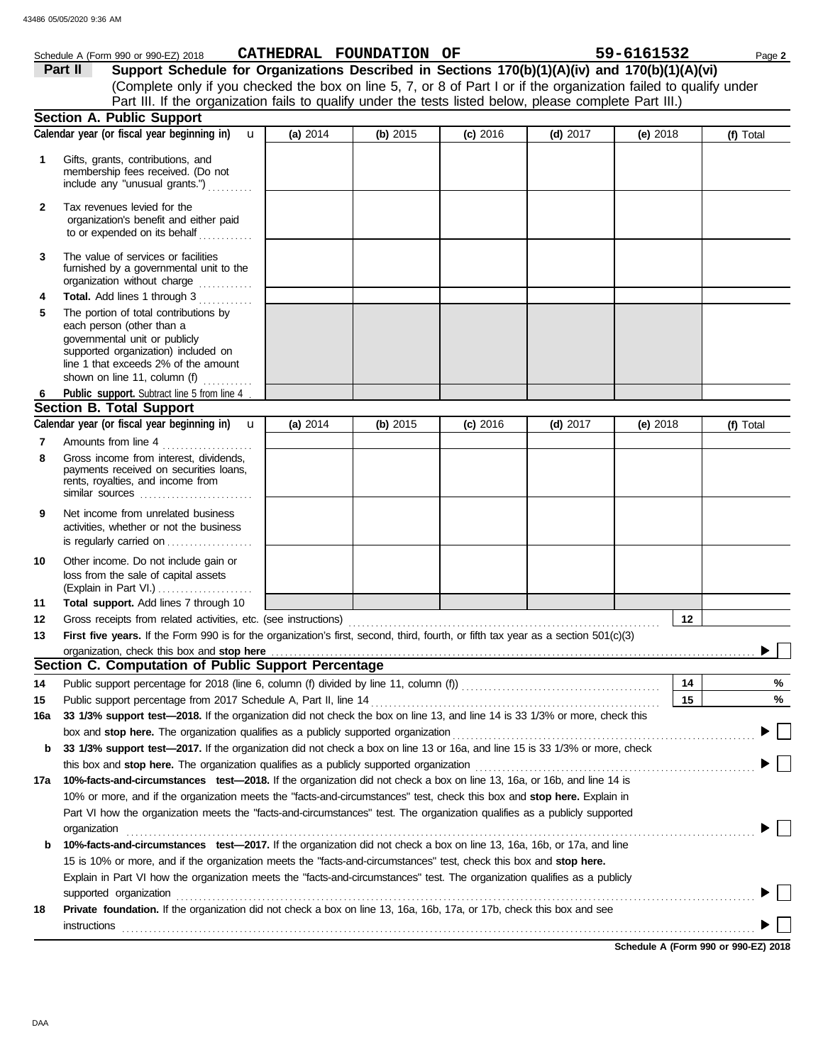Schedule A (Form 990 or 990-EZ) 2018 **CATHEDRAL FOUNDATION OF** **59-6161532** Page **2**

## Part II Support Schedule for Organizations Described in Sections 170(b)(1)(A)(iv) and 170(b)(1)(A)(vi)

(Complete only if you checked the box on line 5, 7, or 8 of Part I or if the organization failed to qualify under Part III. If the organization fails to qualify under the tests listed below, please complete Part III.)

### Section A. Public Support

| Calendar year (or fiscal year beginning in) | (a) 2014 | (b) 2015 | (c) 2016 | (d) 2017 | (e) 2018 | (f) Total |
|---|---|---|---|---|---|---|
| **1** Gifts, grants, contributions, and membership fees received. (Do not include any "unusual grants.") | | | | | | |
| **2** Tax revenues levied for the organization's benefit and either paid to or expended on its behalf | | | | | | |
| **3** The value of services or facilities furnished by a governmental unit to the organization without charge | | | | | | |
| **4** **Total.** Add lines 1 through 3 | | | | | | |
| **5** The portion of total contributions by each person (other than a governmental unit or publicly supported organization) included on line 1 that exceeds 2% of the amount shown on line 11, column (f) | | | | | | |
| **6** **Public support.** Subtract line 5 from line 4 | | | | | | |

### Section B. Total Support

| Calendar year (or fiscal year beginning in) | (a) 2014 | (b) 2015 | (c) 2016 | (d) 2017 | (e) 2018 | (f) Total |
|---|---|---|---|---|---|---|
| **7** Amounts from line 4 | | | | | | |
| **8** Gross income from interest, dividends, payments received on securities loans, rents, royalties, and income from similar sources | | | | | | |
| **9** Net income from unrelated business activities, whether or not the business is regularly carried on | | | | | | |
| **10** Other income. Do not include gain or loss from the sale of capital assets (Explain in Part VI.) | | | | | | |
| **11** **Total support.** Add lines 7 through 10 | | | | | | |

**12** Gross receipts from related activities, etc. (see instructions) **12**

**13** **First five years.** If the Form 990 is for the organization's first, second, third, fourth, or fifth tax year as a section 501(c)(3) organization, check this box and **stop here** ☐

### Section C. Computation of Public Support Percentage

**14** Public support percentage for 2018 (line 6, column (f) divided by line 11, column (f)) **14** %

**15** Public support percentage from 2017 Schedule A, Part II, line 14 **15** %

**16a** **33 1/3% support test—2018.** If the organization did not check the box on line 13, and line 14 is 33 1/3% or more, check this box and **stop here.** The organization qualifies as a publicly supported organization ☐

**b** **33 1/3% support test—2017.** If the organization did not check a box on line 13 or 16a, and line 15 is 33 1/3% or more, check this box and **stop here.** The organization qualifies as a publicly supported organization ☐

**17a** **10%-facts-and-circumstances test—2018.** If the organization did not check a box on line 13, 16a, or 16b, and line 14 is 10% or more, and if the organization meets the "facts-and-circumstances" test, check this box and **stop here.** Explain in Part VI how the organization meets the "facts-and-circumstances" test. The organization qualifies as a publicly supported organization ☐

**b** **10%-facts-and-circumstances test—2017.** If the organization did not check a box on line 13, 16a, 16b, or 17a, and line 15 is 10% or more, and if the organization meets the "facts-and-circumstances" test, check this box and **stop here.** Explain in Part VI how the organization meets the "facts-and-circumstances" test. The organization qualifies as a publicly supported organization ☐

**18** **Private foundation.** If the organization did not check a box on line 13, 16a, 16b, 17a, or 17b, check this box and see instructions ☐

**Schedule A (Form 990 or 990-EZ) 2018**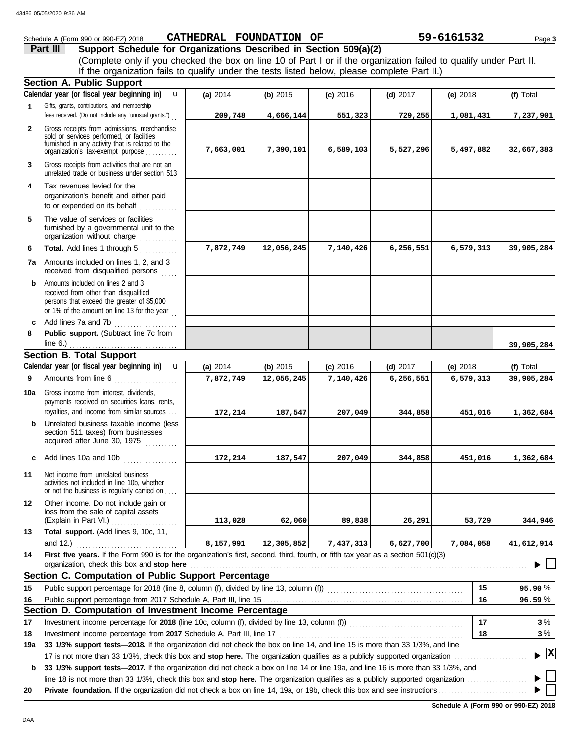Schedule A (Form 990 or 990-EZ) 2018 **CATHEDRAL FOUNDATION OF** **59-6161532**

## Part III Support Schedule for Organizations Described in Section 509(a)(2)

(Complete only if you checked the box on line 10 of Part I or if the organization failed to qualify under Part II. If the organization fails to qualify under the tests listed below, please complete Part II.)

### Section A. Public Support

| | Calendar year (or fiscal year beginning in) | (a) 2014 | (b) 2015 | (c) 2016 | (d) 2017 | (e) 2018 | (f) Total |
|---|---|---|---|---|---|---|---|
| 1 | Gifts, grants, contributions, and membership fees received. (Do not include any "unusual grants.") | 209,748 | 4,666,144 | 551,323 | 729,255 | 1,081,431 | 7,237,901 |
| 2 | Gross receipts from admissions, merchandise sold or services performed, or facilities furnished in any activity that is related to the organization's tax-exempt purpose | 7,663,001 | 7,390,101 | 6,589,103 | 5,527,296 | 5,497,882 | 32,667,383 |
| 3 | Gross receipts from activities that are not an unrelated trade or business under section 513 | | | | | | |
| 4 | Tax revenues levied for the organization's benefit and either paid to or expended on its behalf | | | | | | |
| 5 | The value of services or facilities furnished by a governmental unit to the organization without charge | | | | | | |
| 6 | **Total.** Add lines 1 through 5 | 7,872,749 | 12,056,245 | 7,140,426 | 6,256,551 | 6,579,313 | 39,905,284 |
| 7a | Amounts included on lines 1, 2, and 3 received from disqualified persons | | | | | | |
| b | Amounts included on lines 2 and 3 received from other than disqualified persons that exceed the greater of $5,000 or 1% of the amount on line 13 for the year | | | | | | |
| c | Add lines 7a and 7b | | | | | | |
| 8 | **Public support.** (Subtract line 7c from line 6.) | | | | | | 39,905,284 |

### Section B. Total Support

| | Calendar year (or fiscal year beginning in) | (a) 2014 | (b) 2015 | (c) 2016 | (d) 2017 | (e) 2018 | (f) Total |
|---|---|---|---|---|---|---|---|
| 9 | Amounts from line 6 | 7,872,749 | 12,056,245 | 7,140,426 | 6,256,551 | 6,579,313 | 39,905,284 |
| 10a | Gross income from interest, dividends, payments received on securities loans, rents, royalties, and income from similar sources | 172,214 | 187,547 | 207,049 | 344,858 | 451,016 | 1,362,684 |
| b | Unrelated business taxable income (less section 511 taxes) from businesses acquired after June 30, 1975 | | | | | | |
| c | Add lines 10a and 10b | 172,214 | 187,547 | 207,049 | 344,858 | 451,016 | 1,362,684 |
| 11 | Net income from unrelated business activities not included in line 10b, whether or not the business is regularly carried on | | | | | | |
| 12 | Other income. Do not include gain or loss from the sale of capital assets (Explain in Part VI.) | 113,028 | 62,060 | 89,838 | 26,291 | 53,729 | 344,946 |
| 13 | **Total support.** (Add lines 9, 10c, 11, and 12.) | 8,157,991 | 12,305,852 | 7,437,313 | 6,627,700 | 7,084,058 | 41,612,914 |

**14** **First five years.** If the Form 990 is for the organization's first, second, third, fourth, or fifth tax year as a section 501(c)(3) organization, check this box and **stop here** ☐

### Section C. Computation of Public Support Percentage

| | | | |
|---|---|---|---|
| 15 | Public support percentage for 2018 (line 8, column (f), divided by line 13, column (f)) | 15 | 95.90 % |
| 16 | Public support percentage from 2017 Schedule A, Part III, line 15 | 16 | 96.59 % |

### Section D. Computation of Investment Income Percentage

| | | | |
|---|---|---|---|
| 17 | Investment income percentage for **2018** (line 10c, column (f), divided by line 13, column (f)) | 17 | 3 % |
| 18 | Investment income percentage from **2017** Schedule A, Part III, line 17 | 18 | 3 % |

**19a** **33 1/3% support tests—2018.** If the organization did not check the box on line 14, and line 15 is more than 33 1/3%, and line 17 is not more than 33 1/3%, check this box and **stop here.** The organization qualifies as a publicly supported organization ☒

**b** **33 1/3% support tests—2017.** If the organization did not check a box on line 14 or line 19a, and line 16 is more than 33 1/3%, and line 18 is not more than 33 1/3%, check this box and **stop here.** The organization qualifies as a publicly supported organization ☐

**20** **Private foundation.** If the organization did not check a box on line 14, 19a, or 19b, check this box and see instructions ☐

**Schedule A (Form 990 or 990-EZ) 2018**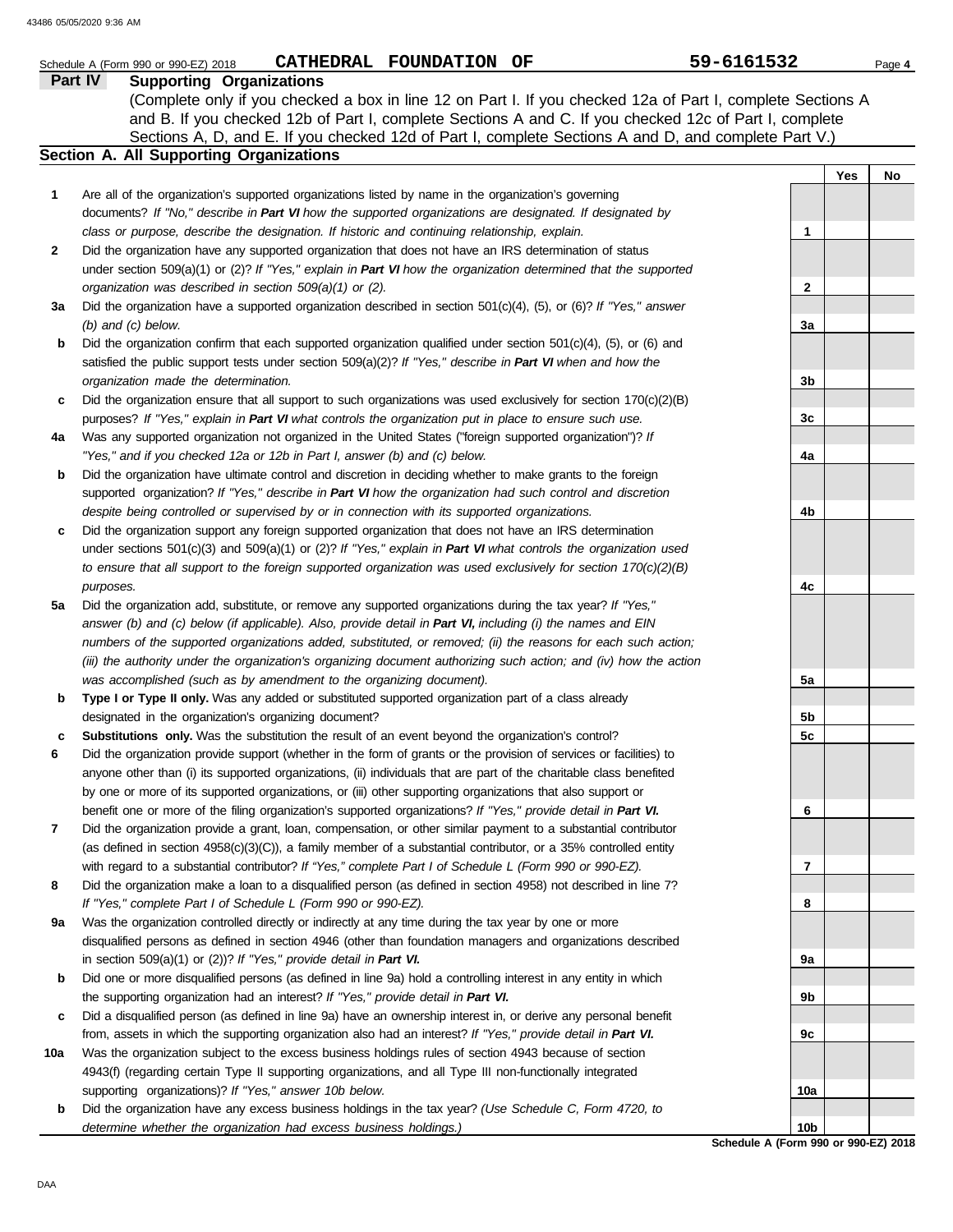Schedule A (Form 990 or 990-EZ) 2018 **CATHEDRAL FOUNDATION OF** **59-6161532** Page **4**

## Part IV Supporting Organizations

(Complete only if you checked a box in line 12 on Part I. If you checked 12a of Part I, complete Sections A and B. If you checked 12b of Part I, complete Sections A and C. If you checked 12c of Part I, complete Sections A, D, and E. If you checked 12d of Part I, complete Sections A and D, and complete Part V.)

### Section A. All Supporting Organizations

| | | | Yes | No |
|---|---|---|---|---|
| **1** | Are all of the organization's supported organizations listed by name in the organization's governing documents? *If "No," describe in* ***Part VI*** *how the supported organizations are designated. If designated by class or purpose, describe the designation. If historic and continuing relationship, explain.* | **1** | | |
| **2** | Did the organization have any supported organization that does not have an IRS determination of status under section 509(a)(1) or (2)? *If "Yes," explain in* ***Part VI*** *how the organization determined that the supported organization was described in section 509(a)(1) or (2).* | **2** | | |
| **3a** | Did the organization have a supported organization described in section 501(c)(4), (5), or (6)? *If "Yes," answer (b) and (c) below.* | **3a** | | |
| **b** | Did the organization confirm that each supported organization qualified under section 501(c)(4), (5), or (6) and satisfied the public support tests under section 509(a)(2)? *If "Yes," describe in* ***Part VI*** *when and how the organization made the determination.* | **3b** | | |
| **c** | Did the organization ensure that all support to such organizations was used exclusively for section 170(c)(2)(B) purposes? *If "Yes," explain in* ***Part VI*** *what controls the organization put in place to ensure such use.* | **3c** | | |
| **4a** | Was any supported organization not organized in the United States ("foreign supported organization")? *If "Yes," and if you checked 12a or 12b in Part I, answer (b) and (c) below.* | **4a** | | |
| **b** | Did the organization have ultimate control and discretion in deciding whether to make grants to the foreign supported organization? *If "Yes," describe in* ***Part VI*** *how the organization had such control and discretion despite being controlled or supervised by or in connection with its supported organizations.* | **4b** | | |
| **c** | Did the organization support any foreign supported organization that does not have an IRS determination under sections 501(c)(3) and 509(a)(1) or (2)? *If "Yes," explain in* ***Part VI*** *what controls the organization used to ensure that all support to the foreign supported organization was used exclusively for section 170(c)(2)(B) purposes.* | **4c** | | |
| **5a** | Did the organization add, substitute, or remove any supported organizations during the tax year? *If "Yes," answer (b) and (c) below (if applicable). Also, provide detail in* ***Part VI,*** *including (i) the names and EIN numbers of the supported organizations added, substituted, or removed; (ii) the reasons for each such action; (iii) the authority under the organization's organizing document authorizing such action; and (iv) how the action was accomplished (such as by amendment to the organizing document).* | **5a** | | |
| **b** | **Type I or Type II only.** Was any added or substituted supported organization part of a class already designated in the organization's organizing document? | **5b** | | |
| **c** | **Substitutions only.** Was the substitution the result of an event beyond the organization's control? | **5c** | | |
| **6** | Did the organization provide support (whether in the form of grants or the provision of services or facilities) to anyone other than (i) its supported organizations, (ii) individuals that are part of the charitable class benefited by one or more of its supported organizations, or (iii) other supporting organizations that also support or benefit one or more of the filing organization's supported organizations? *If "Yes," provide detail in* ***Part VI.*** | **6** | | |
| **7** | Did the organization provide a grant, loan, compensation, or other similar payment to a substantial contributor (as defined in section 4958(c)(3)(C)), a family member of a substantial contributor, or a 35% controlled entity with regard to a substantial contributor? *If "Yes," complete Part I of Schedule L (Form 990 or 990-EZ).* | **7** | | |
| **8** | Did the organization make a loan to a disqualified person (as defined in section 4958) not described in line 7? *If "Yes," complete Part I of Schedule L (Form 990 or 990-EZ).* | **8** | | |
| **9a** | Was the organization controlled directly or indirectly at any time during the tax year by one or more disqualified persons as defined in section 4946 (other than foundation managers and organizations described in section 509(a)(1) or (2))? *If "Yes," provide detail in* ***Part VI.*** | **9a** | | |
| **b** | Did one or more disqualified persons (as defined in line 9a) hold a controlling interest in any entity in which the supporting organization had an interest? *If "Yes," provide detail in* ***Part VI.*** | **9b** | | |
| **c** | Did a disqualified person (as defined in line 9a) have an ownership interest in, or derive any personal benefit from, assets in which the supporting organization also had an interest? *If "Yes," provide detail in* ***Part VI.*** | **9c** | | |
| **10a** | Was the organization subject to the excess business holdings rules of section 4943 because of section 4943(f) (regarding certain Type II supporting organizations, and all Type III non-functionally integrated supporting organizations)? *If "Yes," answer 10b below.* | **10a** | | |
| **b** | Did the organization have any excess business holdings in the tax year? *(Use Schedule C, Form 4720, to determine whether the organization had excess business holdings.)* | **10b** | | |

**Schedule A (Form 990 or 990-EZ) 2018**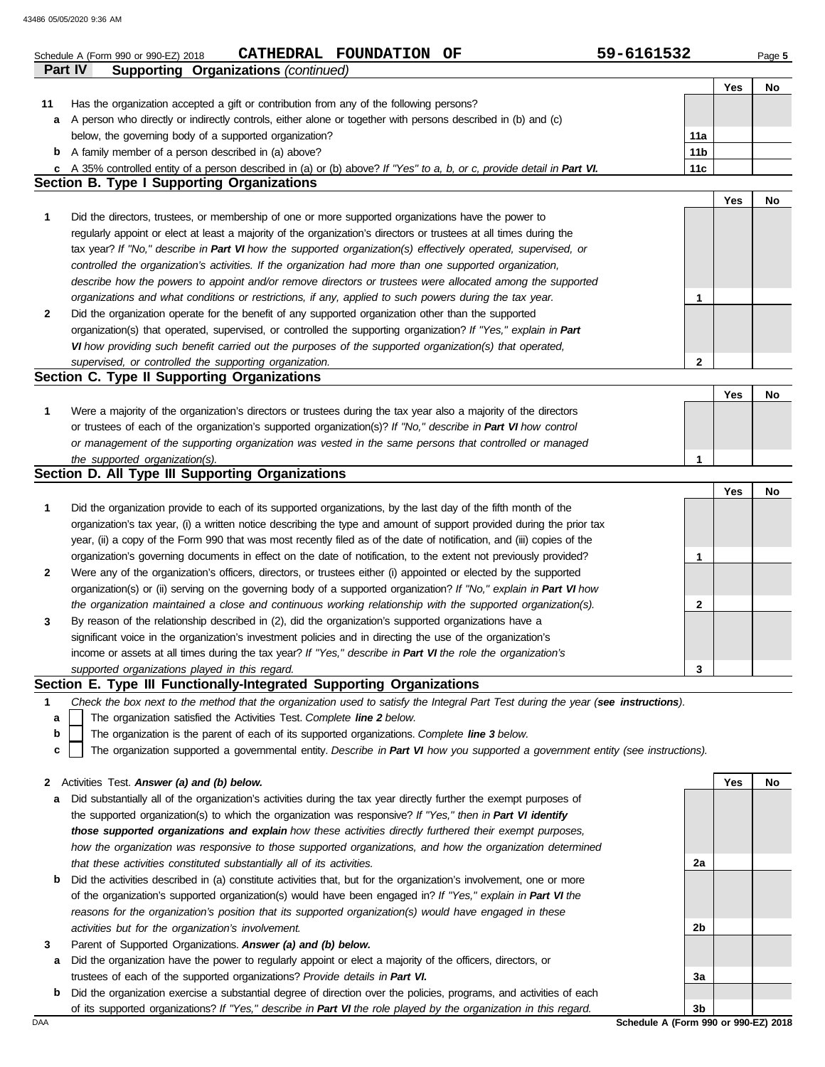Schedule A (Form 990 or 990-EZ) 2018 CATHEDRAL FOUNDATION OF 59-6161532 Page 5

## Part IV Supporting Organizations *(continued)*

| | | | Yes | No |
|---|---|---|---|---|
| **11** | Has the organization accepted a gift or contribution from any of the following persons? | | | |
| **a** | A person who directly or indirectly controls, either alone or together with persons described in (b) and (c) below, the governing body of a supported organization? | 11a | | |
| **b** | A family member of a person described in (a) above? | 11b | | |
| **c** | A 35% controlled entity of a person described in (a) or (b) above? *If "Yes" to a, b, or c, provide detail in **Part VI**.* | 11c | | |

### Section B. Type I Supporting Organizations

| | | | Yes | No |
|---|---|---|---|---|
| **1** | Did the directors, trustees, or membership of one or more supported organizations have the power to regularly appoint or elect at least a majority of the organization's directors or trustees at all times during the tax year? *If "No," describe in **Part VI** how the supported organization(s) effectively operated, supervised, or controlled the organization's activities. If the organization had more than one supported organization, describe how the powers to appoint and/or remove directors or trustees were allocated among the supported organizations and what conditions or restrictions, if any, applied to such powers during the tax year.* | 1 | | |
| **2** | Did the organization operate for the benefit of any supported organization other than the supported organization(s) that operated, supervised, or controlled the supporting organization? *If "Yes," explain in **Part VI** how providing such benefit carried out the purposes of the supported organization(s) that operated, supervised, or controlled the supporting organization.* | 2 | | |

### Section C. Type II Supporting Organizations

| | | | Yes | No |
|---|---|---|---|---|
| **1** | Were a majority of the organization's directors or trustees during the tax year also a majority of the directors or trustees of each of the organization's supported organization(s)? *If "No," describe in **Part VI** how control or management of the supporting organization was vested in the same persons that controlled or managed the supported organization(s).* | 1 | | |

### Section D. All Type III Supporting Organizations

| | | | Yes | No |
|---|---|---|---|---|
| **1** | Did the organization provide to each of its supported organizations, by the last day of the fifth month of the organization's tax year, (i) a written notice describing the type and amount of support provided during the prior tax year, (ii) a copy of the Form 990 that was most recently filed as of the date of notification, and (iii) copies of the organization's governing documents in effect on the date of notification, to the extent not previously provided? | 1 | | |
| **2** | Were any of the organization's officers, directors, or trustees either (i) appointed or elected by the supported organization(s) or (ii) serving on the governing body of a supported organization? *If "No," explain in **Part VI** how the organization maintained a close and continuous working relationship with the supported organization(s).* | 2 | | |
| **3** | By reason of the relationship described in (2), did the organization's supported organizations have a significant voice in the organization's investment policies and in directing the use of the organization's income or assets at all times during the tax year? *If "Yes," describe in **Part VI** the role the organization's supported organizations played in this regard.* | 3 | | |

### Section E. Type III Functionally-Integrated Supporting Organizations

**1** *Check the box next to the method that the organization used to satisfy the Integral Part Test during the year (**see instructions**).*

- **a** ☐ The organization satisfied the Activities Test. *Complete **line 2** below.*
- **b** ☐ The organization is the parent of each of its supported organizations. *Complete **line 3** below.*
- **c** ☐ The organization supported a governmental entity. *Describe in **Part VI** how you supported a government entity (see instructions).*

| | | | Yes | No |
|---|---|---|---|---|
| **2** | Activities Test. ***Answer (a) and (b) below.*** | | | |
| **a** | Did substantially all of the organization's activities during the tax year directly further the exempt purposes of the supported organization(s) to which the organization was responsive? *If "Yes," then in **Part VI identify those supported organizations and explain** how these activities directly furthered their exempt purposes, how the organization was responsive to those supported organizations, and how the organization determined that these activities constituted substantially all of its activities.* | 2a | | |
| **b** | Did the activities described in (a) constitute activities that, but for the organization's involvement, one or more of the organization's supported organization(s) would have been engaged in? *If "Yes," explain in **Part VI** the reasons for the organization's position that its supported organization(s) would have engaged in these activities but for the organization's involvement.* | 2b | | |
| **3** | Parent of Supported Organizations. ***Answer (a) and (b) below.*** | | | |
| **a** | Did the organization have the power to regularly appoint or elect a majority of the officers, directors, or trustees of each of the supported organizations? *Provide details in **Part VI**.* | 3a | | |
| **b** | Did the organization exercise a substantial degree of direction over the policies, programs, and activities of each of its supported organizations? *If "Yes," describe in **Part VI** the role played by the organization in this regard.* | 3b | | |

Schedule A (Form 990 or 990-EZ) 2018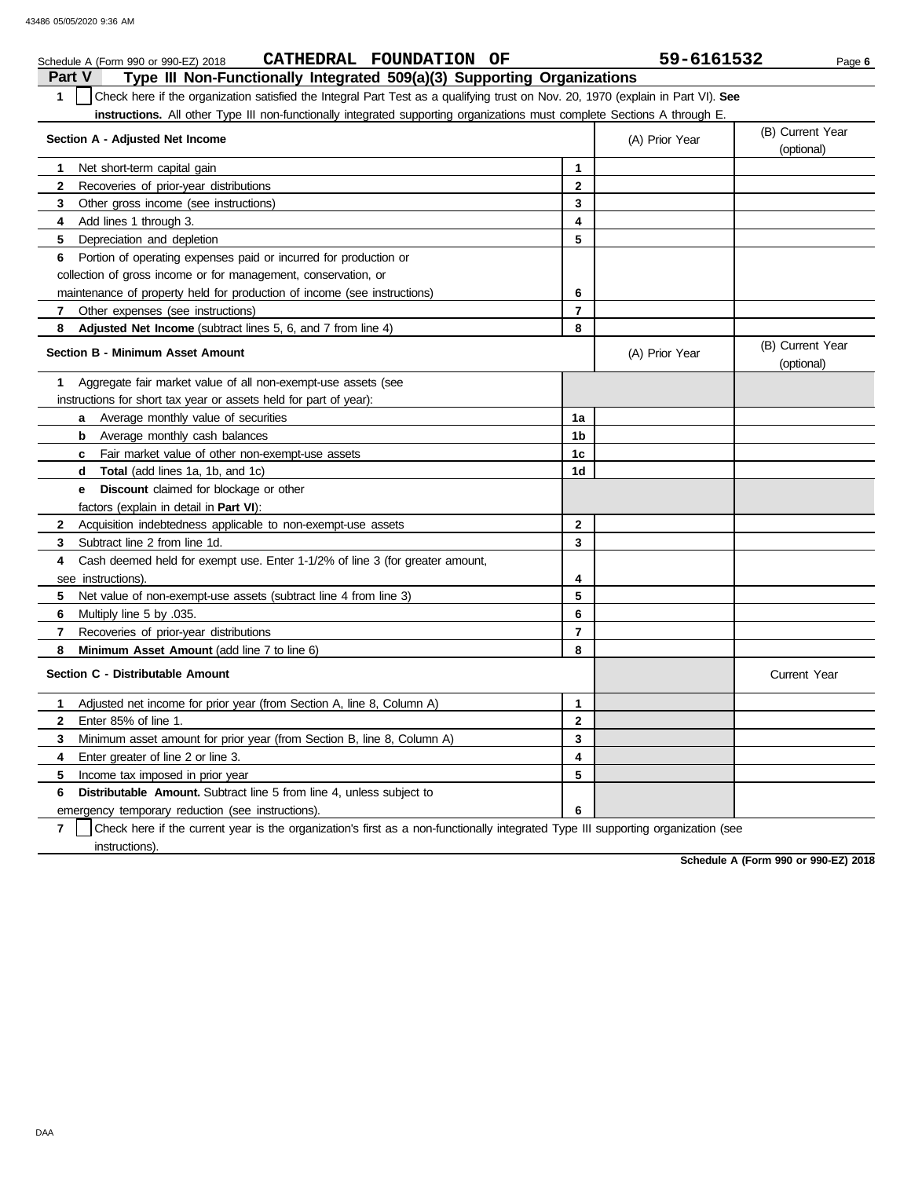Schedule A (Form 990 or 990-EZ) 2018 **CATHEDRAL FOUNDATION OF** **59-6161532** Page **6**

## Part V Type III Non-Functionally Integrated 509(a)(3) Supporting Organizations

**1** ☐ Check here if the organization satisfied the Integral Part Test as a qualifying trust on Nov. 20, 1970 (explain in Part VI). **See instructions.** All other Type III non-functionally integrated supporting organizations must complete Sections A through E.

| Section A - Adjusted Net Income | | (A) Prior Year | (B) Current Year (optional) |
|---|---|---|---|
| **1** Net short-term capital gain | **1** | | |
| **2** Recoveries of prior-year distributions | **2** | | |
| **3** Other gross income (see instructions) | **3** | | |
| **4** Add lines 1 through 3. | **4** | | |
| **5** Depreciation and depletion | **5** | | |
| **6** Portion of operating expenses paid or incurred for production or collection of gross income or for management, conservation, or maintenance of property held for production of income (see instructions) | **6** | | |
| **7** Other expenses (see instructions) | **7** | | |
| **8** **Adjusted Net Income** (subtract lines 5, 6, and 7 from line 4) | **8** | | |

| Section B - Minimum Asset Amount | | (A) Prior Year | (B) Current Year (optional) |
|---|---|---|---|
| **1** Aggregate fair market value of all non-exempt-use assets (see instructions for short tax year or assets held for part of year): | | | |
| **a** Average monthly value of securities | **1a** | | |
| **b** Average monthly cash balances | **1b** | | |
| **c** Fair market value of other non-exempt-use assets | **1c** | | |
| **d** **Total** (add lines 1a, 1b, and 1c) | **1d** | | |
| **e** **Discount** claimed for blockage or other factors (explain in detail in **Part VI**): | | | |
| **2** Acquisition indebtedness applicable to non-exempt-use assets | **2** | | |
| **3** Subtract line 2 from line 1d. | **3** | | |
| **4** Cash deemed held for exempt use. Enter 1-1/2% of line 3 (for greater amount, see instructions). | **4** | | |
| **5** Net value of non-exempt-use assets (subtract line 4 from line 3) | **5** | | |
| **6** Multiply line 5 by .035. | **6** | | |
| **7** Recoveries of prior-year distributions | **7** | | |
| **8** **Minimum Asset Amount** (add line 7 to line 6) | **8** | | |

| Section C - Distributable Amount | | | Current Year |
|---|---|---|---|
| **1** Adjusted net income for prior year (from Section A, line 8, Column A) | **1** | | |
| **2** Enter 85% of line 1. | **2** | | |
| **3** Minimum asset amount for prior year (from Section B, line 8, Column A) | **3** | | |
| **4** Enter greater of line 2 or line 3. | **4** | | |
| **5** Income tax imposed in prior year | **5** | | |
| **6** **Distributable Amount.** Subtract line 5 from line 4, unless subject to emergency temporary reduction (see instructions). | **6** | | |

**7** ☐ Check here if the current year is the organization's first as a non-functionally integrated Type III supporting organization (see instructions).

**Schedule A (Form 990 or 990-EZ) 2018**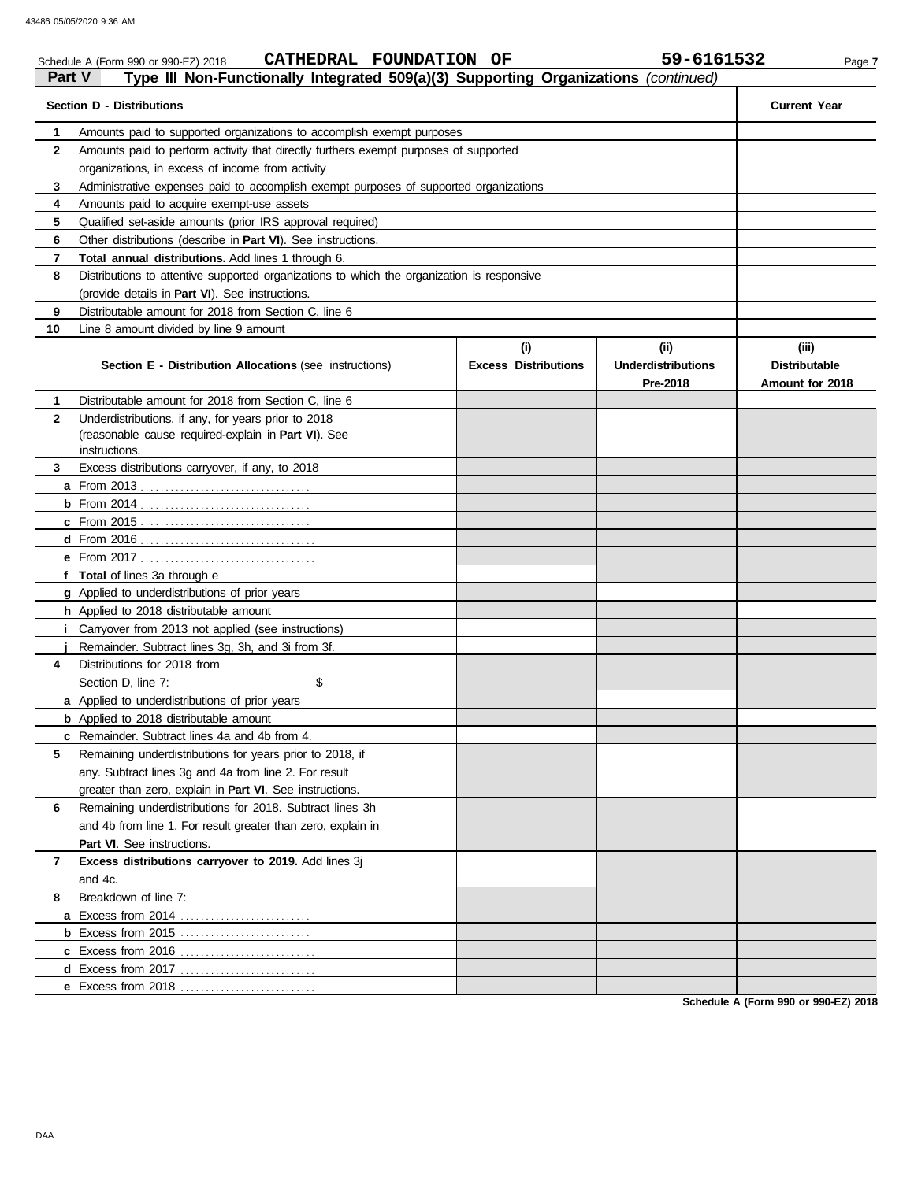Schedule A (Form 990 or 990-EZ) 2018 **CATHEDRAL FOUNDATION OF** **59-6161532**

## Part V — Type III Non-Functionally Integrated 509(a)(3) Supporting Organizations *(continued)*

| Section D - Distributions | | Current Year |
|---|---|---|
| **1** | Amounts paid to supported organizations to accomplish exempt purposes | |
| **2** | Amounts paid to perform activity that directly furthers exempt purposes of supported organizations, in excess of income from activity | |
| **3** | Administrative expenses paid to accomplish exempt purposes of supported organizations | |
| **4** | Amounts paid to acquire exempt-use assets | |
| **5** | Qualified set-aside amounts (prior IRS approval required) | |
| **6** | Other distributions (describe in **Part VI**). See instructions. | |
| **7** | **Total annual distributions.** Add lines 1 through 6. | |
| **8** | Distributions to attentive supported organizations to which the organization is responsive (provide details in **Part VI**). See instructions. | |
| **9** | Distributable amount for 2018 from Section C, line 6 | |
| **10** | Line 8 amount divided by line 9 amount | |

| Section E - Distribution Allocations (see instructions) | (i) Excess Distributions | (ii) Underdistributions Pre-2018 | (iii) Distributable Amount for 2018 |
|---|---|---|---|
| **1** Distributable amount for 2018 from Section C, line 6 | | | |
| **2** Underdistributions, if any, for years prior to 2018 (reasonable cause required-explain in **Part VI**). See instructions. | | | |
| **3** Excess distributions carryover, if any, to 2018 | | | |
| **a** From 2013 | | | |
| **b** From 2014 | | | |
| **c** From 2015 | | | |
| **d** From 2016 | | | |
| **e** From 2017 | | | |
| **f** **Total** of lines 3a through e | | | |
| **g** Applied to underdistributions of prior years | | | |
| **h** Applied to 2018 distributable amount | | | |
| **i** Carryover from 2013 not applied (see instructions) | | | |
| **j** Remainder. Subtract lines 3g, 3h, and 3i from 3f. | | | |
| **4** Distributions for 2018 from Section D, line 7: $ | | | |
| **a** Applied to underdistributions of prior years | | | |
| **b** Applied to 2018 distributable amount | | | |
| **c** Remainder. Subtract lines 4a and 4b from 4. | | | |
| **5** Remaining underdistributions for years prior to 2018, if any. Subtract lines 3g and 4a from line 2. For result greater than zero, explain in **Part VI**. See instructions. | | | |
| **6** Remaining underdistributions for 2018. Subtract lines 3h and 4b from line 1. For result greater than zero, explain in **Part VI**. See instructions. | | | |
| **7** **Excess distributions carryover to 2019.** Add lines 3j and 4c. | | | |
| **8** Breakdown of line 7: | | | |
| **a** Excess from 2014 | | | |
| **b** Excess from 2015 | | | |
| **c** Excess from 2016 | | | |
| **d** Excess from 2017 | | | |
| **e** Excess from 2018 | | | |

**Schedule A (Form 990 or 990-EZ) 2018**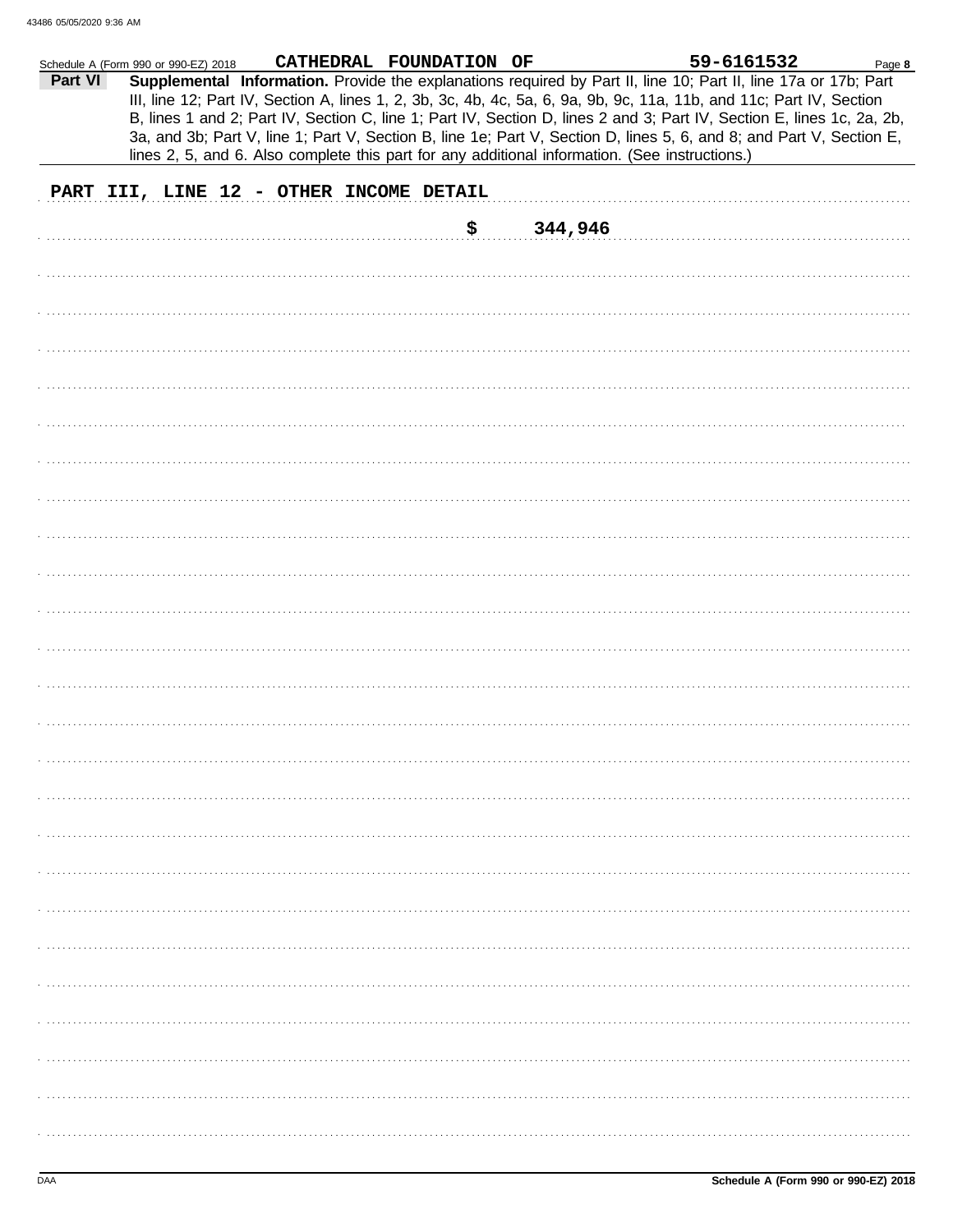Schedule A (Form 990 or 990-EZ) 2018 CATHEDRAL FOUNDATION OF 59-6161532 Page **8**

**Part VI** **Supplemental Information.** Provide the explanations required by Part II, line 10; Part II, line 17a or 17b; Part III, line 12; Part IV, Section A, lines 1, 2, 3b, 3c, 4b, 4c, 5a, 6, 9a, 9b, 9c, 11a, 11b, and 11c; Part IV, Section B, lines 1 and 2; Part IV, Section C, line 1; Part IV, Section D, lines 2 and 3; Part IV, Section E, lines 1c, 2a, 2b, 3a, and 3b; Part V, line 1; Part V, Section B, line 1e; Part V, Section D, lines 5, 6, and 8; and Part V, Section E, lines 2, 5, and 6. Also complete this part for any additional information. (See instructions.)

**PART III, LINE 12 - OTHER INCOME DETAIL**

$ 344,946

DAA **Schedule A (Form 990 or 990-EZ) 2018**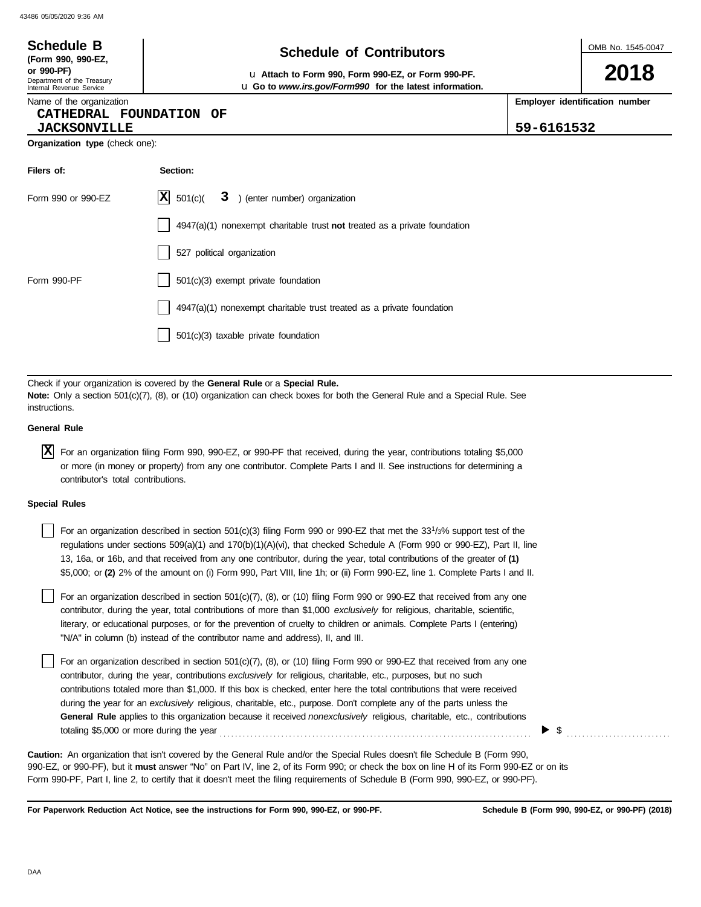**Schedule B**
**(Form 990, 990-EZ, or 990-PF)**
Department of the Treasury
Internal Revenue Service

# Schedule of Contributors

u **Attach to Form 990, Form 990-EZ, or Form 990-PF.**
u **Go to *www.irs.gov/Form990* for the latest information.**

OMB No. 1545-0047

**2018**

Name of the organization: CATHEDRAL FOUNDATION OF JACKSONVILLE

**Employer identification number:** 59-6161532

**Organization type** (check one):

| Filers of: | Section: |
|---|---|
| Form 990 or 990-EZ | [X] 501(c)( 3 ) (enter number) organization |
| | [ ] 4947(a)(1) nonexempt charitable trust **not** treated as a private foundation |
| | [ ] 527 political organization |
| Form 990-PF | [ ] 501(c)(3) exempt private foundation |
| | [ ] 4947(a)(1) nonexempt charitable trust treated as a private foundation |
| | [ ] 501(c)(3) taxable private foundation |

Check if your organization is covered by the **General Rule** or a **Special Rule.**
**Note:** Only a section 501(c)(7), (8), or (10) organization can check boxes for both the General Rule and a Special Rule. See instructions.

**General Rule**

[X] For an organization filing Form 990, 990-EZ, or 990-PF that received, during the year, contributions totaling $5,000 or more (in money or property) from any one contributor. Complete Parts I and II. See instructions for determining a contributor's total contributions.

**Special Rules**

[ ] For an organization described in section 501(c)(3) filing Form 990 or 990-EZ that met the $33^{1}/_{3}$% support test of the regulations under sections 509(a)(1) and 170(b)(1)(A)(vi), that checked Schedule A (Form 990 or 990-EZ), Part II, line 13, 16a, or 16b, and that received from any one contributor, during the year, total contributions of the greater of **(1)** $5,000; or **(2)** 2% of the amount on (i) Form 990, Part VIII, line 1h; or (ii) Form 990-EZ, line 1. Complete Parts I and II.

[ ] For an organization described in section 501(c)(7), (8), or (10) filing Form 990 or 990-EZ that received from any one contributor, during the year, total contributions of more than $1,000 *exclusively* for religious, charitable, scientific, literary, or educational purposes, or for the prevention of cruelty to children or animals. Complete Parts I (entering "N/A" in column (b) instead of the contributor name and address), II, and III.

[ ] For an organization described in section 501(c)(7), (8), or (10) filing Form 990 or 990-EZ that received from any one contributor, during the year, contributions *exclusively* for religious, charitable, etc., purposes, but no such contributions totaled more than $1,000. If this box is checked, enter here the total contributions that were received during the year for an *exclusively* religious, charitable, etc., purpose. Don't complete any of the parts unless the **General Rule** applies to this organization because it received *nonexclusively* religious, charitable, etc., contributions totaling $5,000 or more during the year . . . . . . . . . . ▶ $ . . . . . . . . . .

**Caution:** An organization that isn't covered by the General Rule and/or the Special Rules doesn't file Schedule B (Form 990, 990-EZ, or 990-PF), but it **must** answer "No" on Part IV, line 2, of its Form 990; or check the box on line H of its Form 990-EZ or on its Form 990-PF, Part I, line 2, to certify that it doesn't meet the filing requirements of Schedule B (Form 990, 990-EZ, or 990-PF).

**For Paperwork Reduction Act Notice, see the instructions for Form 990, 990-EZ, or 990-PF.** **Schedule B (Form 990, 990-EZ, or 990-PF) (2018)**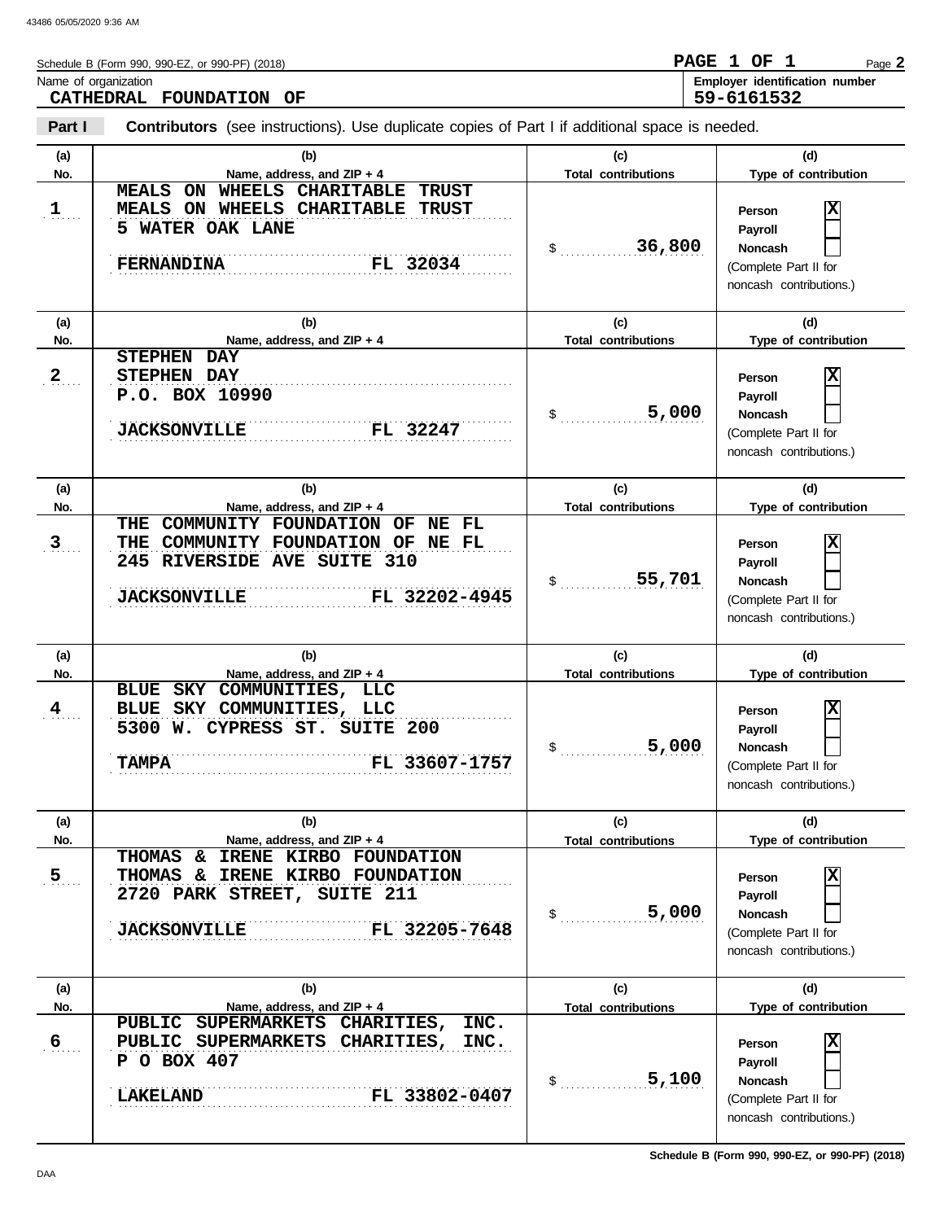Schedule B (Form 990, 990-EZ, or 990-PF) (2018) — PAGE 1 OF 1 — Page **2**

Name of organization: **CATHEDRAL FOUNDATION OF**

Employer identification number: **59-6161532**

**Part I** **Contributors** (see instructions). Use duplicate copies of Part I if additional space is needed.

| (a) No. | (b) Name, address, and ZIP + 4 | (c) Total contributions | (d) Type of contribution |
|---|---|---|---|
| 1 | MEALS ON WHEELS CHARITABLE TRUST<br>MEALS ON WHEELS CHARITABLE TRUST<br>5 WATER OAK LANE<br>FERNANDINA FL 32034 | $ 36,800 | Person [X]<br>Payroll [ ]<br>Noncash [ ]<br>(Complete Part II for noncash contributions.) |
| 2 | STEPHEN DAY<br>STEPHEN DAY<br>P.O. BOX 10990<br>JACKSONVILLE FL 32247 | $ 5,000 | Person [X]<br>Payroll [ ]<br>Noncash [ ]<br>(Complete Part II for noncash contributions.) |
| 3 | THE COMMUNITY FOUNDATION OF NE FL<br>THE COMMUNITY FOUNDATION OF NE FL<br>245 RIVERSIDE AVE SUITE 310<br>JACKSONVILLE FL 32202-4945 | $ 55,701 | Person [X]<br>Payroll [ ]<br>Noncash [ ]<br>(Complete Part II for noncash contributions.) |
| 4 | BLUE SKY COMMUNITIES, LLC<br>BLUE SKY COMMUNITIES, LLC<br>5300 W. CYPRESS ST. SUITE 200<br>TAMPA FL 33607-1757 | $ 5,000 | Person [X]<br>Payroll [ ]<br>Noncash [ ]<br>(Complete Part II for noncash contributions.) |
| 5 | THOMAS & IRENE KIRBO FOUNDATION<br>THOMAS & IRENE KIRBO FOUNDATION<br>2720 PARK STREET, SUITE 211<br>JACKSONVILLE FL 32205-7648 | $ 5,000 | Person [X]<br>Payroll [ ]<br>Noncash [ ]<br>(Complete Part II for noncash contributions.) |
| 6 | PUBLIC SUPERMARKETS CHARITIES, INC.<br>PUBLIC SUPERMARKETS CHARITIES, INC.<br>P O BOX 407<br>LAKELAND FL 33802-0407 | $ 5,100 | Person [X]<br>Payroll [ ]<br>Noncash [ ]<br>(Complete Part II for noncash contributions.) |

**Schedule B (Form 990, 990-EZ, or 990-PF) (2018)**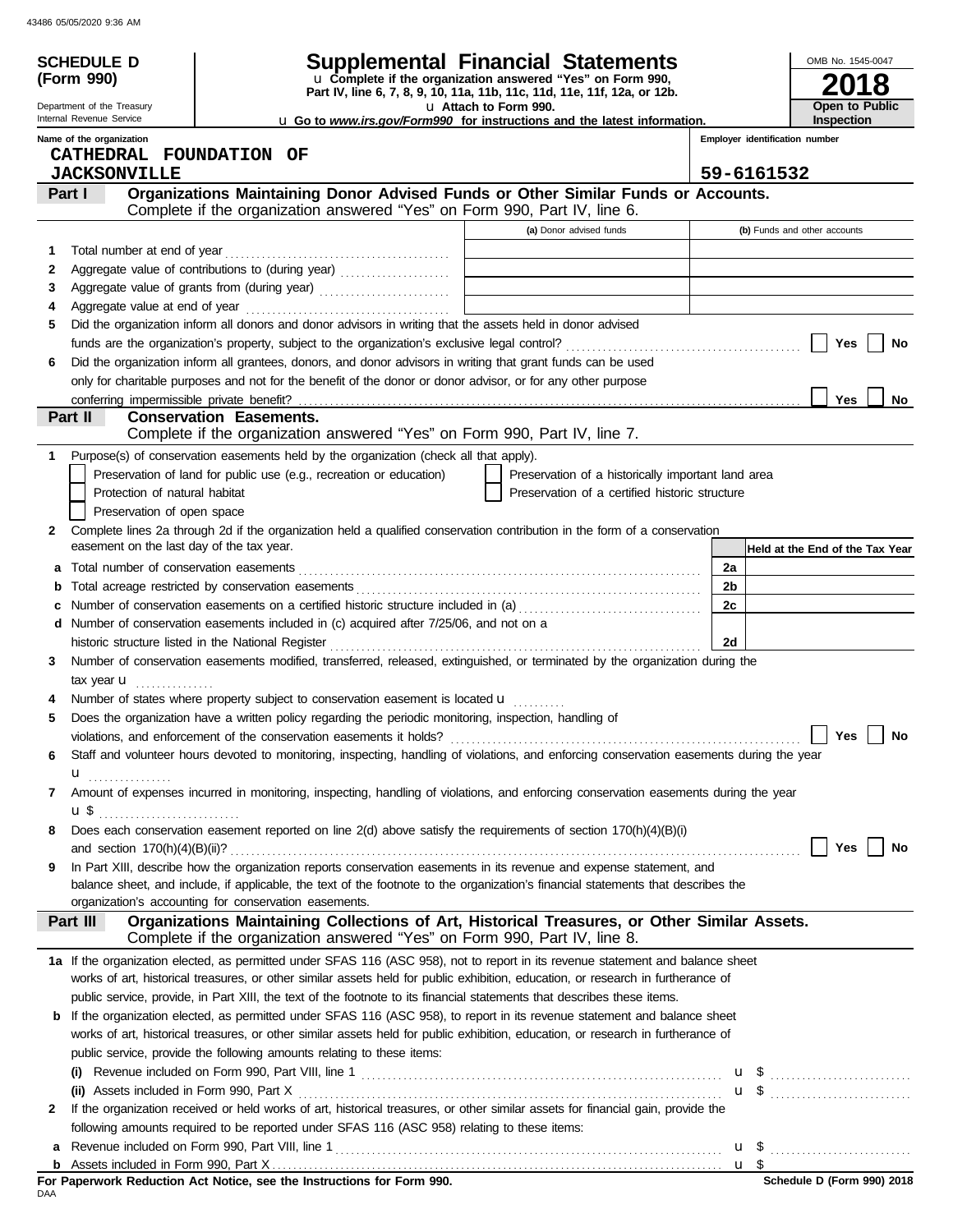# SCHEDULE D (Form 990)

Department of the Treasury
Internal Revenue Service

## Supplemental Financial Statements

u Complete if the organization answered "Yes" on Form 990, Part IV, line 6, 7, 8, 9, 10, 11a, 11b, 11c, 11d, 11e, 11f, 12a, or 12b.

u Attach to Form 990.

u Go to *www.irs.gov/Form990* for instructions and the latest information.

OMB No. 1545-0047

**2018**

**Open to Public Inspection**

**Name of the organization**
CATHEDRAL FOUNDATION OF JACKSONVILLE

**Employer identification number**
59-6161532

### Part I — Organizations Maintaining Donor Advised Funds or Other Similar Funds or Accounts.
Complete if the organization answered "Yes" on Form 990, Part IV, line 6.

| | | (a) Donor advised funds | (b) Funds and other accounts |
|---|---|---|---|
| 1 | Total number at end of year | | |
| 2 | Aggregate value of contributions to (during year) | | |
| 3 | Aggregate value of grants from (during year) | | |
| 4 | Aggregate value at end of year | | |

5 Did the organization inform all donors and donor advisors in writing that the assets held in donor advised funds are the organization's property, subject to the organization's exclusive legal control? ☐ Yes ☐ No

6 Did the organization inform all grantees, donors, and donor advisors in writing that grant funds can be used only for charitable purposes and not for the benefit of the donor or donor advisor, or for any other purpose conferring impermissible private benefit? ☐ Yes ☐ No

### Part II — Conservation Easements.
Complete if the organization answered "Yes" on Form 990, Part IV, line 7.

1 Purpose(s) of conservation easements held by the organization (check all that apply).

- ☐ Preservation of land for public use (e.g., recreation or education)
- ☐ Protection of natural habitat
- ☐ Preservation of open space
- ☐ Preservation of a historically important land area
- ☐ Preservation of a certified historic structure

2 Complete lines 2a through 2d if the organization held a qualified conservation contribution in the form of a conservation easement on the last day of the tax year.

| | | | Held at the End of the Tax Year |
|---|---|---|---|
| a | Total number of conservation easements | 2a | |
| b | Total acreage restricted by conservation easements | 2b | |
| c | Number of conservation easements on a certified historic structure included in (a) | 2c | |
| d | Number of conservation easements included in (c) acquired after 7/25/06, and not on a historic structure listed in the National Register | 2d | |

3 Number of conservation easements modified, transferred, released, extinguished, or terminated by the organization during the tax year u

4 Number of states where property subject to conservation easement is located u

5 Does the organization have a written policy regarding the periodic monitoring, inspection, handling of violations, and enforcement of the conservation easements it holds? ☐ Yes ☐ No

6 Staff and volunteer hours devoted to monitoring, inspecting, handling of violations, and enforcing conservation easements during the year u

7 Amount of expenses incurred in monitoring, inspecting, handling of violations, and enforcing conservation easements during the year u $

8 Does each conservation easement reported on line 2(d) above satisfy the requirements of section 170(h)(4)(B)(i) and section 170(h)(4)(B)(ii)? ☐ Yes ☐ No

9 In Part XIII, describe how the organization reports conservation easements in its revenue and expense statement, and balance sheet, and include, if applicable, the text of the footnote to the organization's financial statements that describes the organization's accounting for conservation easements.

### Part III — Organizations Maintaining Collections of Art, Historical Treasures, or Other Similar Assets.
Complete if the organization answered "Yes" on Form 990, Part IV, line 8.

1a If the organization elected, as permitted under SFAS 116 (ASC 958), not to report in its revenue statement and balance sheet works of art, historical treasures, or other similar assets held for public exhibition, education, or research in furtherance of public service, provide, in Part XIII, the text of the footnote to its financial statements that describes these items.

b If the organization elected, as permitted under SFAS 116 (ASC 958), to report in its revenue statement and balance sheet works of art, historical treasures, or other similar assets held for public exhibition, education, or research in furtherance of public service, provide the following amounts relating to these items:

(i) Revenue included on Form 990, Part VIII, line 1 u $

(ii) Assets included in Form 990, Part X u $

2 If the organization received or held works of art, historical treasures, or other similar assets for financial gain, provide the following amounts required to be reported under SFAS 116 (ASC 958) relating to these items:

a Revenue included on Form 990, Part VIII, line 1 u $

b Assets included in Form 990, Part X u $

**For Paperwork Reduction Act Notice, see the Instructions for Form 990.**

Schedule D (Form 990) 2018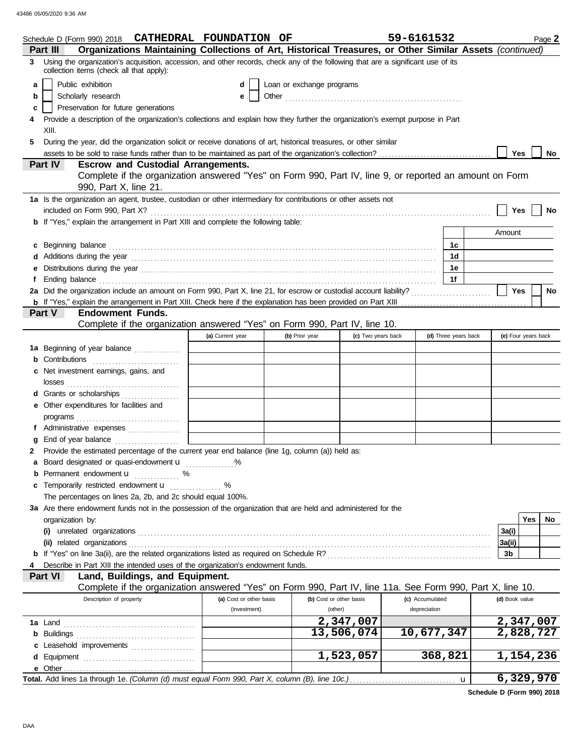Schedule D (Form 990) 2018 **CATHEDRAL FOUNDATION OF** **59-6161532** Page **2**

**Part III** **Organizations Maintaining Collections of Art, Historical Treasures, or Other Similar Assets** *(continued)*

**3** Using the organization's acquisition, accession, and other records, check any of the following that are a significant use of its collection items (check all that apply):

- **a** ☐ Public exhibition
- **b** ☐ Scholarly research
- **c** ☐ Preservation for future generations
- **d** ☐ Loan or exchange programs
- **e** ☐ Other

**4** Provide a description of the organization's collections and explain how they further the organization's exempt purpose in Part XIII.

**5** During the year, did the organization solicit or receive donations of art, historical treasures, or other similar assets to be sold to raise funds rather than to be maintained as part of the organization's collection? ☐ **Yes** ☐ **No**

**Part IV** **Escrow and Custodial Arrangements.**
Complete if the organization answered "Yes" on Form 990, Part IV, line 9, or reported an amount on Form 990, Part X, line 21.

**1a** Is the organization an agent, trustee, custodian or other intermediary for contributions or other assets not included on Form 990, Part X? ☐ **Yes** ☐ **No**

**b** If "Yes," explain the arrangement in Part XIII and complete the following table:

| | | Amount |
|---|---|---|
| **c** Beginning balance | **1c** | |
| **d** Additions during the year | **1d** | |
| **e** Distributions during the year | **1e** | |
| **f** Ending balance | **1f** | |

**2a** Did the organization include an amount on Form 990, Part X, line 21, for escrow or custodial account liability? ☐ **Yes** ☐ **No**

**b** If "Yes," explain the arrangement in Part XIII. Check here if the explanation has been provided on Part XIII ☐

**Part V** **Endowment Funds.**
Complete if the organization answered "Yes" on Form 990, Part IV, line 10.

| | (a) Current year | (b) Prior year | (c) Two years back | (d) Three years back | (e) Four years back |
|---|---|---|---|---|---|
| **1a** Beginning of year balance | | | | | |
| **b** Contributions | | | | | |
| **c** Net investment earnings, gains, and losses | | | | | |
| **d** Grants or scholarships | | | | | |
| **e** Other expenditures for facilities and programs | | | | | |
| **f** Administrative expenses | | | | | |
| **g** End of year balance | | | | | |

**2** Provide the estimated percentage of the current year end balance (line 1g, column (a)) held as:

- **a** Board designated or quasi-endowment u ............ %
- **b** Permanent endowment u ............ %
- **c** Temporarily restricted endowment u ............ %

The percentages on lines 2a, 2b, and 2c should equal 100%.

**3a** Are there endowment funds not in the possession of the organization that are held and administered for the organization by:

| | | Yes | No |
|---|---|---|---|
| **(i)** unrelated organizations | **3a(i)** | | |
| **(ii)** related organizations | **3a(ii)** | | |
| **b** If "Yes" on line 3a(ii), are the related organizations listed as required on Schedule R? | **3b** | | |

**4** Describe in Part XIII the intended uses of the organization's endowment funds.

**Part VI** **Land, Buildings, and Equipment.**
Complete if the organization answered "Yes" on Form 990, Part IV, line 11a. See Form 990, Part X, line 10.

| Description of property | (a) Cost or other basis (investment) | (b) Cost or other basis (other) | (c) Accumulated depreciation | (d) Book value |
|---|---|---|---|---|
| **1a** Land | | 2,347,007 | | 2,347,007 |
| **b** Buildings | | 13,506,074 | 10,677,347 | 2,828,727 |
| **c** Leasehold improvements | | | | |
| **d** Equipment | | 1,523,057 | 368,821 | 1,154,236 |
| **e** Other | | | | |
| **Total.** Add lines 1a through 1e. *(Column (d) must equal Form 990, Part X, column (B), line 10c.)* u | | | | 6,329,970 |

**Schedule D (Form 990) 2018**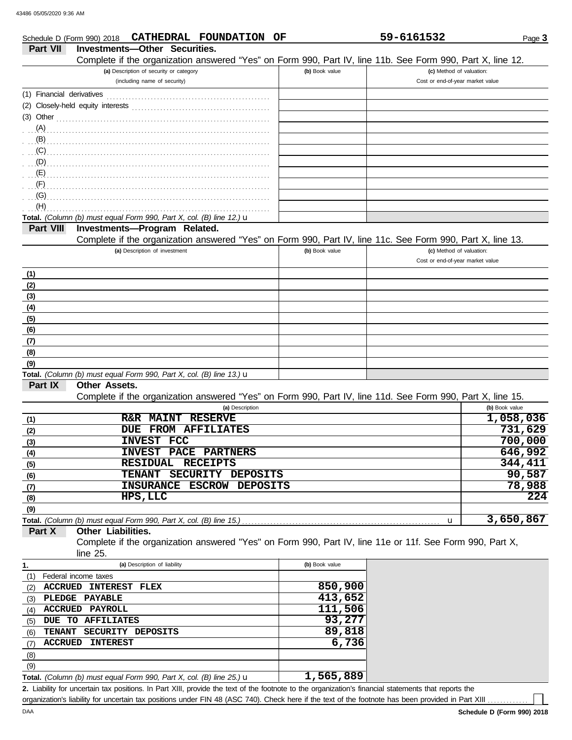Schedule D (Form 990) 2018 **CATHEDRAL FOUNDATION OF** **59-6161532** Page **3**

## Part VII Investments—Other Securities.

Complete if the organization answered "Yes" on Form 990, Part IV, line 11b. See Form 990, Part X, line 12.

| (a) Description of security or category (including name of security) | (b) Book value | (c) Method of valuation: Cost or end-of-year market value |
|---|---|---|
| (1) Financial derivatives | | |
| (2) Closely-held equity interests | | |
| (3) Other | | |
| (A) | | |
| (B) | | |
| (C) | | |
| (D) | | |
| (E) | | |
| (F) | | |
| (G) | | |
| (H) | | |
| **Total.** *(Column (b) must equal Form 990, Part X, col. (B) line 12.)* u | | |

## Part VIII Investments—Program Related.

Complete if the organization answered "Yes" on Form 990, Part IV, line 11c. See Form 990, Part X, line 13.

| (a) Description of investment | (b) Book value | (c) Method of valuation: Cost or end-of-year market value |
|---|---|---|
| **(1)** | | |
| **(2)** | | |
| **(3)** | | |
| **(4)** | | |
| **(5)** | | |
| **(6)** | | |
| **(7)** | | |
| **(8)** | | |
| **(9)** | | |
| **Total.** *(Column (b) must equal Form 990, Part X, col. (B) line 13.)* u | | |

## Part IX Other Assets.

Complete if the organization answered "Yes" on Form 990, Part IV, line 11d. See Form 990, Part X, line 15.

| | (a) Description | (b) Book value |
|---|---|---|
| **(1)** | R&R MAINT RESERVE | 1,058,036 |
| **(2)** | DUE FROM AFFILIATES | 731,629 |
| **(3)** | INVEST FCC | 700,000 |
| **(4)** | INVEST PACE PARTNERS | 646,992 |
| **(5)** | RESIDUAL RECEIPTS | 344,411 |
| **(6)** | TENANT SECURITY DEPOSITS | 90,587 |
| **(7)** | INSURANCE ESCROW DEPOSITS | 78,988 |
| **(8)** | HPS,LLC | 224 |
| **(9)** | | |
| **Total.** *(Column (b) must equal Form 990, Part X, col. (B) line 15.)* | u | 3,650,867 |

## Part X Other Liabilities.

Complete if the organization answered "Yes" on Form 990, Part IV, line 11e or 11f. See Form 990, Part X, line 25.

| **1.** (a) Description of liability | (b) Book value |
|---|---|
| (1) Federal income taxes | |
| (2) ACCRUED INTEREST FLEX | 850,900 |
| (3) PLEDGE PAYABLE | 413,652 |
| (4) ACCRUED PAYROLL | 111,506 |
| (5) DUE TO AFFILIATES | 93,277 |
| (6) TENANT SECURITY DEPOSITS | 89,818 |
| (7) ACCRUED INTEREST | 6,736 |
| (8) | |
| (9) | |
| **Total.** *(Column (b) must equal Form 990, Part X, col. (B) line 25.)* u | 1,565,889 |

**2.** Liability for uncertain tax positions. In Part XIII, provide the text of the footnote to the organization's financial statements that reports the organization's liability for uncertain tax positions under FIN 48 (ASC 740). Check here if the text of the footnote has been provided in Part XIII ☐

DAA **Schedule D (Form 990) 2018**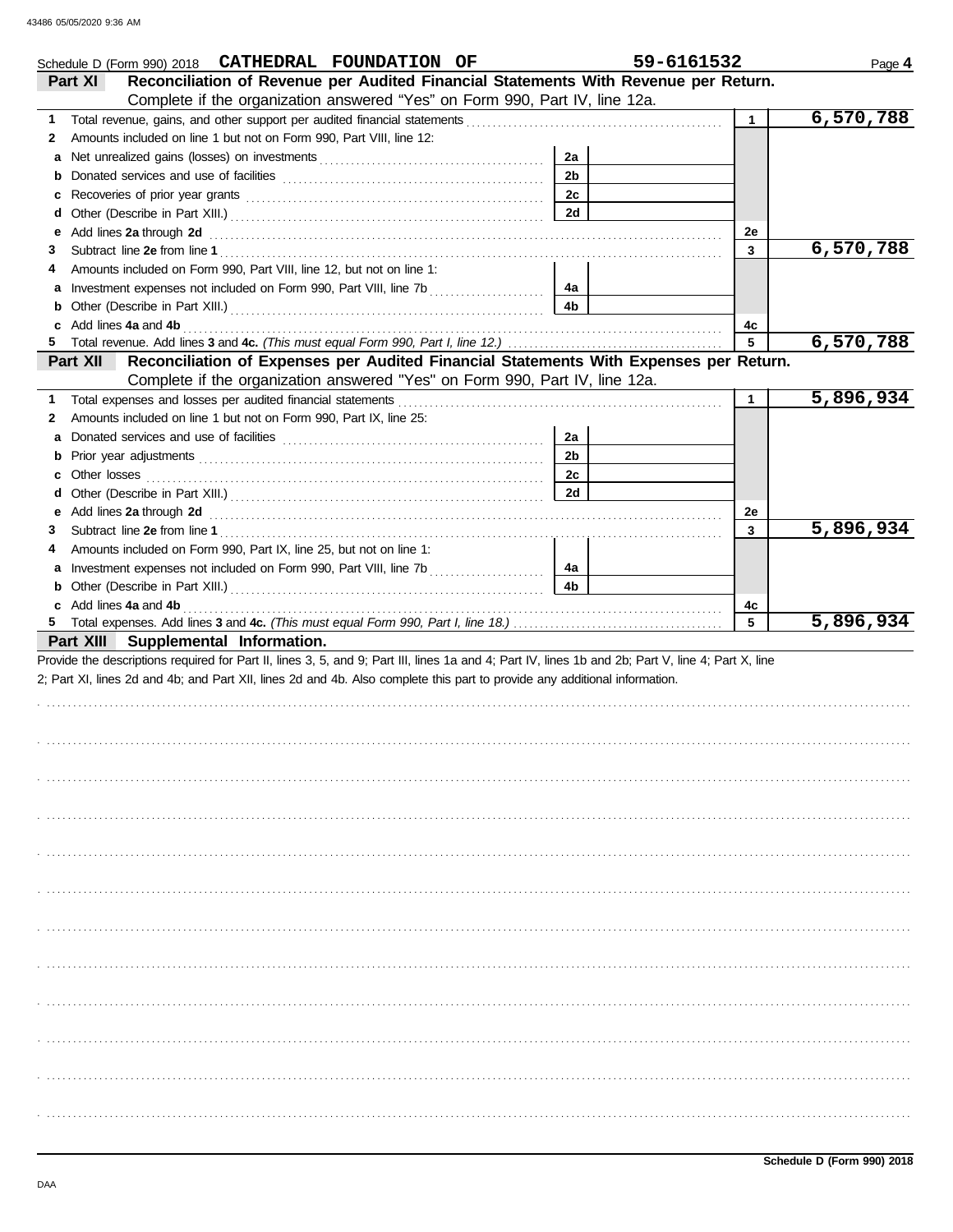Schedule D (Form 990) 2018 **CATHEDRAL FOUNDATION OF** **59-6161532** Page **4**

## Part XI Reconciliation of Revenue per Audited Financial Statements With Revenue per Return.

Complete if the organization answered "Yes" on Form 990, Part IV, line 12a.

| | | | | | |
|---|---|---|---|---|---|
| **1** | Total revenue, gains, and other support per audited financial statements | | | 1 | 6,570,788 |
| **2** | Amounts included on line 1 but not on Form 990, Part VIII, line 12: | | | | |
| **a** | Net unrealized gains (losses) on investments | 2a | | | |
| **b** | Donated services and use of facilities | 2b | | | |
| **c** | Recoveries of prior year grants | 2c | | | |
| **d** | Other (Describe in Part XIII.) | 2d | | | |
| **e** | Add lines **2a** through **2d** | | | 2e | |
| **3** | Subtract line **2e** from line **1** | | | 3 | 6,570,788 |
| **4** | Amounts included on Form 990, Part VIII, line 12, but not on line 1: | | | | |
| **a** | Investment expenses not included on Form 990, Part VIII, line 7b | 4a | | | |
| **b** | Other (Describe in Part XIII.) | 4b | | | |
| **c** | Add lines **4a** and **4b** | | | 4c | |
| **5** | Total revenue. Add lines **3** and **4c.** *(This must equal Form 990, Part I, line 12.)* | | | 5 | 6,570,788 |

## Part XII Reconciliation of Expenses per Audited Financial Statements With Expenses per Return.

Complete if the organization answered "Yes" on Form 990, Part IV, line 12a.

| | | | | | |
|---|---|---|---|---|---|
| **1** | Total expenses and losses per audited financial statements | | | 1 | 5,896,934 |
| **2** | Amounts included on line 1 but not on Form 990, Part IX, line 25: | | | | |
| **a** | Donated services and use of facilities | 2a | | | |
| **b** | Prior year adjustments | 2b | | | |
| **c** | Other losses | 2c | | | |
| **d** | Other (Describe in Part XIII.) | 2d | | | |
| **e** | Add lines **2a** through **2d** | | | 2e | |
| **3** | Subtract line **2e** from line **1** | | | 3 | 5,896,934 |
| **4** | Amounts included on Form 990, Part IX, line 25, but not on line 1: | | | | |
| **a** | Investment expenses not included on Form 990, Part VIII, line 7b | 4a | | | |
| **b** | Other (Describe in Part XIII.) | 4b | | | |
| **c** | Add lines **4a** and **4b** | | | 4c | |
| **5** | Total expenses. Add lines **3** and **4c.** *(This must equal Form 990, Part I, line 18.)* | | | 5 | 5,896,934 |

## Part XIII Supplemental Information.

Provide the descriptions required for Part II, lines 3, 5, and 9; Part III, lines 1a and 4; Part IV, lines 1b and 2b; Part V, line 4; Part X, line 2; Part XI, lines 2d and 4b; and Part XII, lines 2d and 4b. Also complete this part to provide any additional information.

**Schedule D (Form 990) 2018**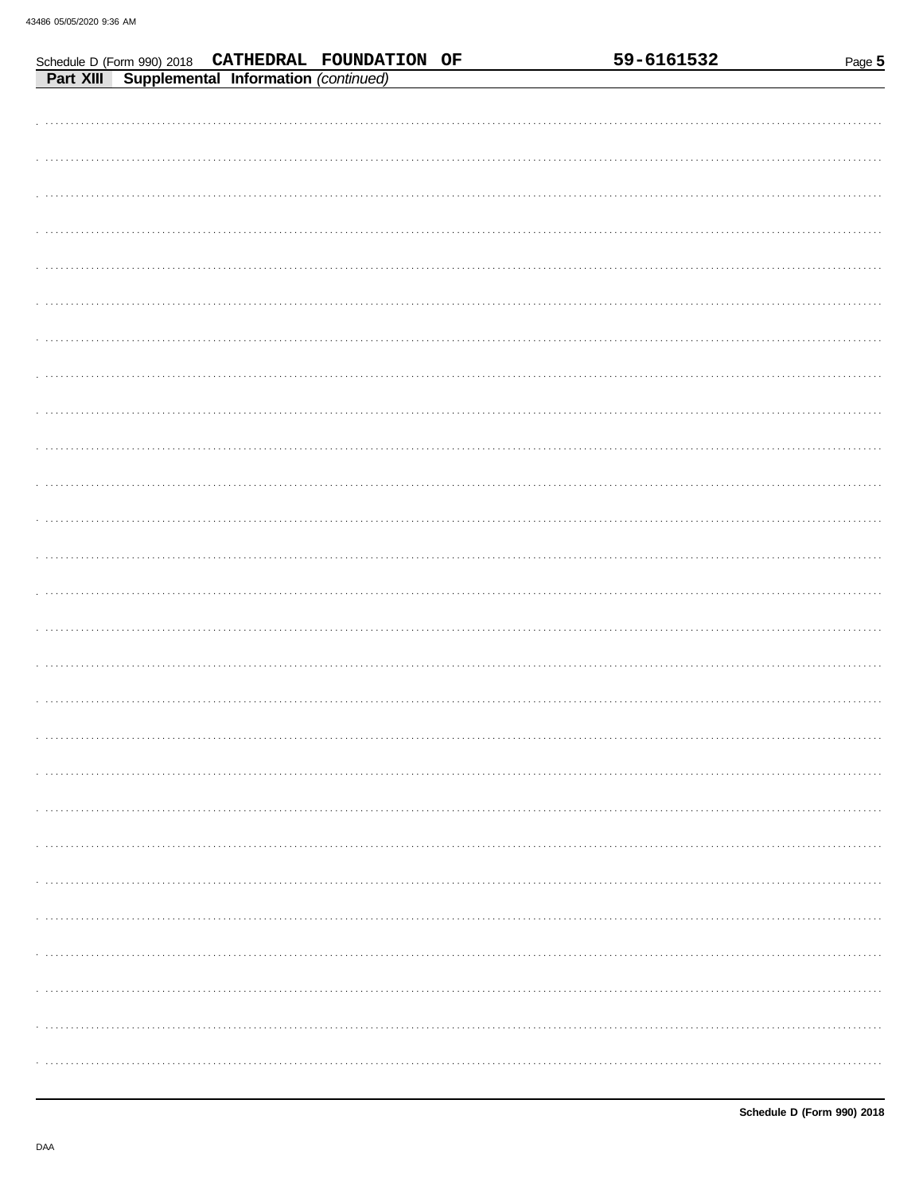Schedule D (Form 990) 2018 CATHEDRAL FOUNDATION OF 59-6161532

**Part XIII Supplemental Information** *(continued)*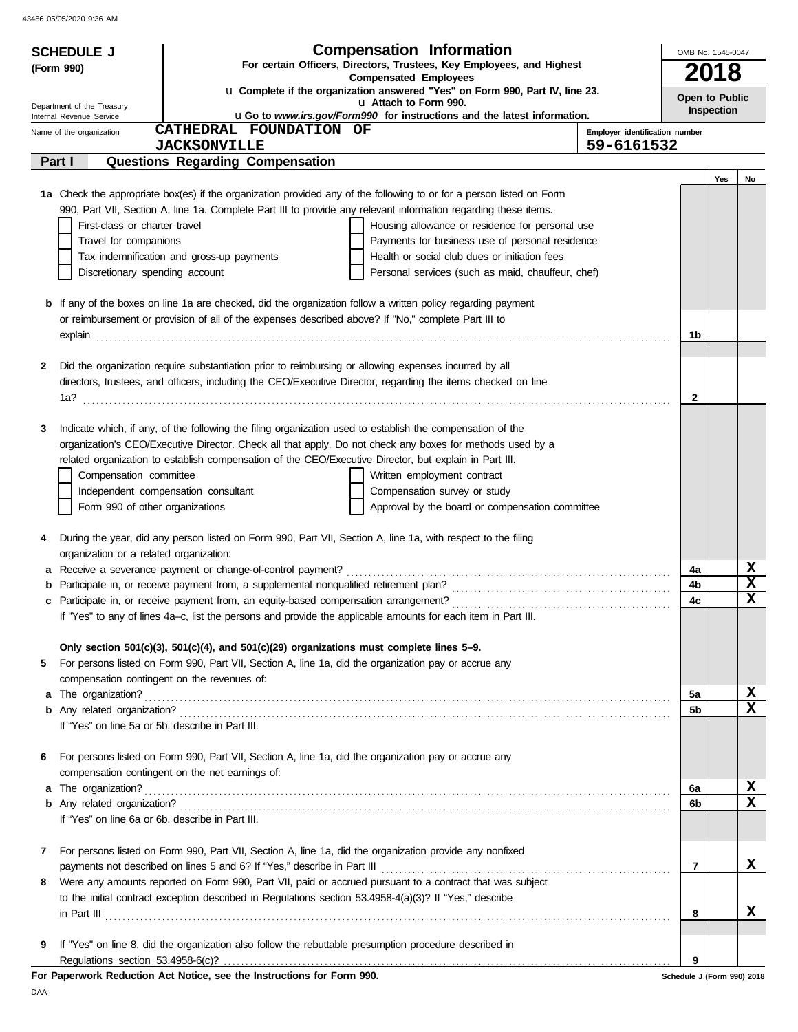**SCHEDULE J**
**(Form 990)**

Department of the Treasury
Internal Revenue Service

# Compensation Information

**For certain Officers, Directors, Trustees, Key Employees, and Highest Compensated Employees**

u **Complete if the organization answered "Yes" on Form 990, Part IV, line 23.**
u **Attach to Form 990.**
u **Go to *www.irs.gov/Form990* for instructions and the latest information.**

OMB No. 1545-0047

**2018**

**Open to Public Inspection**

Name of the organization: **CATHEDRAL FOUNDATION OF JACKSONVILLE**

Employer identification number: **59-6161532**

## Part I — Questions Regarding Compensation

| | | | Yes | No |
|---|---|---|---|---|
| **1a** | Check the appropriate box(es) if the organization provided any of the following to or for a person listed on Form 990, Part VII, Section A, line 1a. Complete Part III to provide any relevant information regarding these items.<br>☐ First-class or charter travel ☐ Housing allowance or residence for personal use<br>☐ Travel for companions ☐ Payments for business use of personal residence<br>☐ Tax indemnification and gross-up payments ☐ Health or social club dues or initiation fees<br>☐ Discretionary spending account ☐ Personal services (such as maid, chauffeur, chef) | | | |
| **b** | If any of the boxes on line 1a are checked, did the organization follow a written policy regarding payment or reimbursement or provision of all of the expenses described above? If "No," complete Part III to explain | 1b | | |
| **2** | Did the organization require substantiation prior to reimbursing or allowing expenses incurred by all directors, trustees, and officers, including the CEO/Executive Director, regarding the items checked on line 1a? | 2 | | |
| **3** | Indicate which, if any, of the following the filing organization used to establish the compensation of the organization's CEO/Executive Director. Check all that apply. Do not check any boxes for methods used by a related organization to establish compensation of the CEO/Executive Director, but explain in Part III.<br>☐ Compensation committee ☐ Written employment contract<br>☐ Independent compensation consultant ☐ Compensation survey or study<br>☐ Form 990 of other organizations ☐ Approval by the board or compensation committee | | | |
| **4** | During the year, did any person listed on Form 990, Part VII, Section A, line 1a, with respect to the filing organization or a related organization: | | | |
| **a** | Receive a severance payment or change-of-control payment? | 4a | | X |
| **b** | Participate in, or receive payment from, a supplemental nonqualified retirement plan? | 4b | | X |
| **c** | Participate in, or receive payment from, an equity-based compensation arrangement? | 4c | | X |
| | If "Yes" to any of lines 4a–c, list the persons and provide the applicable amounts for each item in Part III. | | | |
| | **Only section 501(c)(3), 501(c)(4), and 501(c)(29) organizations must complete lines 5–9.** | | | |
| **5** | For persons listed on Form 990, Part VII, Section A, line 1a, did the organization pay or accrue any compensation contingent on the revenues of: | | | |
| **a** | The organization? | 5a | | X |
| **b** | Any related organization? | 5b | | X |
| | If "Yes" on line 5a or 5b, describe in Part III. | | | |
| **6** | For persons listed on Form 990, Part VII, Section A, line 1a, did the organization pay or accrue any compensation contingent on the net earnings of: | | | |
| **a** | The organization? | 6a | | X |
| **b** | Any related organization? | 6b | | X |
| | If "Yes" on line 6a or 6b, describe in Part III. | | | |
| **7** | For persons listed on Form 990, Part VII, Section A, line 1a, did the organization provide any nonfixed payments not described on lines 5 and 6? If "Yes," describe in Part III | 7 | | X |
| **8** | Were any amounts reported on Form 990, Part VII, paid or accrued pursuant to a contract that was subject to the initial contract exception described in Regulations section 53.4958-4(a)(3)? If "Yes," describe in Part III | 8 | | X |
| **9** | If "Yes" on line 8, did the organization also follow the rebuttable presumption procedure described in Regulations section 53.4958-6(c)? | 9 | | |

**For Paperwork Reduction Act Notice, see the Instructions for Form 990.**

Schedule J (Form 990) 2018

DAA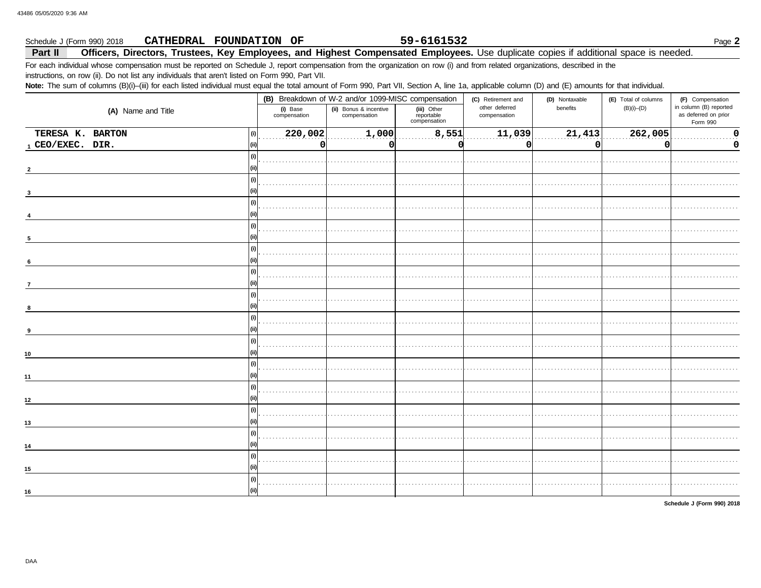Schedule J (Form 990) 2018 **CATHEDRAL FOUNDATION OF** **59-6161532** Page **2**

**Part II** **Officers, Directors, Trustees, Key Employees, and Highest Compensated Employees.** Use duplicate copies if additional space is needed.

For each individual whose compensation must be reported on Schedule J, report compensation from the organization on row (i) and from related organizations, described in the instructions, on row (ii). Do not list any individuals that aren't listed on Form 990, Part VII.

**Note:** The sum of columns (B)(i)–(iii) for each listed individual must equal the total amount of Form 990, Part VII, Section A, line 1a, applicable column (D) and (E) amounts for that individual.

| (A) Name and Title | | (B) Breakdown of W-2 and/or 1099-MISC compensation | | | (C) Retirement and other deferred compensation | (D) Nontaxable benefits | (E) Total of columns (B)(i)–(D) | (F) Compensation in column (B) reported as deferred on prior Form 990 |
|---|---|---|---|---|---|---|---|---|
| | | (i) Base compensation | (ii) Bonus & incentive compensation | (iii) Other reportable compensation | | | | |
| 1 TERESA K. BARTON CEO/EXEC. DIR. | (i) | 220,002 | 1,000 | 8,551 | 11,039 | 21,413 | 262,005 | 0 |
| | (ii) | 0 | 0 | 0 | 0 | 0 | 0 | 0 |
| 2 | (i) | | | | | | | |
| | (ii) | | | | | | | |
| 3 | (i) | | | | | | | |
| | (ii) | | | | | | | |
| 4 | (i) | | | | | | | |
| | (ii) | | | | | | | |
| 5 | (i) | | | | | | | |
| | (ii) | | | | | | | |
| 6 | (i) | | | | | | | |
| | (ii) | | | | | | | |
| 7 | (i) | | | | | | | |
| | (ii) | | | | | | | |
| 8 | (i) | | | | | | | |
| | (ii) | | | | | | | |
| 9 | (i) | | | | | | | |
| | (ii) | | | | | | | |
| 10 | (i) | | | | | | | |
| | (ii) | | | | | | | |
| 11 | (i) | | | | | | | |
| | (ii) | | | | | | | |
| 12 | (i) | | | | | | | |
| | (ii) | | | | | | | |
| 13 | (i) | | | | | | | |
| | (ii) | | | | | | | |
| 14 | (i) | | | | | | | |
| | (ii) | | | | | | | |
| 15 | (i) | | | | | | | |
| | (ii) | | | | | | | |
| 16 | (i) | | | | | | | |
| | (ii) | | | | | | | |

**Schedule J (Form 990) 2018**

DAA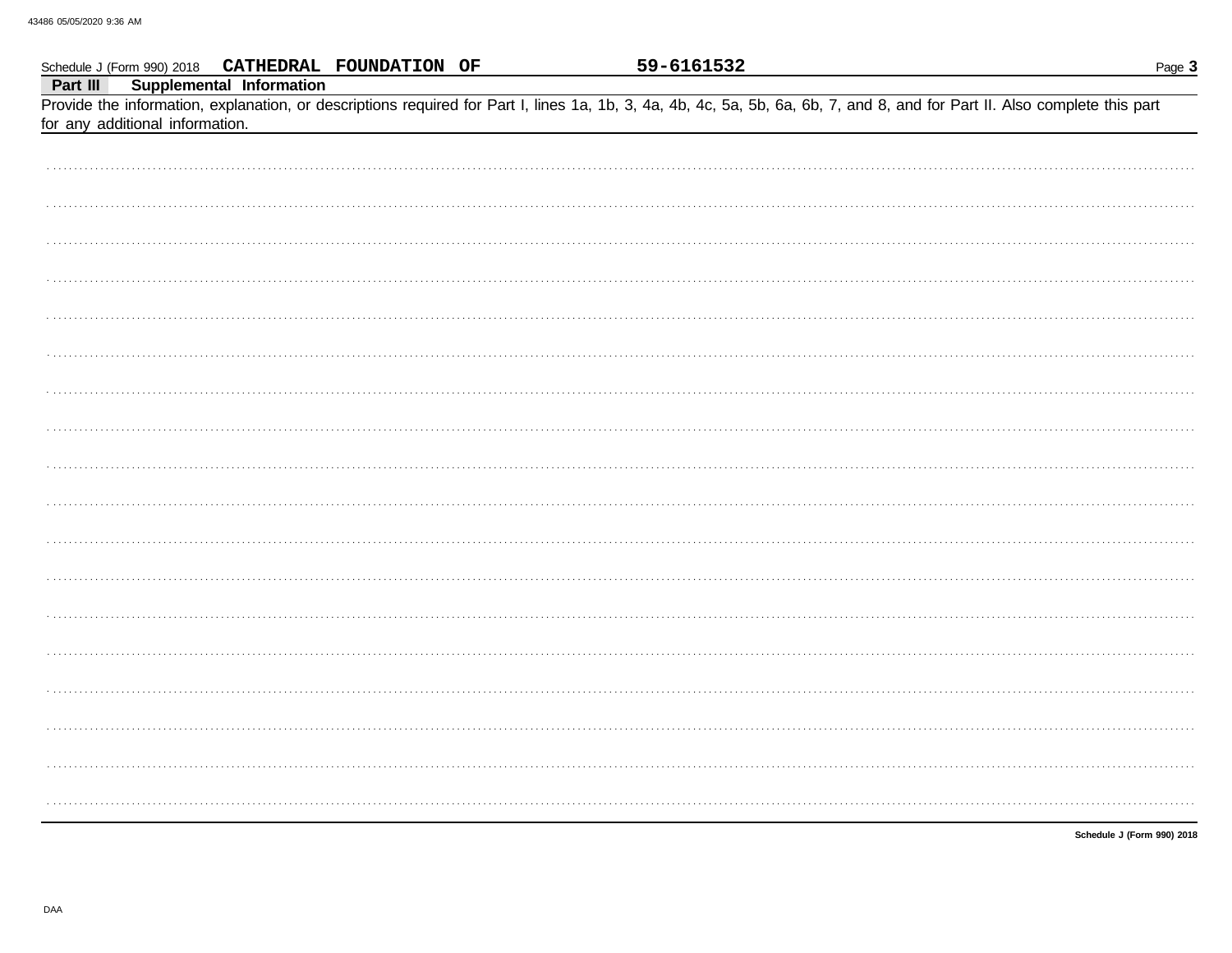Schedule J (Form 990) 2018 **CATHEDRAL FOUNDATION OF** **59-6161532**

**Part III** **Supplemental Information**

Provide the information, explanation, or descriptions required for Part I, lines 1a, 1b, 3, 4a, 4b, 4c, 5a, 5b, 6a, 6b, 7, and 8, and for Part II. Also complete this part for any additional information.

**Schedule J (Form 990) 2018**

DAA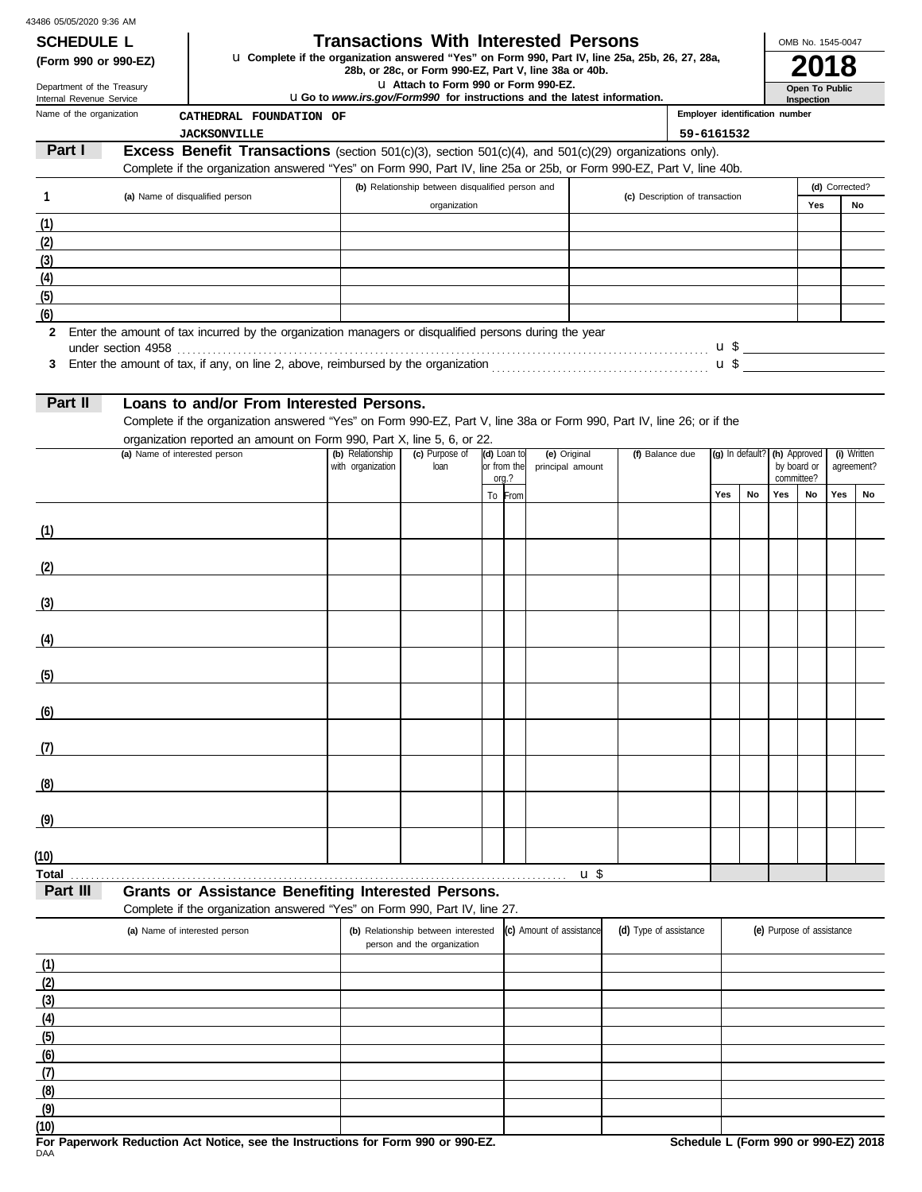**SCHEDULE L**
**(Form 990 or 990-EZ)**

Department of the Treasury
Internal Revenue Service

# Transactions With Interested Persons

u **Complete if the organization answered "Yes" on Form 990, Part IV, line 25a, 25b, 26, 27, 28a, 28b, or 28c, or Form 990-EZ, Part V, line 38a or 40b.**
u **Attach to Form 990 or Form 990-EZ.**
u **Go to *www.irs.gov/Form990* for instructions and the latest information.**

OMB No. 1545-0047
**2018**
**Open To Public Inspection**

Name of the organization: CATHEDRAL FOUNDATION OF JACKSONVILLE

Employer identification number: 59-6161532

## Part I Excess Benefit Transactions (section 501(c)(3), section 501(c)(4), and 501(c)(29) organizations only).

Complete if the organization answered "Yes" on Form 990, Part IV, line 25a or 25b, or Form 990-EZ, Part V, line 40b.

| 1 (a) Name of disqualified person | (b) Relationship between disqualified person and organization | (c) Description of transaction | (d) Corrected? Yes | No |
|---|---|---|---|---|
| (1) | | | | |
| (2) | | | | |
| (3) | | | | |
| (4) | | | | |
| (5) | | | | |
| (6) | | | | |

**2** Enter the amount of tax incurred by the organization managers or disqualified persons during the year under section 4958 . . . u $

**3** Enter the amount of tax, if any, on line 2, above, reimbursed by the organization . . . u $

## Part II Loans to and/or From Interested Persons.

Complete if the organization answered "Yes" on Form 990-EZ, Part V, line 38a or Form 990, Part IV, line 26; or if the organization reported an amount on Form 990, Part X, line 5, 6, or 22.

| (a) Name of interested person | (b) Relationship with organization | (c) Purpose of loan | (d) Loan to or from the org.? To | From | (e) Original principal amount | (f) Balance due | (g) In default? Yes | No | (h) Approved by board or committee? Yes | No | (i) Written agreement? Yes | No |
|---|---|---|---|---|---|---|---|---|---|---|---|---|
| (1) | | | | | | | | | | | | |
| (2) | | | | | | | | | | | | |
| (3) | | | | | | | | | | | | |
| (4) | | | | | | | | | | | | |
| (5) | | | | | | | | | | | | |
| (6) | | | | | | | | | | | | |
| (7) | | | | | | | | | | | | |
| (8) | | | | | | | | | | | | |
| (9) | | | | | | | | | | | | |
| (10) | | | | | | | | | | | | |
| **Total** . . . u $ | | | | | | | | | | | | |

## Part III Grants or Assistance Benefiting Interested Persons.

Complete if the organization answered "Yes" on Form 990, Part IV, line 27.

| (a) Name of interested person | (b) Relationship between interested person and the organization | (c) Amount of assistance | (d) Type of assistance | (e) Purpose of assistance |
|---|---|---|---|---|
| (1) | | | | |
| (2) | | | | |
| (3) | | | | |
| (4) | | | | |
| (5) | | | | |
| (6) | | | | |
| (7) | | | | |
| (8) | | | | |
| (9) | | | | |
| (10) | | | | |

**For Paperwork Reduction Act Notice, see the Instructions for Form 990 or 990-EZ.**
DAA
**Schedule L (Form 990 or 990-EZ) 2018**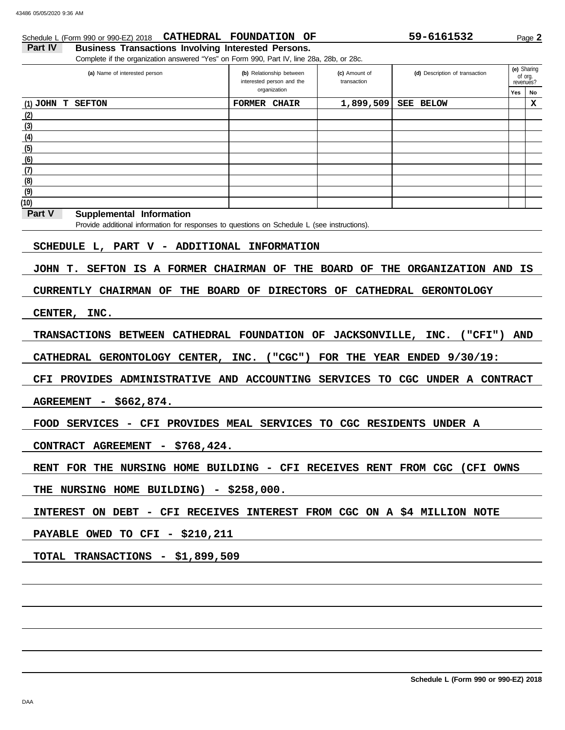Schedule L (Form 990 or 990-EZ) 2018 **CATHEDRAL FOUNDATION OF** **59-6161532** Page **2**

## Part IV Business Transactions Involving Interested Persons.

Complete if the organization answered "Yes" on Form 990, Part IV, line 28a, 28b, or 28c.

| (a) Name of interested person | (b) Relationship between interested person and the organization | (c) Amount of transaction | (d) Description of transaction | (e) Sharing of org. revenues? | |
|---|---|---|---|---|---|
| | | | | Yes | No |
| (1) JOHN T SEFTON | FORMER CHAIR | 1,899,509 | SEE BELOW | | X |
| (2) | | | | | |
| (3) | | | | | |
| (4) | | | | | |
| (5) | | | | | |
| (6) | | | | | |
| (7) | | | | | |
| (8) | | | | | |
| (9) | | | | | |
| (10) | | | | | |

## Part V Supplemental Information

Provide additional information for responses to questions on Schedule L (see instructions).

SCHEDULE L, PART V - ADDITIONAL INFORMATION

JOHN T. SEFTON IS A FORMER CHAIRMAN OF THE BOARD OF THE ORGANIZATION AND IS CURRENTLY CHAIRMAN OF THE BOARD OF DIRECTORS OF CATHEDRAL GERONTOLOGY CENTER, INC.

TRANSACTIONS BETWEEN CATHEDRAL FOUNDATION OF JACKSONVILLE, INC. ("CFI") AND CATHEDRAL GERONTOLOGY CENTER, INC. ("CGC") FOR THE YEAR ENDED 9/30/19:

CFI PROVIDES ADMINISTRATIVE AND ACCOUNTING SERVICES TO CGC UNDER A CONTRACT AGREEMENT - $662,874.

FOOD SERVICES - CFI PROVIDES MEAL SERVICES TO CGC RESIDENTS UNDER A CONTRACT AGREEMENT - $768,424.

RENT FOR THE NURSING HOME BUILDING - CFI RECEIVES RENT FROM CGC (CFI OWNS THE NURSING HOME BUILDING) - $258,000.

INTEREST ON DEBT - CFI RECEIVES INTEREST FROM CGC ON A $4 MILLION NOTE PAYABLE OWED TO CFI - $210,211

TOTAL TRANSACTIONS - $1,899,509

Schedule L (Form 990 or 990-EZ) 2018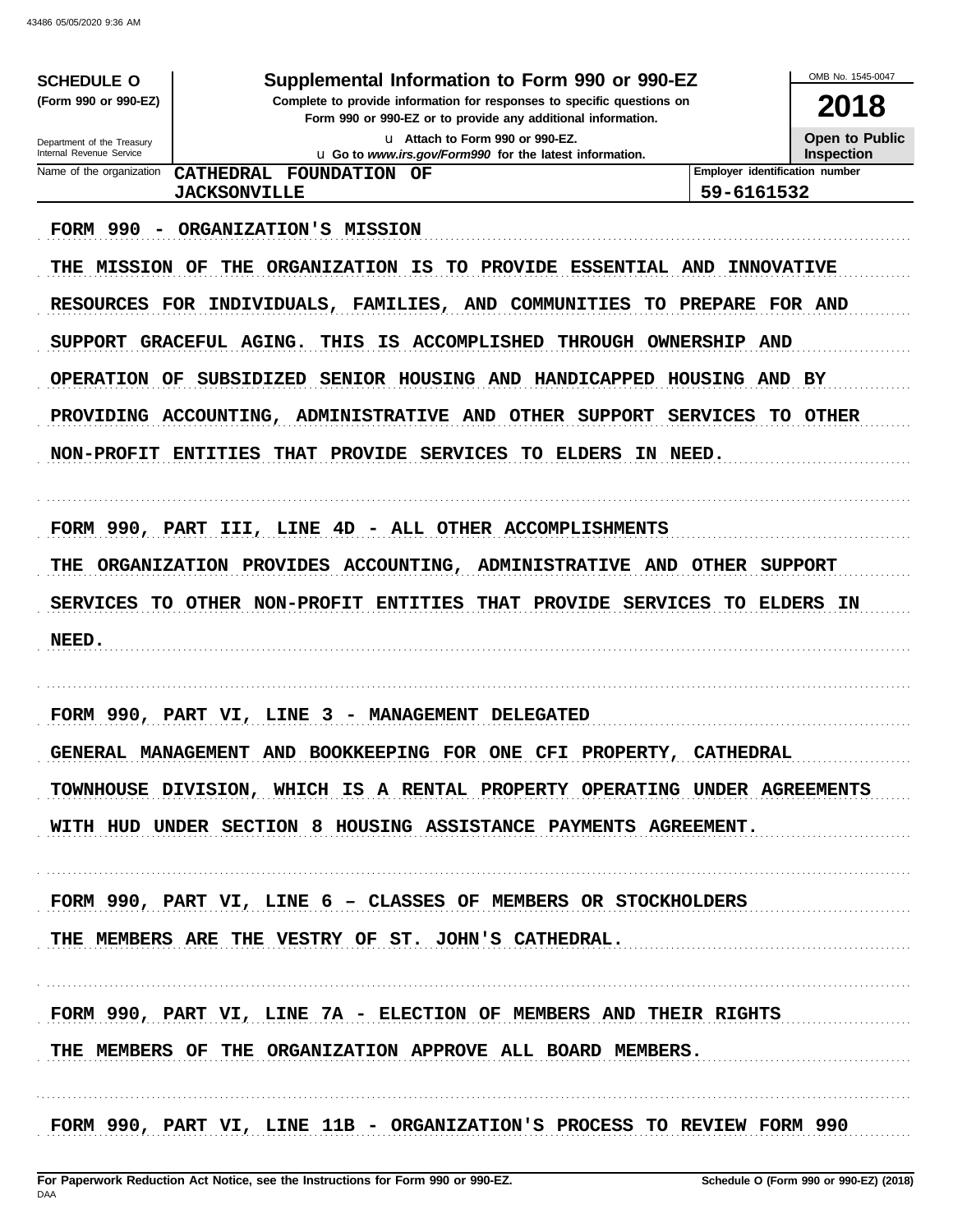**SCHEDULE O**
**(Form 990 or 990-EZ)**

Department of the Treasury
Internal Revenue Service

# Supplemental Information to Form 990 or 990-EZ

**Complete to provide information for responses to specific questions on Form 990 or 990-EZ or to provide any additional information.**

u **Attach to Form 990 or 990-EZ.**
u **Go to** ***www.irs.gov/Form990*** **for the latest information.**

OMB No. 1545-0047

**2018**

**Open to Public Inspection**

| Name of the organization | Employer identification number |
|---|---|
| CATHEDRAL FOUNDATION OF JACKSONVILLE | 59-6161532 |

FORM 990 - ORGANIZATION'S MISSION

THE MISSION OF THE ORGANIZATION IS TO PROVIDE ESSENTIAL AND INNOVATIVE RESOURCES FOR INDIVIDUALS, FAMILIES, AND COMMUNITIES TO PREPARE FOR AND SUPPORT GRACEFUL AGING. THIS IS ACCOMPLISHED THROUGH OWNERSHIP AND OPERATION OF SUBSIDIZED SENIOR HOUSING AND HANDICAPPED HOUSING AND BY PROVIDING ACCOUNTING, ADMINISTRATIVE AND OTHER SUPPORT SERVICES TO OTHER NON-PROFIT ENTITIES THAT PROVIDE SERVICES TO ELDERS IN NEED.

FORM 990, PART III, LINE 4D - ALL OTHER ACCOMPLISHMENTS

THE ORGANIZATION PROVIDES ACCOUNTING, ADMINISTRATIVE AND OTHER SUPPORT SERVICES TO OTHER NON-PROFIT ENTITIES THAT PROVIDE SERVICES TO ELDERS IN NEED.

FORM 990, PART VI, LINE 3 - MANAGEMENT DELEGATED

GENERAL MANAGEMENT AND BOOKKEEPING FOR ONE CFI PROPERTY, CATHEDRAL TOWNHOUSE DIVISION, WHICH IS A RENTAL PROPERTY OPERATING UNDER AGREEMENTS WITH HUD UNDER SECTION 8 HOUSING ASSISTANCE PAYMENTS AGREEMENT.

FORM 990, PART VI, LINE 6 – CLASSES OF MEMBERS OR STOCKHOLDERS

THE MEMBERS ARE THE VESTRY OF ST. JOHN'S CATHEDRAL.

FORM 990, PART VI, LINE 7A - ELECTION OF MEMBERS AND THEIR RIGHTS

THE MEMBERS OF THE ORGANIZATION APPROVE ALL BOARD MEMBERS.

FORM 990, PART VI, LINE 11B - ORGANIZATION'S PROCESS TO REVIEW FORM 990

**For Paperwork Reduction Act Notice, see the Instructions for Form 990 or 990-EZ.**
DAA
**Schedule O (Form 990 or 990-EZ) (2018)**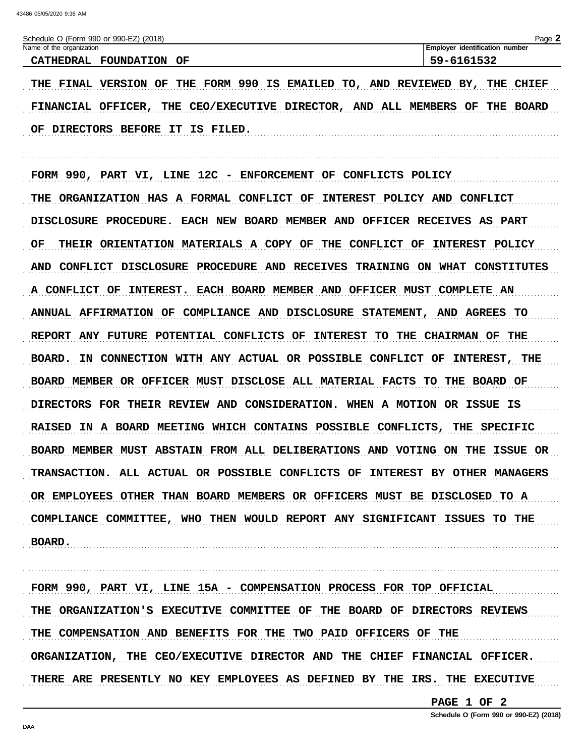Schedule O (Form 990 or 990-EZ) (2018)

| Name of the organization | Employer identification number |
| --- | --- |
| CATHEDRAL FOUNDATION OF | 59-6161532 |

THE FINAL VERSION OF THE FORM 990 IS EMAILED TO, AND REVIEWED BY, THE CHIEF FINANCIAL OFFICER, THE CEO/EXECUTIVE DIRECTOR, AND ALL MEMBERS OF THE BOARD OF DIRECTORS BEFORE IT IS FILED.

FORM 990, PART VI, LINE 12C - ENFORCEMENT OF CONFLICTS POLICY

THE ORGANIZATION HAS A FORMAL CONFLICT OF INTEREST POLICY AND CONFLICT DISCLOSURE PROCEDURE. EACH NEW BOARD MEMBER AND OFFICER RECEIVES AS PART OF THEIR ORIENTATION MATERIALS A COPY OF THE CONFLICT OF INTEREST POLICY AND CONFLICT DISCLOSURE PROCEDURE AND RECEIVES TRAINING ON WHAT CONSTITUTES A CONFLICT OF INTEREST. EACH BOARD MEMBER AND OFFICER MUST COMPLETE AN ANNUAL AFFIRMATION OF COMPLIANCE AND DISCLOSURE STATEMENT, AND AGREES TO REPORT ANY FUTURE POTENTIAL CONFLICTS OF INTEREST TO THE CHAIRMAN OF THE BOARD. IN CONNECTION WITH ANY ACTUAL OR POSSIBLE CONFLICT OF INTEREST, THE BOARD MEMBER OR OFFICER MUST DISCLOSE ALL MATERIAL FACTS TO THE BOARD OF DIRECTORS FOR THEIR REVIEW AND CONSIDERATION. WHEN A MOTION OR ISSUE IS RAISED IN A BOARD MEETING WHICH CONTAINS POSSIBLE CONFLICTS, THE SPECIFIC BOARD MEMBER MUST ABSTAIN FROM ALL DELIBERATIONS AND VOTING ON THE ISSUE OR TRANSACTION. ALL ACTUAL OR POSSIBLE CONFLICTS OF INTEREST BY OTHER MANAGERS OR EMPLOYEES OTHER THAN BOARD MEMBERS OR OFFICERS MUST BE DISCLOSED TO A COMPLIANCE COMMITTEE, WHO THEN WOULD REPORT ANY SIGNIFICANT ISSUES TO THE BOARD.

FORM 990, PART VI, LINE 15A - COMPENSATION PROCESS FOR TOP OFFICIAL

THE ORGANIZATION'S EXECUTIVE COMMITTEE OF THE BOARD OF DIRECTORS REVIEWS THE COMPENSATION AND BENEFITS FOR THE TWO PAID OFFICERS OF THE ORGANIZATION, THE CEO/EXECUTIVE DIRECTOR AND THE CHIEF FINANCIAL OFFICER. THERE ARE PRESENTLY NO KEY EMPLOYEES AS DEFINED BY THE IRS. THE EXECUTIVE

PAGE 1 OF 2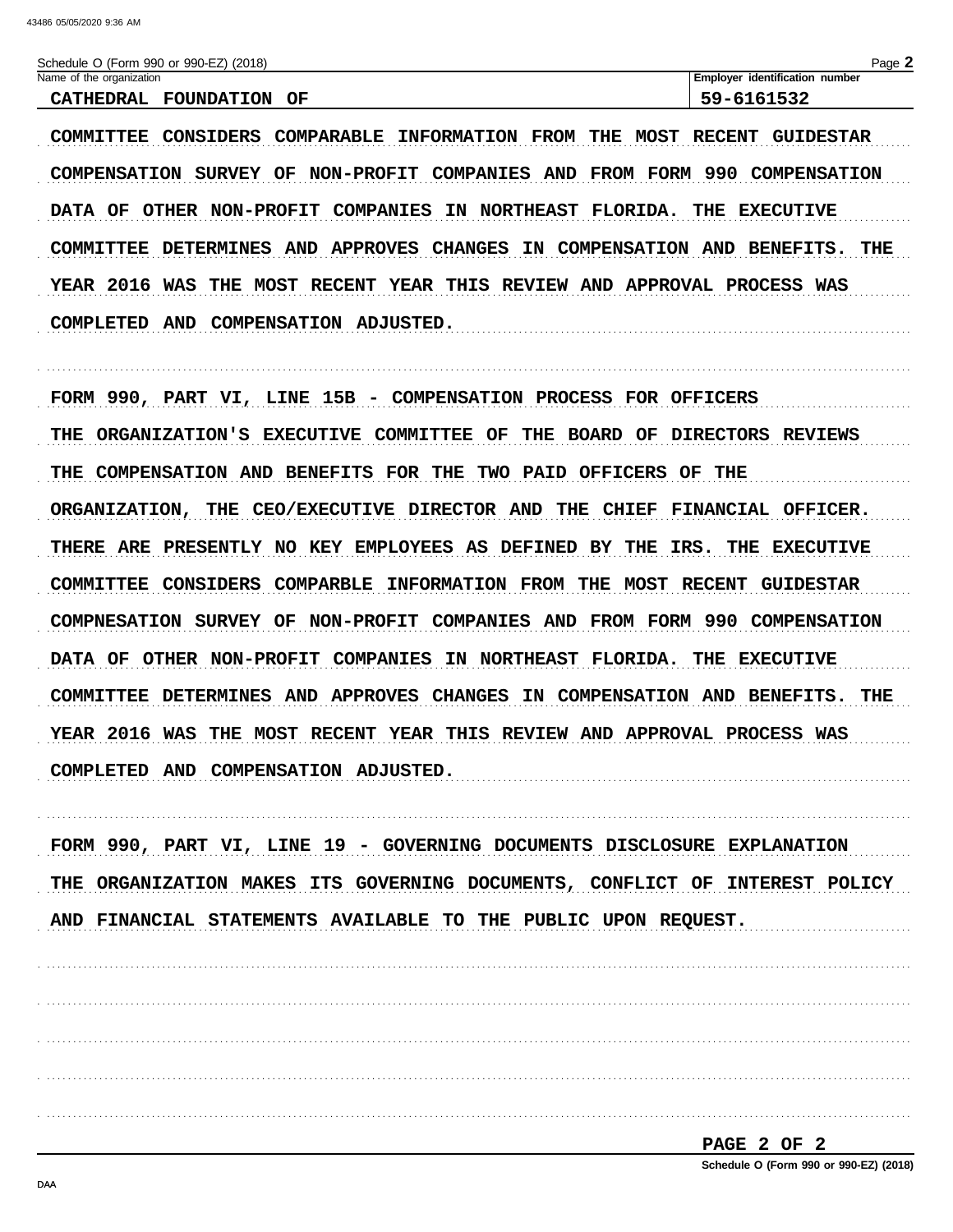Schedule O (Form 990 or 990-EZ) (2018)

| Name of the organization | Employer identification number |
| --- | --- |
| CATHEDRAL FOUNDATION OF | 59-6161532 |

COMMITTEE CONSIDERS COMPARABLE INFORMATION FROM THE MOST RECENT GUIDESTAR COMPENSATION SURVEY OF NON-PROFIT COMPANIES AND FROM FORM 990 COMPENSATION DATA OF OTHER NON-PROFIT COMPANIES IN NORTHEAST FLORIDA. THE EXECUTIVE COMMITTEE DETERMINES AND APPROVES CHANGES IN COMPENSATION AND BENEFITS. THE YEAR 2016 WAS THE MOST RECENT YEAR THIS REVIEW AND APPROVAL PROCESS WAS COMPLETED AND COMPENSATION ADJUSTED.

FORM 990, PART VI, LINE 15B - COMPENSATION PROCESS FOR OFFICERS

THE ORGANIZATION'S EXECUTIVE COMMITTEE OF THE BOARD OF DIRECTORS REVIEWS THE COMPENSATION AND BENEFITS FOR THE TWO PAID OFFICERS OF THE ORGANIZATION, THE CEO/EXECUTIVE DIRECTOR AND THE CHIEF FINANCIAL OFFICER. THERE ARE PRESENTLY NO KEY EMPLOYEES AS DEFINED BY THE IRS. THE EXECUTIVE COMMITTEE CONSIDERS COMPARBLE INFORMATION FROM THE MOST RECENT GUIDESTAR COMPNESATION SURVEY OF NON-PROFIT COMPANIES AND FROM FORM 990 COMPENSATION DATA OF OTHER NON-PROFIT COMPANIES IN NORTHEAST FLORIDA. THE EXECUTIVE COMMITTEE DETERMINES AND APPROVES CHANGES IN COMPENSATION AND BENEFITS. THE YEAR 2016 WAS THE MOST RECENT YEAR THIS REVIEW AND APPROVAL PROCESS WAS COMPLETED AND COMPENSATION ADJUSTED.

FORM 990, PART VI, LINE 19 - GOVERNING DOCUMENTS DISCLOSURE EXPLANATION

THE ORGANIZATION MAKES ITS GOVERNING DOCUMENTS, CONFLICT OF INTEREST POLICY AND FINANCIAL STATEMENTS AVAILABLE TO THE PUBLIC UPON REQUEST.

PAGE 2 OF 2

Schedule O (Form 990 or 990-EZ) (2018)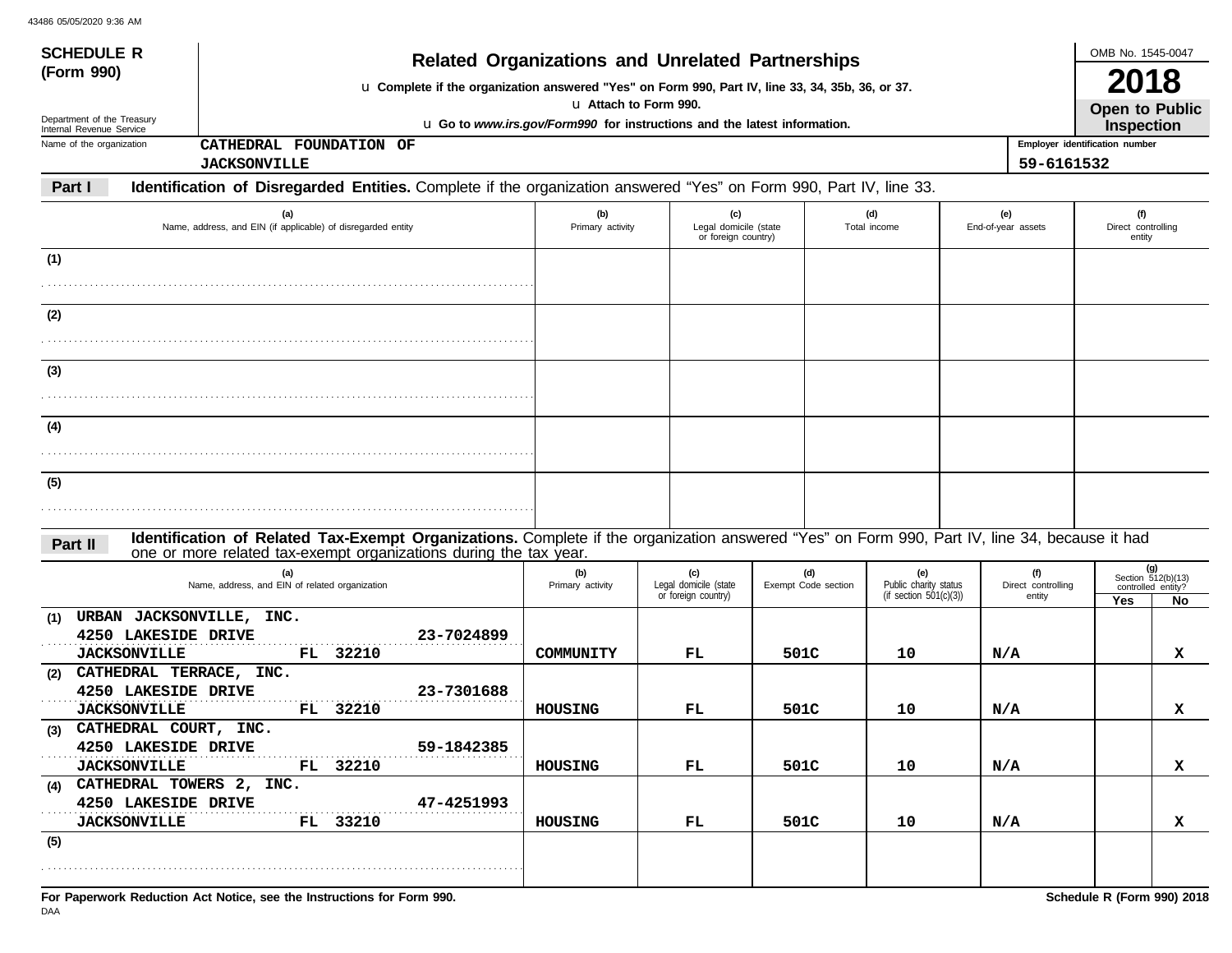**SCHEDULE R (Form 990)**

Department of the Treasury
Internal Revenue Service

# Related Organizations and Unrelated Partnerships

u **Complete if the organization answered "Yes" on Form 990, Part IV, line 33, 34, 35b, 36, or 37.**
u **Attach to Form 990.**
u **Go to *www.irs.gov/Form990* for instructions and the latest information.**

OMB No. 1545-0047

**2018**

**Open to Public Inspection**

Name of the organization: CATHEDRAL FOUNDATION OF JACKSONVILLE

Employer identification number: 59-6161532

**Part I** **Identification of Disregarded Entities.** Complete if the organization answered "Yes" on Form 990, Part IV, line 33.

| | (a) Name, address, and EIN (if applicable) of disregarded entity | (b) Primary activity | (c) Legal domicile (state or foreign country) | (d) Total income | (e) End-of-year assets | (f) Direct controlling entity |
|---|---|---|---|---|---|---|
| (1) | | | | | | |
| (2) | | | | | | |
| (3) | | | | | | |
| (4) | | | | | | |
| (5) | | | | | | |

**Part II** **Identification of Related Tax-Exempt Organizations.** Complete if the organization answered "Yes" on Form 990, Part IV, line 34, because it had one or more related tax-exempt organizations during the tax year.

| | (a) Name, address, and EIN of related organization | (b) Primary activity | (c) Legal domicile (state or foreign country) | (d) Exempt Code section | (e) Public charity status (if section 501(c)(3)) | (f) Direct controlling entity | (g) Section 512(b)(13) controlled entity? Yes | No |
|---|---|---|---|---|---|---|---|---|
| (1) | URBAN JACKSONVILLE, INC. 4250 LAKESIDE DRIVE 23-7024899 JACKSONVILLE FL 32210 | COMMUNITY | FL | 501C | 10 | N/A | | X |
| (2) | CATHEDRAL TERRACE, INC. 4250 LAKESIDE DRIVE 23-7301688 JACKSONVILLE FL 32210 | HOUSING | FL | 501C | 10 | N/A | | X |
| (3) | CATHEDRAL COURT, INC. 4250 LAKESIDE DRIVE 59-1842385 JACKSONVILLE FL 32210 | HOUSING | FL | 501C | 10 | N/A | | X |
| (4) | CATHEDRAL TOWERS 2, INC. 4250 LAKESIDE DRIVE 47-4251993 JACKSONVILLE FL 33210 | HOUSING | FL | 501C | 10 | N/A | | X |
| (5) | | | | | | | | |

**For Paperwork Reduction Act Notice, see the Instructions for Form 990.**

**Schedule R (Form 990) 2018**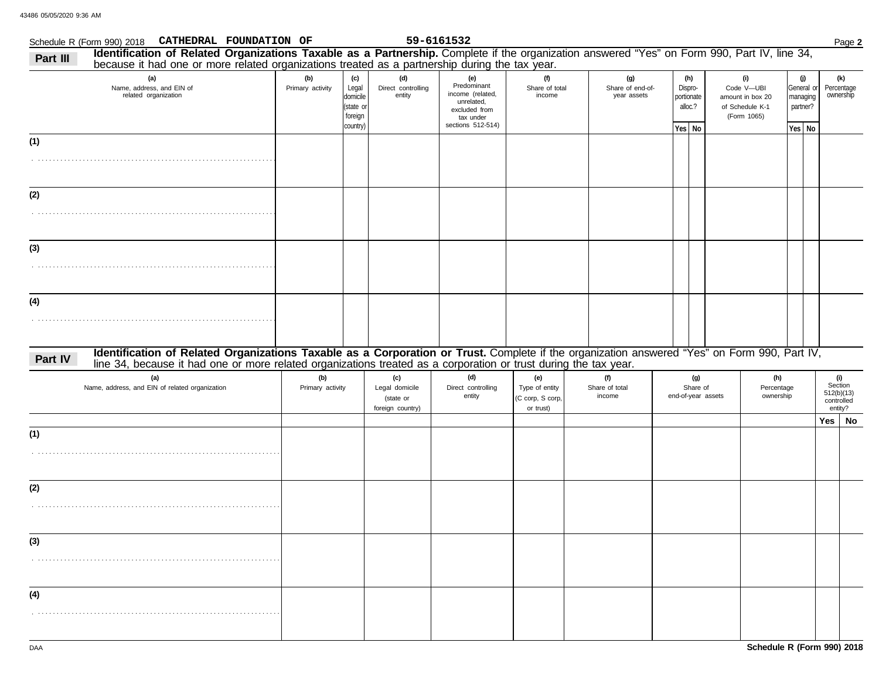Schedule R (Form 990) 2018 CATHEDRAL FOUNDATION OF 59-6161532 Page **2**

## Part III Identification of Related Organizations Taxable as a Partnership.

Complete if the organization answered "Yes" on Form 990, Part IV, line 34, because it had one or more related organizations treated as a partnership during the tax year.

| (a) Name, address, and EIN of related organization | (b) Primary activity | (c) Legal domicile (state or foreign country) | (d) Direct controlling entity | (e) Predominant income (related, unrelated, excluded from tax under sections 512-514) | (f) Share of total income | (g) Share of end-of-year assets | (h) Dispro-portionate alloc.? | | (i) Code V—UBI amount in box 20 of Schedule K-1 (Form 1065) | (j) General or managing partner? | | (k) Percentage ownership |
|---|---|---|---|---|---|---|---|---|---|---|---|---|
| | | | | | | | Yes | No | | Yes | No | |
| (1) | | | | | | | | | | | | |
| (2) | | | | | | | | | | | | |
| (3) | | | | | | | | | | | | |
| (4) | | | | | | | | | | | | |

## Part IV Identification of Related Organizations Taxable as a Corporation or Trust.

Complete if the organization answered "Yes" on Form 990, Part IV, line 34, because it had one or more related organizations treated as a corporation or trust during the tax year.

| (a) Name, address, and EIN of related organization | (b) Primary activity | (c) Legal domicile (state or foreign country) | (d) Direct controlling entity | (e) Type of entity (C corp, S corp, or trust) | (f) Share of total income | (g) Share of end-of-year assets | (h) Percentage ownership | (i) Section 512(b)(13) controlled entity? | |
|---|---|---|---|---|---|---|---|---|---|
| | | | | | | | | Yes | No |
| (1) | | | | | | | | | |
| (2) | | | | | | | | | |
| (3) | | | | | | | | | |
| (4) | | | | | | | | | |

DAA **Schedule R (Form 990) 2018**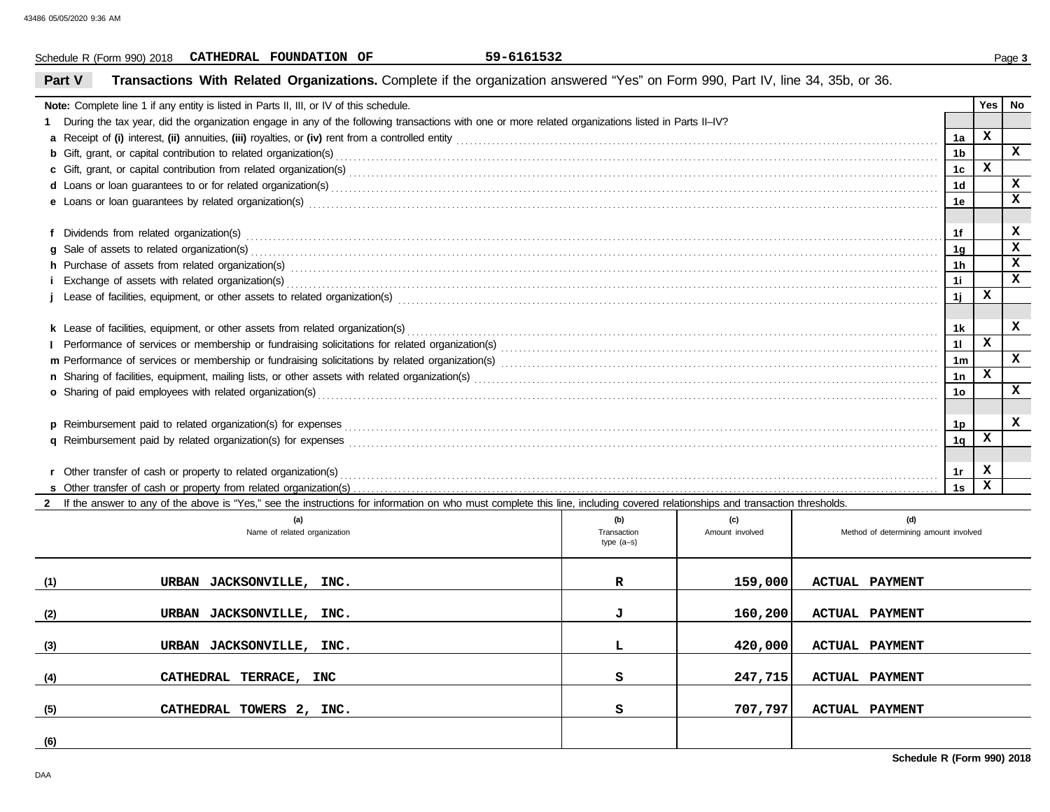Schedule R (Form 990) 2018 **CATHEDRAL FOUNDATION OF** **59-6161532**

## Part V Transactions With Related Organizations. Complete if the organization answered "Yes" on Form 990, Part IV, line 34, 35b, or 36.

| **Note:** Complete line 1 if any entity is listed in Parts II, III, or IV of this schedule. | | Yes | No |
|---|---|---|---|
| **1** During the tax year, did the organization engage in any of the following transactions with one or more related organizations listed in Parts II–IV? | | | |
| **a** Receipt of **(i)** interest, **(ii)** annuities, **(iii)** royalties, or **(iv)** rent from a controlled entity | 1a | X | |
| **b** Gift, grant, or capital contribution to related organization(s) | 1b | | X |
| **c** Gift, grant, or capital contribution from related organization(s) | 1c | X | |
| **d** Loans or loan guarantees to or for related organization(s) | 1d | | X |
| **e** Loans or loan guarantees by related organization(s) | 1e | | X |
| **f** Dividends from related organization(s) | 1f | | X |
| **g** Sale of assets to related organization(s) | 1g | | X |
| **h** Purchase of assets from related organization(s) | 1h | | X |
| **i** Exchange of assets with related organization(s) | 1i | | X |
| **j** Lease of facilities, equipment, or other assets to related organization(s) | 1j | X | |
| **k** Lease of facilities, equipment, or other assets from related organization(s) | 1k | | X |
| **l** Performance of services or membership or fundraising solicitations for related organization(s) | 1l | X | |
| **m** Performance of services or membership or fundraising solicitations by related organization(s) | 1m | | X |
| **n** Sharing of facilities, equipment, mailing lists, or other assets with related organization(s) | 1n | X | |
| **o** Sharing of paid employees with related organization(s) | 1o | | X |
| **p** Reimbursement paid to related organization(s) for expenses | 1p | | X |
| **q** Reimbursement paid by related organization(s) for expenses | 1q | X | |
| **r** Other transfer of cash or property to related organization(s) | 1r | X | |
| **s** Other transfer of cash or property from related organization(s) | 1s | X | |

**2** If the answer to any of the above is "Yes," see the instructions for information on who must complete this line, including covered relationships and transaction thresholds.

| | (a) Name of related organization | (b) Transaction type (a–s) | (c) Amount involved | (d) Method of determining amount involved |
|---|---|---|---|---|
| (1) | URBAN JACKSONVILLE, INC. | R | 159,000 | ACTUAL PAYMENT |
| (2) | URBAN JACKSONVILLE, INC. | J | 160,200 | ACTUAL PAYMENT |
| (3) | URBAN JACKSONVILLE, INC. | L | 420,000 | ACTUAL PAYMENT |
| (4) | CATHEDRAL TERRACE, INC | S | 247,715 | ACTUAL PAYMENT |
| (5) | CATHEDRAL TOWERS 2, INC. | S | 707,797 | ACTUAL PAYMENT |
| (6) | | | | |

**Schedule R (Form 990) 2018**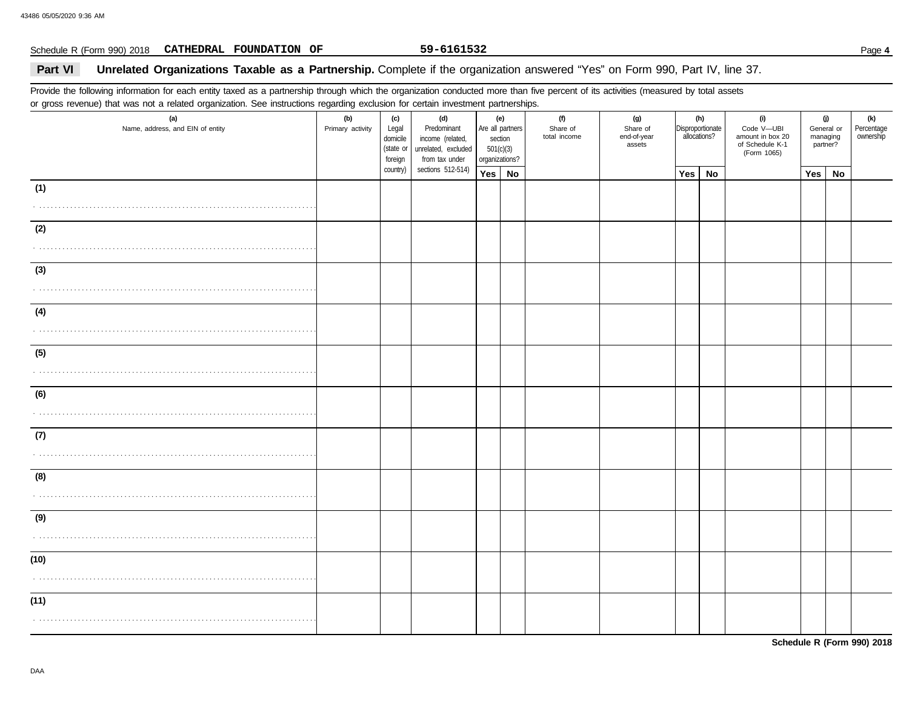Schedule R (Form 990) 2018 **CATHEDRAL FOUNDATION OF** **59-6161532**

## Part VI Unrelated Organizations Taxable as a Partnership.

Complete if the organization answered "Yes" on Form 990, Part IV, line 37.

Provide the following information for each entity taxed as a partnership through which the organization conducted more than five percent of its activities (measured by total assets or gross revenue) that was not a related organization. See instructions regarding exclusion for certain investment partnerships.

| (a) Name, address, and EIN of entity | (b) Primary activity | (c) Legal domicile (state or foreign country) | (d) Predominant income (related, unrelated, excluded from tax under sections 512-514) | (e) Are all partners section 501(c)(3) organizations? | | (f) Share of total income | (g) Share of end-of-year assets | (h) Disproportionate allocations? | | (i) Code V—UBI amount in box 20 of Schedule K-1 (Form 1065) | (j) General or managing partner? | | (k) Percentage ownership |
|---|---|---|---|---|---|---|---|---|---|---|---|---|---|
| | | | | Yes | No | | | Yes | No | | Yes | No | |
| (1) | | | | | | | | | | | | | |
| (2) | | | | | | | | | | | | | |
| (3) | | | | | | | | | | | | | |
| (4) | | | | | | | | | | | | | |
| (5) | | | | | | | | | | | | | |
| (6) | | | | | | | | | | | | | |
| (7) | | | | | | | | | | | | | |
| (8) | | | | | | | | | | | | | |
| (9) | | | | | | | | | | | | | |
| (10) | | | | | | | | | | | | | |
| (11) | | | | | | | | | | | | | |

**Schedule R (Form 990) 2018**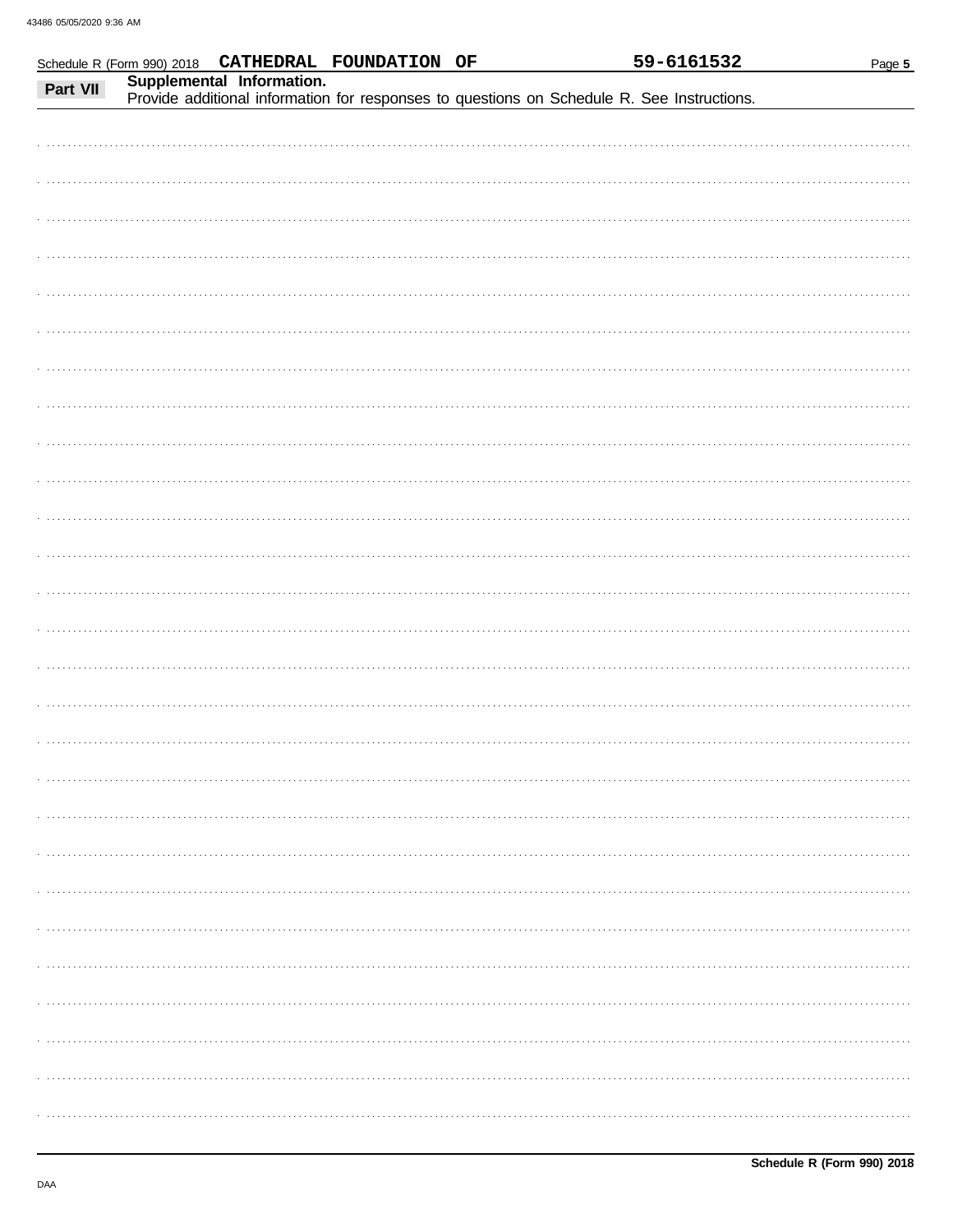Schedule R (Form 990) 2018 CATHEDRAL FOUNDATION OF 59-6161532

**Part VII** **Supplemental Information.**
Provide additional information for responses to questions on Schedule R. See Instructions.

**Schedule R (Form 990) 2018**

DAA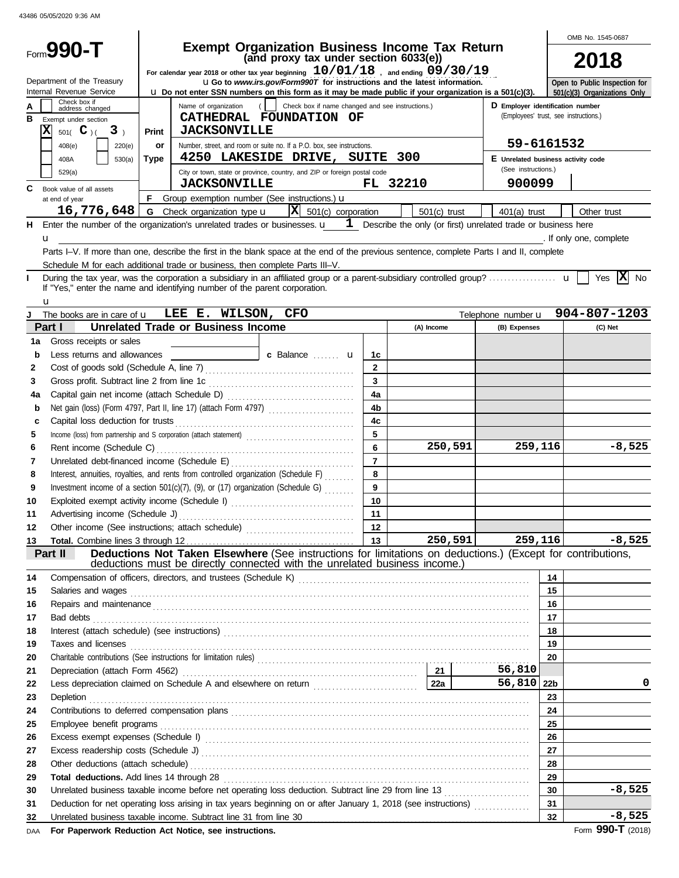43486 05/05/2020 9:36 AM

# Form 990-T

## Exempt Organization Business Income Tax Return
### (and proxy tax under section 6033(e))

OMB No. 1545-0687

**2018**

For calendar year 2018 or other tax year beginning 10/01/18 , and ending 09/30/19

Department of the Treasury
Internal Revenue Service

u Go to *www.irs.gov/Form990T* for instructions and the latest information.
u Do not enter SSN numbers on this form as it may be made public if your organization is a 501(c)(3).

Open to Public Inspection for 501(c)(3) Organizations Only

**A** Check box if address changed

**B** Exempt under section
[X] 501( C )( 3 )
[ ] 408(e) [ ] 220(e)
[ ] 408A [ ] 530(a)
[ ] 529(a)

**Print or Type**

Name of organization ( [ ] Check box if name changed and see instructions.)
CATHEDRAL FOUNDATION OF JACKSONVILLE

Number, street, and room or suite no. If a P.O. box, see instructions.
4250 LAKESIDE DRIVE, SUITE 300

City or town, state or province, country, and ZIP or foreign postal code
JACKSONVILLE FL 32210

**D** Employer identification number (Employees' trust, see instructions.)
59-6161532

**E** Unrelated business activity code (See instructions.)
900099

**C** Book value of all assets at end of year
16,776,648

**F** Group exemption number (See instructions.) u

**G** Check organization type u [X] 501(c) corporation [ ] 501(c) trust [ ] 401(a) trust [ ] Other trust

**H** Enter the number of the organization's unrelated trades or businesses. u 1 Describe the only (or first) unrelated trade or business here u . If only one, complete Parts I–V. If more than one, describe the first in the blank space at the end of the previous sentence, complete Parts I and II, complete Schedule M for each additional trade or business, then complete Parts III–V.

**I** During the tax year, was the corporation a subsidiary in an affiliated group or a parent-subsidiary controlled group? u [ ] Yes [X] No
If "Yes," enter the name and identifying number of the parent corporation.
u

**J** The books are in care of u LEE E. WILSON, CFO Telephone number u 904-807-1203

### Part I — Unrelated Trade or Business Income

| | | | (A) Income | (B) Expenses | (C) Net |
|---|---|---|---|---|---|
| 1a | Gross receipts or sales | | | | |
| b | Less returns and allowances c Balance u | 1c | | | |
| 2 | Cost of goods sold (Schedule A, line 7) | 2 | | | |
| 3 | Gross profit. Subtract line 2 from line 1c | 3 | | | |
| 4a | Capital gain net income (attach Schedule D) | 4a | | | |
| b | Net gain (loss) (Form 4797, Part II, line 17) (attach Form 4797) | 4b | | | |
| c | Capital loss deduction for trusts | 4c | | | |
| 5 | Income (loss) from partnership and S corporation (attach statement) | 5 | | | |
| 6 | Rent income (Schedule C) | 6 | 250,591 | 259,116 | -8,525 |
| 7 | Unrelated debt-financed income (Schedule E) | 7 | | | |
| 8 | Interest, annuities, royalties, and rents from controlled organization (Schedule F) | 8 | | | |
| 9 | Investment income of a section 501(c)(7), (9), or (17) organization (Schedule G) | 9 | | | |
| 10 | Exploited exempt activity income (Schedule I) | 10 | | | |
| 11 | Advertising income (Schedule J) | 11 | | | |
| 12 | Other income (See instructions; attach schedule) | 12 | | | |
| 13 | **Total.** Combine lines 3 through 12 | 13 | 250,591 | 259,116 | -8,525 |

### Part II — Deductions Not Taken Elsewhere (See instructions for limitations on deductions.) (Except for contributions, deductions must be directly connected with the unrelated business income.)

| | | | | | |
|---|---|---|---|---|---|
| 14 | Compensation of officers, directors, and trustees (Schedule K) | | | 14 | |
| 15 | Salaries and wages | | | 15 | |
| 16 | Repairs and maintenance | | | 16 | |
| 17 | Bad debts | | | 17 | |
| 18 | Interest (attach schedule) (see instructions) | | | 18 | |
| 19 | Taxes and licenses | | | 19 | |
| 20 | Charitable contributions (See instructions for limitation rules) | | | 20 | |
| 21 | Depreciation (attach Form 4562) | 21 | 56,810 | | |
| 22 | Less depreciation claimed on Schedule A and elsewhere on return | 22a | 56,810 | 22b | 0 |
| 23 | Depletion | | | 23 | |
| 24 | Contributions to deferred compensation plans | | | 24 | |
| 25 | Employee benefit programs | | | 25 | |
| 26 | Excess exempt expenses (Schedule I) | | | 26 | |
| 27 | Excess readership costs (Schedule J) | | | 27 | |
| 28 | Other deductions (attach schedule) | | | 28 | |
| 29 | **Total deductions.** Add lines 14 through 28 | | | 29 | |
| 30 | Unrelated business taxable income before net operating loss deduction. Subtract line 29 from line 13 | | | 30 | -8,525 |
| 31 | Deduction for net operating loss arising in tax years beginning on or after January 1, 2018 (see instructions) | | | 31 | |
| 32 | Unrelated business taxable income. Subtract line 31 from line 30 | | | 32 | -8,525 |

DAA **For Paperwork Reduction Act Notice, see instructions.** Form **990-T** (2018)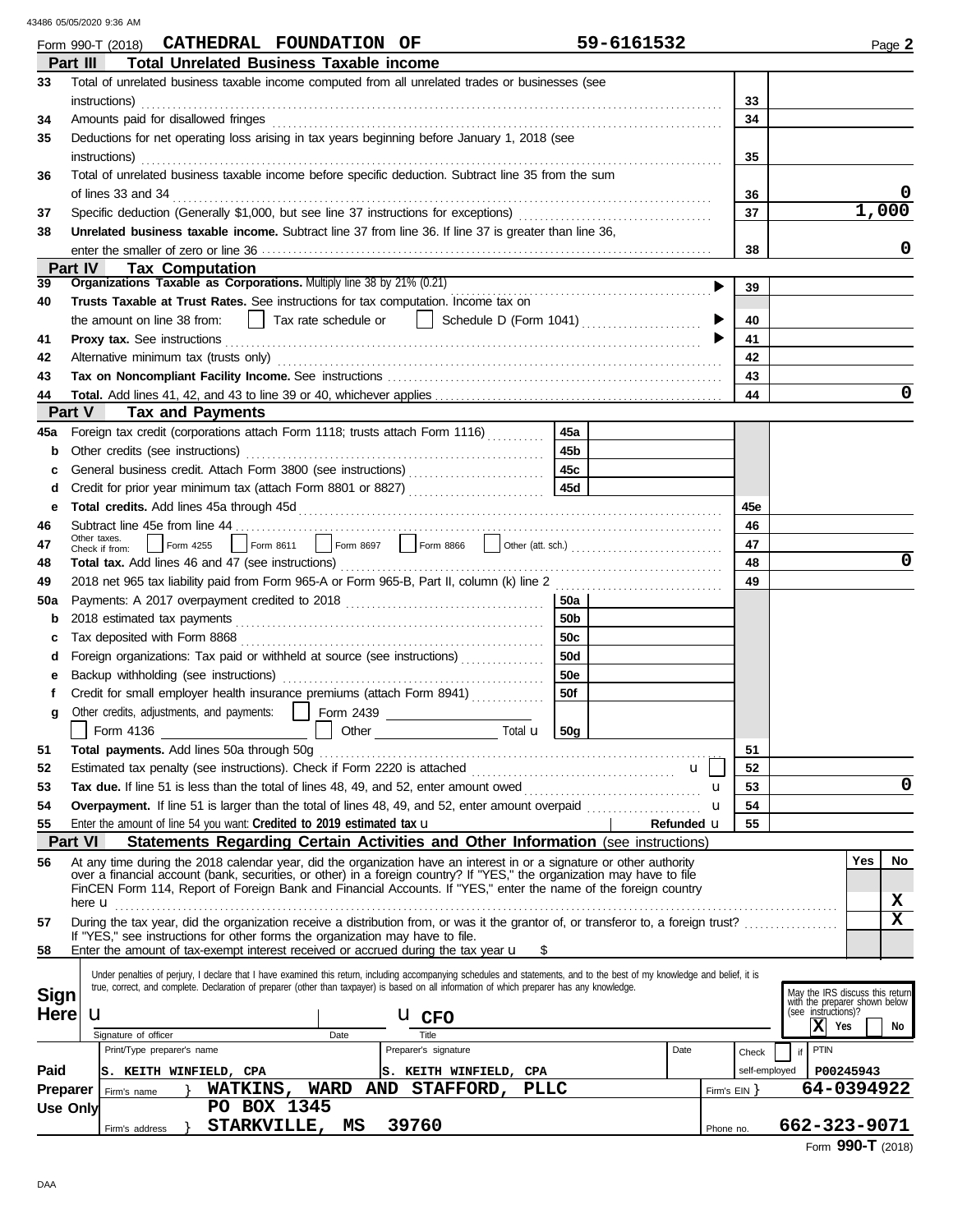43486 05/05/2020 9:36 AM

Form 990-T (2018) **CATHEDRAL FOUNDATION OF** **59-6161532** Page **2**

## Part III Total Unrelated Business Taxable income

| | | | |
|---|---|---|---|
| 33 | Total of unrelated business taxable income computed from all unrelated trades or businesses (see instructions) | 33 | |
| 34 | Amounts paid for disallowed fringes | 34 | |
| 35 | Deductions for net operating loss arising in tax years beginning before January 1, 2018 (see instructions) | 35 | |
| 36 | Total of unrelated business taxable income before specific deduction. Subtract line 35 from the sum of lines 33 and 34 | 36 | 0 |
| 37 | Specific deduction (Generally $1,000, but see line 37 instructions for exceptions) | 37 | 1,000 |
| 38 | **Unrelated business taxable income.** Subtract line 37 from line 36. If line 37 is greater than line 36, enter the smaller of zero or line 36 | 38 | 0 |

## Part IV Tax Computation

| | | | |
|---|---|---|---|
| 39 | **Organizations Taxable as Corporations.** Multiply line 38 by 21% (0.21) | 39 | |
| 40 | **Trusts Taxable at Trust Rates.** See instructions for tax computation. Income tax on the amount on line 38 from: ☐ Tax rate schedule or ☐ Schedule D (Form 1041) | 40 | |
| 41 | **Proxy tax.** See instructions | 41 | |
| 42 | Alternative minimum tax (trusts only) | 42 | |
| 43 | **Tax on Noncompliant Facility Income.** See instructions | 43 | |
| 44 | **Total.** Add lines 41, 42, and 43 to line 39 or 40, whichever applies | 44 | 0 |

## Part V Tax and Payments

| | | | | | |
|---|---|---|---|---|---|
| 45a | Foreign tax credit (corporations attach Form 1118; trusts attach Form 1116) | 45a | | | |
| b | Other credits (see instructions) | 45b | | | |
| c | General business credit. Attach Form 3800 (see instructions) | 45c | | | |
| d | Credit for prior year minimum tax (attach Form 8801 or 8827) | 45d | | | |
| e | **Total credits.** Add lines 45a through 45d | | | 45e | |
| 46 | Subtract line 45e from line 44 | | | 46 | |
| 47 | Other taxes. Check if from: ☐ Form 4255 ☐ Form 8611 ☐ Form 8697 ☐ Form 8866 ☐ Other (att. sch.) | | | 47 | |
| 48 | **Total tax.** Add lines 46 and 47 (see instructions) | | | 48 | 0 |
| 49 | 2018 net 965 tax liability paid from Form 965-A or Form 965-B, Part II, column (k) line 2 | | | 49 | |
| 50a | Payments: A 2017 overpayment credited to 2018 | 50a | | | |
| b | 2018 estimated tax payments | 50b | | | |
| c | Tax deposited with Form 8868 | 50c | | | |
| d | Foreign organizations: Tax paid or withheld at source (see instructions) | 50d | | | |
| e | Backup withholding (see instructions) | 50e | | | |
| f | Credit for small employer health insurance premiums (attach Form 8941) | 50f | | | |
| g | Other credits, adjustments, and payments: ☐ Form 2439 ☐ Form 4136 ☐ Other Total | 50g | | | |
| 51 | **Total payments.** Add lines 50a through 50g | | | 51 | |
| 52 | Estimated tax penalty (see instructions). Check if Form 2220 is attached ☐ | | | 52 | |
| 53 | **Tax due.** If line 51 is less than the total of lines 48, 49, and 52, enter amount owed | | | 53 | 0 |
| 54 | **Overpayment.** If line 51 is larger than the total of lines 48, 49, and 52, enter amount overpaid | | | 54 | |
| 55 | Enter the amount of line 54 you want: **Credited to 2019 estimated tax** | Refunded | | 55 | |

## Part VI Statements Regarding Certain Activities and Other Information (see instructions)

| | | Yes | No |
|---|---|---|---|
| 56 | At any time during the 2018 calendar year, did the organization have an interest in or a signature or other authority over a financial account (bank, securities, or other) in a foreign country? If "YES," the organization may have to file FinCEN Form 114, Report of Foreign Bank and Financial Accounts. If "YES," enter the name of the foreign country here | | X |
| 57 | During the tax year, did the organization receive a distribution from, or was it the grantor of, or transferor to, a foreign trust? If "YES," see instructions for other forms the organization may have to file. | | X |
| 58 | Enter the amount of tax-exempt interest received or accrued during the tax year $ | | |

**Sign Here**

Under penalties of perjury, I declare that I have examined this return, including accompanying schedules and statements, and to the best of my knowledge and belief, it is true, correct, and complete. Declaration of preparer (other than taxpayer) is based on all information of which preparer has any knowledge.

| Signature of officer | Date | Title |
|---|---|---|
| | | CFO |

May the IRS discuss this return with the preparer shown below (see instructions)? ☒ Yes ☐ No

**Paid Preparer Use Only**

| Print/Type preparer's name | Preparer's signature | Date | Check ☐ if self-employed | PTIN |
|---|---|---|---|---|
| S. KEITH WINFIELD, CPA | S. KEITH WINFIELD, CPA | | | P00245943 |

Firm's name: **WATKINS, WARD AND STAFFORD, PLLC** — Firm's EIN: **64-0394922**

Firm's address: **PO BOX 1345, STARKVILLE, MS 39760** — Phone no.: **662-323-9071**

Form **990-T** (2018)

DAA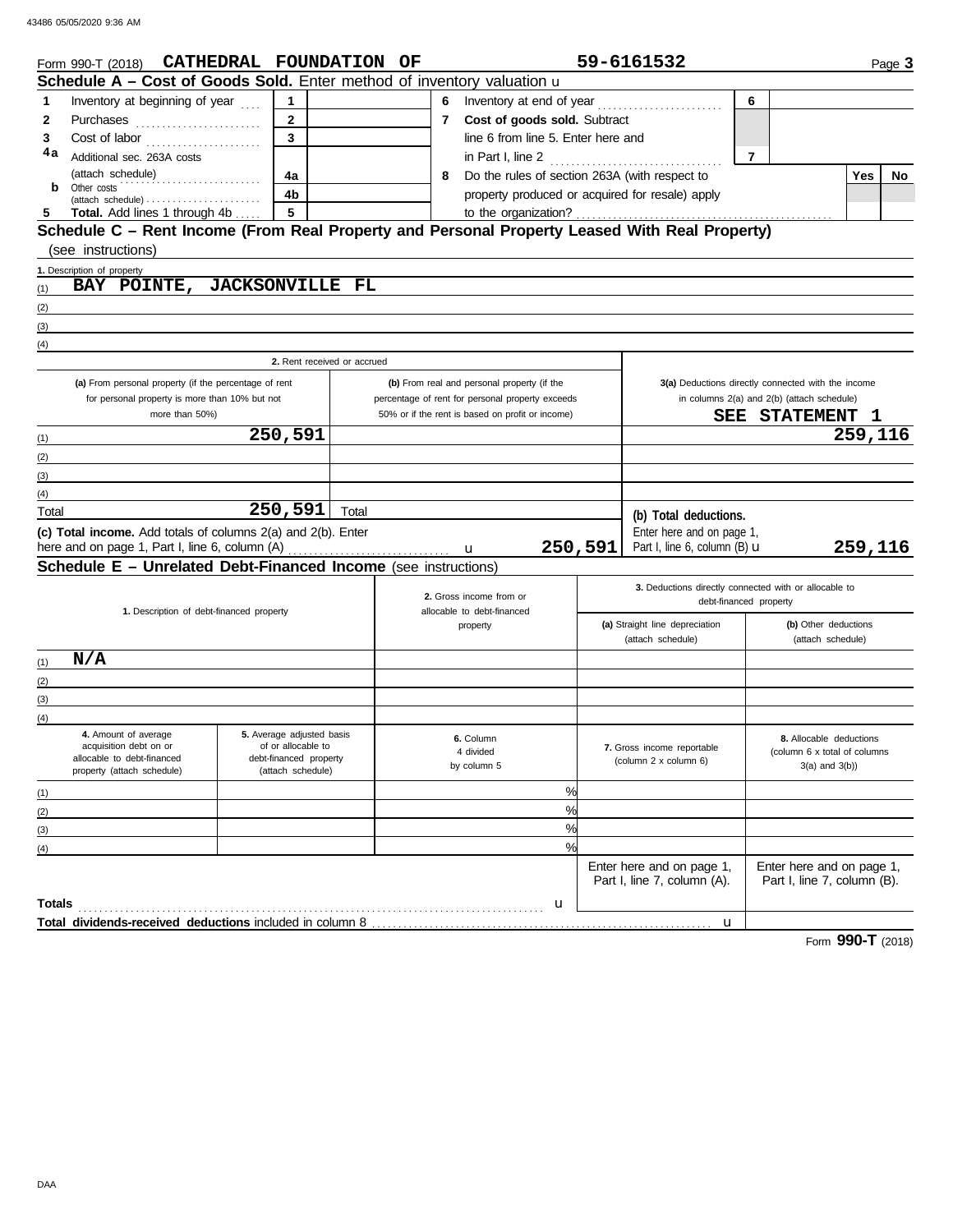Form 990-T (2018) **CATHEDRAL FOUNDATION OF** **59-6161532** Page **3**

## Schedule A – Cost of Goods Sold. Enter method of inventory valuation ►

| | | | | | | | |
|---|---|---|---|---|---|---|---|
| 1 | Inventory at beginning of year | 1 | | 6 | Inventory at end of year | 6 | |
| 2 | Purchases | 2 | | 7 | **Cost of goods sold.** Subtract line 6 from line 5. Enter here and in Part I, line 2 | 7 | |
| 3 | Cost of labor | 3 | | | | | |
| 4a | Additional sec. 263A costs (attach schedule) | 4a | | 8 | Do the rules of section 263A (with respect to property produced or acquired for resale) apply to the organization? | | Yes / No |
| b | Other costs (attach schedule) | 4b | | | | | |
| 5 | **Total.** Add lines 1 through 4b | 5 | | | | | |

## Schedule C – Rent Income (From Real Property and Personal Property Leased With Real Property) (see instructions)

1. Description of property

(1) **BAY POINTE, JACKSONVILLE FL**

(2)

(3)

(4)

| | 2. Rent received or accrued (a) From personal property (if the percentage of rent for personal property is more than 10% but not more than 50%) | 2. Rent received or accrued (b) From real and personal property (if the percentage of rent for personal property exceeds 50% or if the rent is based on profit or income) | 3(a) Deductions directly connected with the income in columns 2(a) and 2(b) (attach schedule) **SEE STATEMENT 1** |
|---|---|---|---|
| (1) | 250,591 | | 259,116 |
| (2) | | | |
| (3) | | | |
| (4) | | | |
| Total | 250,591 | Total | |

**(c) Total income.** Add totals of columns 2(a) and 2(b). Enter here and on page 1, Part I, line 6, column (A) ► **250,591**

**(b) Total deductions.** Enter here and on page 1, Part I, line 6, column (B) ► **259,116**

## Schedule E – Unrelated Debt-Financed Income (see instructions)

| 1. Description of debt-financed property | 2. Gross income from or allocable to debt-financed property | 3. Deductions directly connected with or allocable to debt-financed property (a) Straight line depreciation (attach schedule) | (b) Other deductions (attach schedule) |
|---|---|---|---|
| (1) **N/A** | | | |
| (2) | | | |
| (3) | | | |
| (4) | | | |

| | 4. Amount of average acquisition debt on or allocable to debt-financed property (attach schedule) | 5. Average adjusted basis of or allocable to debt-financed property (attach schedule) | 6. Column 4 divided by column 5 | 7. Gross income reportable (column 2 x column 6) | 8. Allocable deductions (column 6 x total of columns 3(a) and 3(b)) |
|---|---|---|---|---|---|
| (1) | | | % | | |
| (2) | | | % | | |
| (3) | | | % | | |
| (4) | | | % | | |
| | | | | Enter here and on page 1, Part I, line 7, column (A). | Enter here and on page 1, Part I, line 7, column (B). |
| **Totals** | | | ► | | |
| **Total dividends-received deductions** included in column 8 | | | | ► | |

Form **990-T** (2018)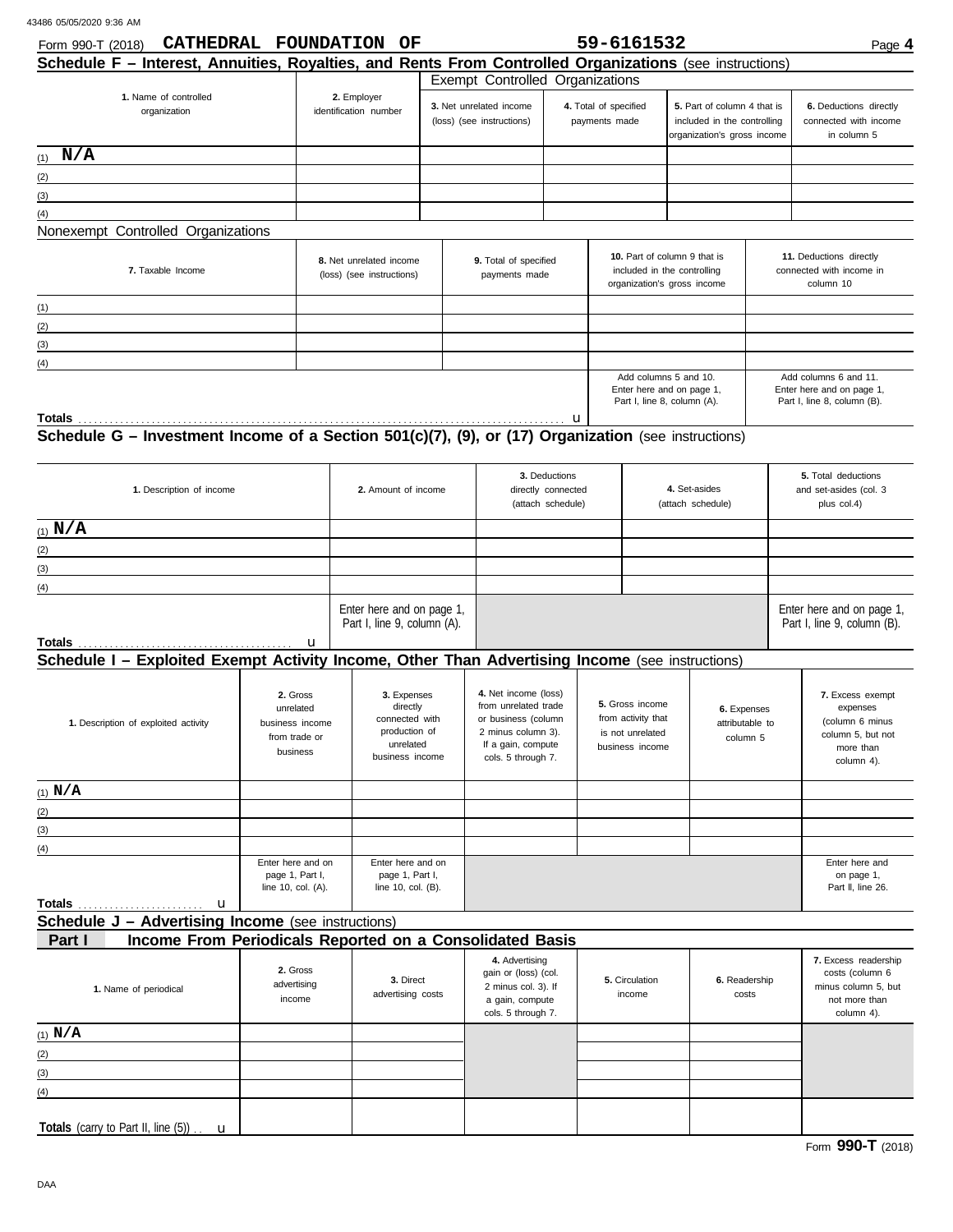Form 990-T (2018) **CATHEDRAL FOUNDATION OF** **59-6161532**

## Schedule F – Interest, Annuities, Royalties, and Rents From Controlled Organizations (see instructions)

| 1. Name of controlled organization | 2. Employer identification number | Exempt Controlled Organizations | | | |
|---|---|---|---|---|---|
| | | 3. Net unrelated income (loss) (see instructions) | 4. Total of specified payments made | 5. Part of column 4 that is included in the controlling organization's gross income | 6. Deductions directly connected with income in column 5 |
| (1) **N/A** | | | | | |
| (2) | | | | | |
| (3) | | | | | |
| (4) | | | | | |

Nonexempt Controlled Organizations

| 7. Taxable Income | 8. Net unrelated income (loss) (see instructions) | 9. Total of specified payments made | 10. Part of column 9 that is included in the controlling organization's gross income | 11. Deductions directly connected with income in column 10 |
|---|---|---|---|---|
| (1) | | | | |
| (2) | | | | |
| (3) | | | | |
| (4) | | | | |
| **Totals** u | | | Add columns 5 and 10. Enter here and on page 1, Part I, line 8, column (A). | Add columns 6 and 11. Enter here and on page 1, Part I, line 8, column (B). |

## Schedule G – Investment Income of a Section 501(c)(7), (9), or (17) Organization (see instructions)

| 1. Description of income | 2. Amount of income | 3. Deductions directly connected (attach schedule) | 4. Set-asides (attach schedule) | 5. Total deductions and set-asides (col. 3 plus col.4) |
|---|---|---|---|---|
| (1) **N/A** | | | | |
| (2) | | | | |
| (3) | | | | |
| (4) | | | | |
| **Totals** u | Enter here and on page 1, Part I, line 9, column (A). | | | Enter here and on page 1, Part I, line 9, column (B). |

## Schedule I – Exploited Exempt Activity Income, Other Than Advertising Income (see instructions)

| 1. Description of exploited activity | 2. Gross unrelated business income from trade or business | 3. Expenses directly connected with production of unrelated business income | 4. Net income (loss) from unrelated trade or business (column 2 minus column 3). If a gain, compute cols. 5 through 7. | 5. Gross income from activity that is not unrelated business income | 6. Expenses attributable to column 5 | 7. Excess exempt expenses (column 6 minus column 5, but not more than column 4). |
|---|---|---|---|---|---|---|
| (1) **N/A** | | | | | | |
| (2) | | | | | | |
| (3) | | | | | | |
| (4) | | | | | | |
| **Totals** u | Enter here and on page 1, Part I, line 10, col. (A). | Enter here and on page 1, Part I, line 10, col. (B). | | | | Enter here and on page 1, Part II, line 26. |

## Schedule J – Advertising Income (see instructions)

### Part I Income From Periodicals Reported on a Consolidated Basis

| 1. Name of periodical | 2. Gross advertising income | 3. Direct advertising costs | 4. Advertising gain or (loss) (col. 2 minus col. 3). If a gain, compute cols. 5 through 7. | 5. Circulation income | 6. Readership costs | 7. Excess readership costs (column 6 minus column 5, but not more than column 4). |
|---|---|---|---|---|---|---|
| (1) **N/A** | | | | | | |
| (2) | | | | | | |
| (3) | | | | | | |
| (4) | | | | | | |
| **Totals** (carry to Part II, line (5)) u | | | | | | |

Form **990-T** (2018)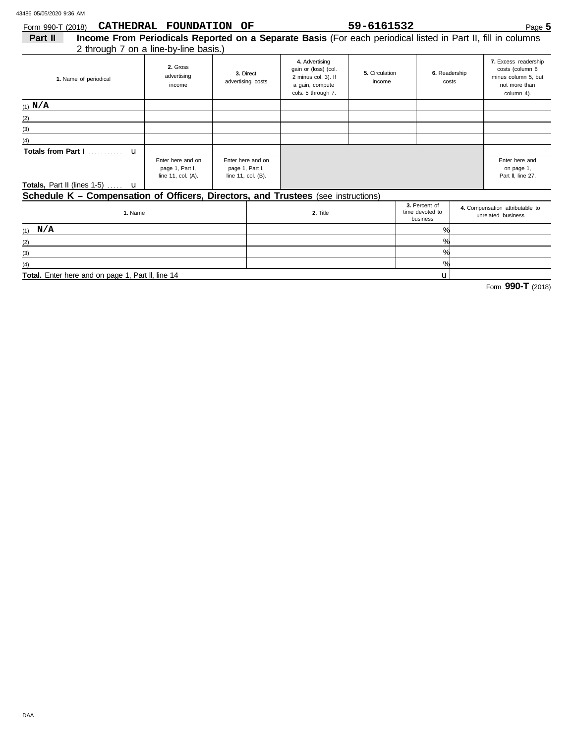Form 990-T (2018) **CATHEDRAL FOUNDATION OF** **59-6161532**

## Part II Income From Periodicals Reported on a Separate Basis (For each periodical listed in Part II, fill in columns 2 through 7 on a line-by-line basis.)

| 1. Name of periodical | 2. Gross advertising income | 3. Direct advertising costs | 4. Advertising gain or (loss) (col. 2 minus col. 3). If a gain, compute cols. 5 through 7. | 5. Circulation income | 6. Readership costs | 7. Excess readership costs (column 6 minus column 5, but not more than column 4). |
|---|---|---|---|---|---|---|
| (1) N/A | | | | | | |
| (2) | | | | | | |
| (3) | | | | | | |
| (4) | | | | | | |
| Totals from Part I u | | | | | | |
| Totals, Part II (lines 1-5) u | Enter here and on page 1, Part I, line 11, col. (A). | Enter here and on page 1, Part I, line 11, col. (B). | | | | Enter here and on page 1, Part II, line 27. |

## Schedule K – Compensation of Officers, Directors, and Trustees (see instructions)

| 1. Name | 2. Title | 3. Percent of time devoted to business | 4. Compensation attributable to unrelated business |
|---|---|---|---|
| (1) N/A | | % | |
| (2) | | % | |
| (3) | | % | |
| (4) | | % | |
| Total. Enter here and on page 1, Part II, line 14 | | u | |

Form **990-T** (2018)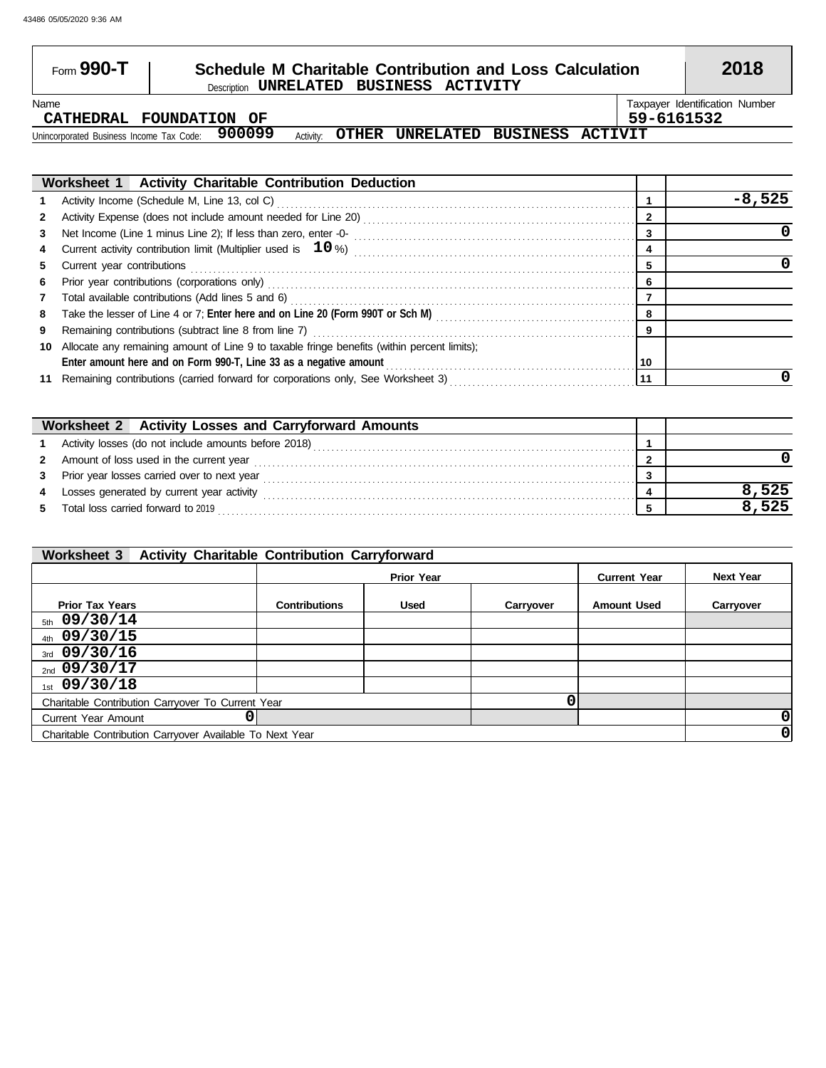Form **990-T**

# Schedule M Charitable Contribution and Loss Calculation

Description **UNRELATED BUSINESS ACTIVITY**

**2018**

Name: **CATHEDRAL FOUNDATION OF**

Taxpayer Identification Number: **59-6161532**

Unincorporated Business Income Tax Code: **900099** Activity: **OTHER UNRELATED BUSINESS ACTIVIT**

| Worksheet 1 Activity Charitable Contribution Deduction | | |
|---|---|---|
| **1** Activity Income (Schedule M, Line 13, col C) | 1 | -8,525 |
| **2** Activity Expense (does not include amount needed for Line 20) | 2 | |
| **3** Net Income (Line 1 minus Line 2); If less than zero, enter -0- | 3 | 0 |
| **4** Current activity contribution limit (Multiplier used is **10** %) | 4 | |
| **5** Current year contributions | 5 | 0 |
| **6** Prior year contributions (corporations only) | 6 | |
| **7** Total available contributions (Add lines 5 and 6) | 7 | |
| **8** Take the lesser of Line 4 or 7; **Enter here and on Line 20 (Form 990T or Sch M)** | 8 | |
| **9** Remaining contributions (subtract line 8 from line 7) | 9 | |
| **10** Allocate any remaining amount of Line 9 to taxable fringe benefits (within percent limits); **Enter amount here and on Form 990-T, Line 33 as a negative amount** | 10 | |
| **11** Remaining contributions (carried forward for corporations only, See Worksheet 3) | 11 | 0 |

| Worksheet 2 Activity Losses and Carryforward Amounts | | |
|---|---|---|
| **1** Activity losses (do not include amounts before 2018) | 1 | |
| **2** Amount of loss used in the current year | 2 | 0 |
| **3** Prior year losses carried over to next year | 3 | |
| **4** Losses generated by current year activity | 4 | 8,525 |
| **5** Total loss carried forward to 2019 | 5 | 8,525 |

**Worksheet 3 Activity Charitable Contribution Carryforward**

| | Prior Year | | | Current Year | Next Year |
|---|---|---|---|---|---|
| **Prior Tax Years** | **Contributions** | **Used** | **Carryover** | **Amount Used** | **Carryover** |
| 5th 09/30/14 | | | | | |
| 4th 09/30/15 | | | | | |
| 3rd 09/30/16 | | | | | |
| 2nd 09/30/17 | | | | | |
| 1st 09/30/18 | | | | | |
| Charitable Contribution Carryover To Current Year | | | 0 | | |
| Current Year Amount | 0 | | | | 0 |
| Charitable Contribution Carryover Available To Next Year | | | | | 0 |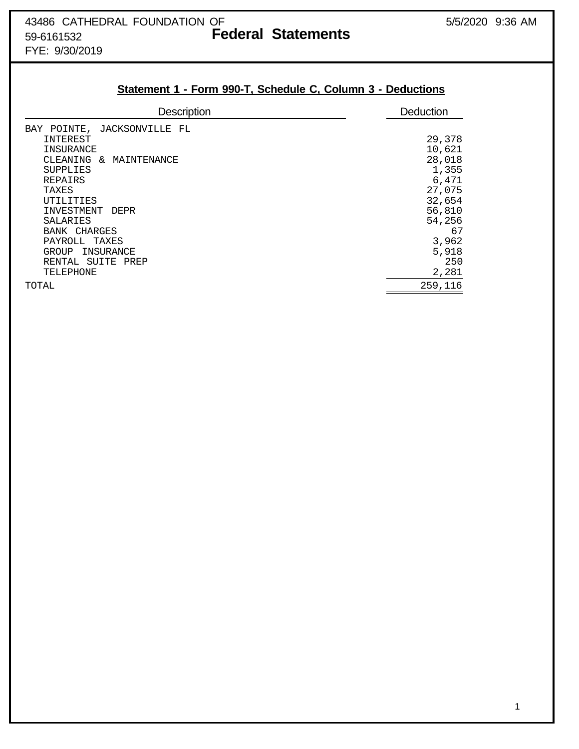43486 CATHEDRAL FOUNDATION OF
59-6161532
FYE: 9/30/2019

**Federal Statements**

5/5/2020 9:36 AM

## Statement 1 - Form 990-T, Schedule C, Column 3 - Deductions

| Description | Deduction |
|---|---|
| BAY POINTE, JACKSONVILLE FL | |
| INTEREST | 29,378 |
| INSURANCE | 10,621 |
| CLEANING & MAINTENANCE | 28,018 |
| SUPPLIES | 1,355 |
| REPAIRS | 6,471 |
| TAXES | 27,075 |
| UTILITIES | 32,654 |
| INVESTMENT DEPR | 56,810 |
| SALARIES | 54,256 |
| BANK CHARGES | 67 |
| PAYROLL TAXES | 3,962 |
| GROUP INSURANCE | 5,918 |
| RENTAL SUITE PREP | 250 |
| TELEPHONE | 2,281 |
| TOTAL | 259,116 |